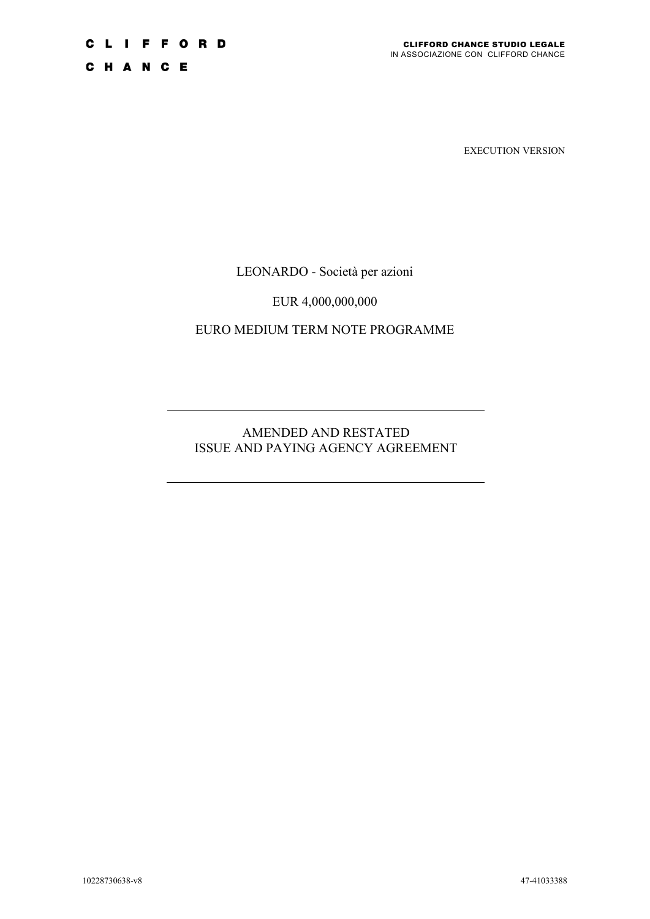CLIFFORD CHANCE

CLIFFORD CHANCE STUDIO LEGALE
IN ASSOCIAZIONE CON CLIFFORD CHANCE

EXECUTION VERSION

LEONARDO - Società per azioni

EUR 4,000,000,000

EURO MEDIUM TERM NOTE PROGRAMME

---

# AMENDED AND RESTATED ISSUE AND PAYING AGENCY AGREEMENT

---

10228730638-v8

47-41033388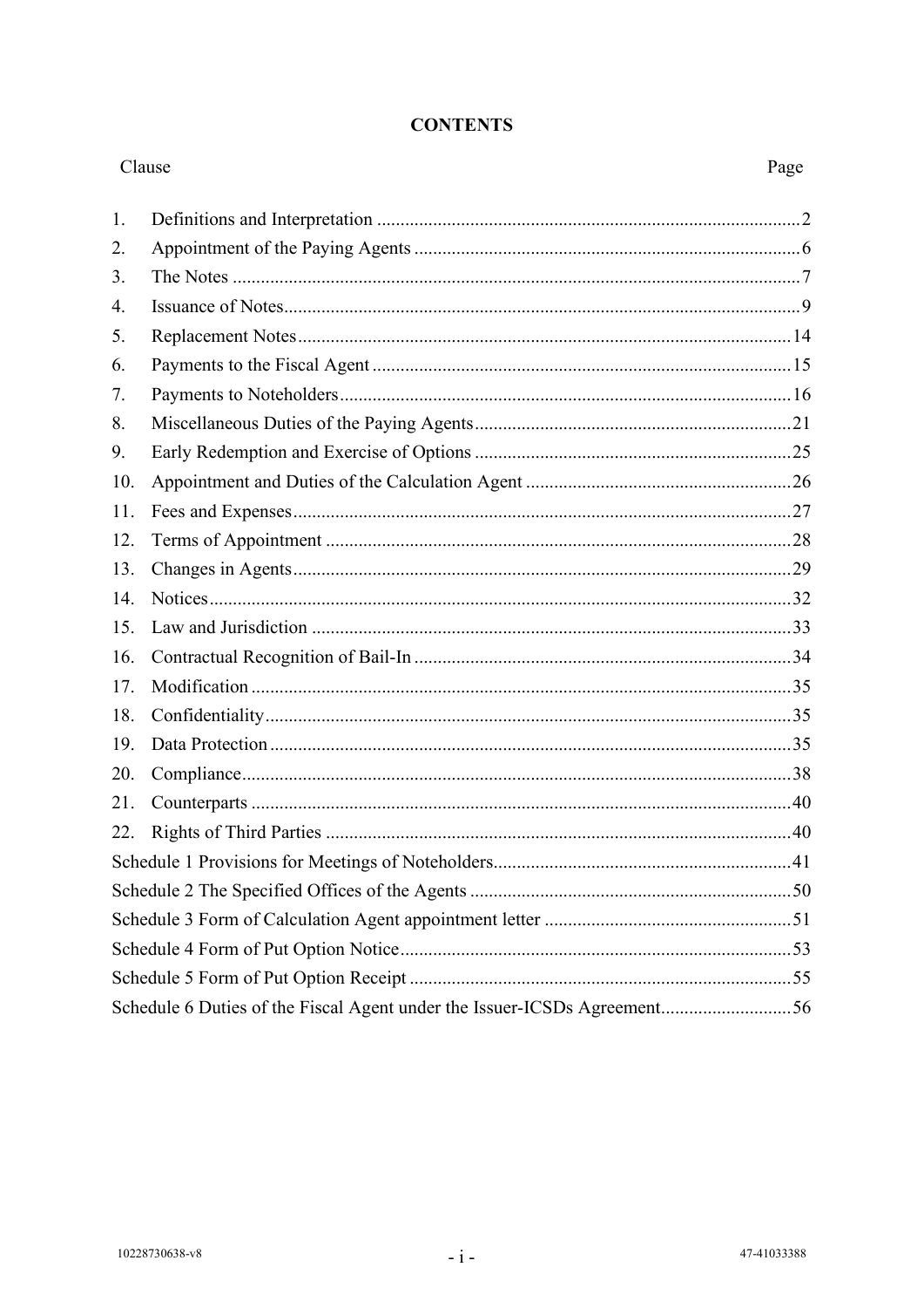# CONTENTS

| Clause | | Page |
|---|---|---|
| 1. | Definitions and Interpretation | 2 |
| 2. | Appointment of the Paying Agents | 6 |
| 3. | The Notes | 7 |
| 4. | Issuance of Notes | 9 |
| 5. | Replacement Notes | 14 |
| 6. | Payments to the Fiscal Agent | 15 |
| 7. | Payments to Noteholders | 16 |
| 8. | Miscellaneous Duties of the Paying Agents | 21 |
| 9. | Early Redemption and Exercise of Options | 25 |
| 10. | Appointment and Duties of the Calculation Agent | 26 |
| 11. | Fees and Expenses | 27 |
| 12. | Terms of Appointment | 28 |
| 13. | Changes in Agents | 29 |
| 14. | Notices | 32 |
| 15. | Law and Jurisdiction | 33 |
| 16. | Contractual Recognition of Bail-In | 34 |
| 17. | Modification | 35 |
| 18. | Confidentiality | 35 |
| 19. | Data Protection | 35 |
| 20. | Compliance | 38 |
| 21. | Counterparts | 40 |
| 22. | Rights of Third Parties | 40 |
| Schedule 1 | Provisions for Meetings of Noteholders | 41 |
| Schedule 2 | The Specified Offices of the Agents | 50 |
| Schedule 3 | Form of Calculation Agent appointment letter | 51 |
| Schedule 4 | Form of Put Option Notice | 53 |
| Schedule 5 | Form of Put Option Receipt | 55 |
| Schedule 6 | Duties of the Fiscal Agent under the Issuer-ICSDs Agreement | 56 |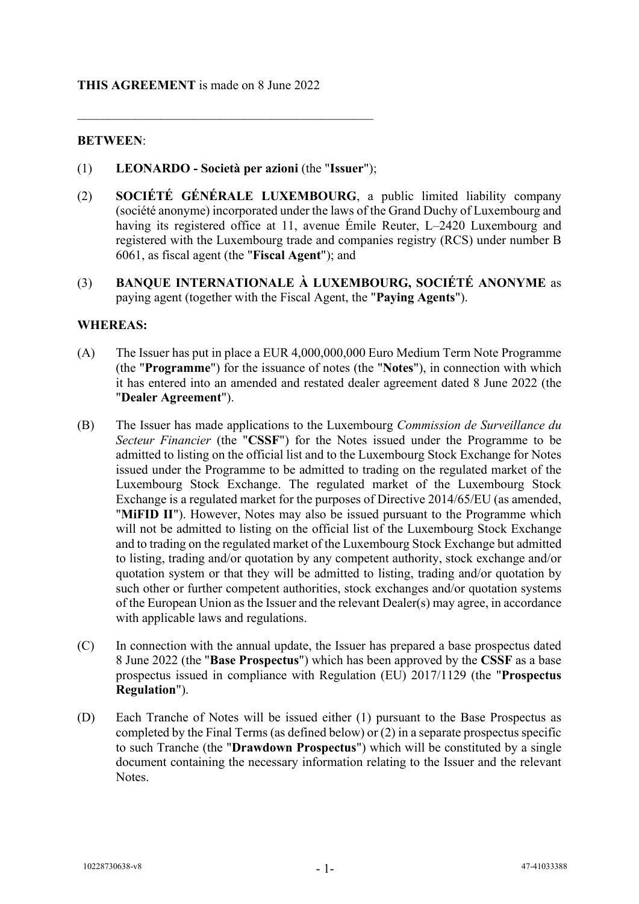**THIS AGREEMENT** is made on 8 June 2022

---

**BETWEEN**:

(1) **LEONARDO - Società per azioni** (the "**Issuer**");

(2) **SOCIÉTÉ GÉNÉRALE LUXEMBOURG**, a public limited liability company (société anonyme) incorporated under the laws of the Grand Duchy of Luxembourg and having its registered office at 11, avenue Émile Reuter, L–2420 Luxembourg and registered with the Luxembourg trade and companies registry (RCS) under number B 6061, as fiscal agent (the "**Fiscal Agent**"); and

(3) **BANQUE INTERNATIONALE À LUXEMBOURG, SOCIÉTÉ ANONYME** as paying agent (together with the Fiscal Agent, the "**Paying Agents**").

**WHEREAS:**

(A) The Issuer has put in place a EUR 4,000,000,000 Euro Medium Term Note Programme (the "**Programme**") for the issuance of notes (the "**Notes**"), in connection with which it has entered into an amended and restated dealer agreement dated 8 June 2022 (the "**Dealer Agreement**").

(B) The Issuer has made applications to the Luxembourg *Commission de Surveillance du Secteur Financier* (the "**CSSF**") for the Notes issued under the Programme to be admitted to listing on the official list and to the Luxembourg Stock Exchange for Notes issued under the Programme to be admitted to trading on the regulated market of the Luxembourg Stock Exchange. The regulated market of the Luxembourg Stock Exchange is a regulated market for the purposes of Directive 2014/65/EU (as amended, "**MiFID II**"). However, Notes may also be issued pursuant to the Programme which will not be admitted to listing on the official list of the Luxembourg Stock Exchange and to trading on the regulated market of the Luxembourg Stock Exchange but admitted to listing, trading and/or quotation by any competent authority, stock exchange and/or quotation system or that they will be admitted to listing, trading and/or quotation by such other or further competent authorities, stock exchanges and/or quotation systems of the European Union as the Issuer and the relevant Dealer(s) may agree, in accordance with applicable laws and regulations.

(C) In connection with the annual update, the Issuer has prepared a base prospectus dated 8 June 2022 (the "**Base Prospectus**") which has been approved by the **CSSF** as a base prospectus issued in compliance with Regulation (EU) 2017/1129 (the "**Prospectus Regulation**").

(D) Each Tranche of Notes will be issued either (1) pursuant to the Base Prospectus as completed by the Final Terms (as defined below) or (2) in a separate prospectus specific to such Tranche (the "**Drawdown Prospectus**") which will be constituted by a single document containing the necessary information relating to the Issuer and the relevant Notes.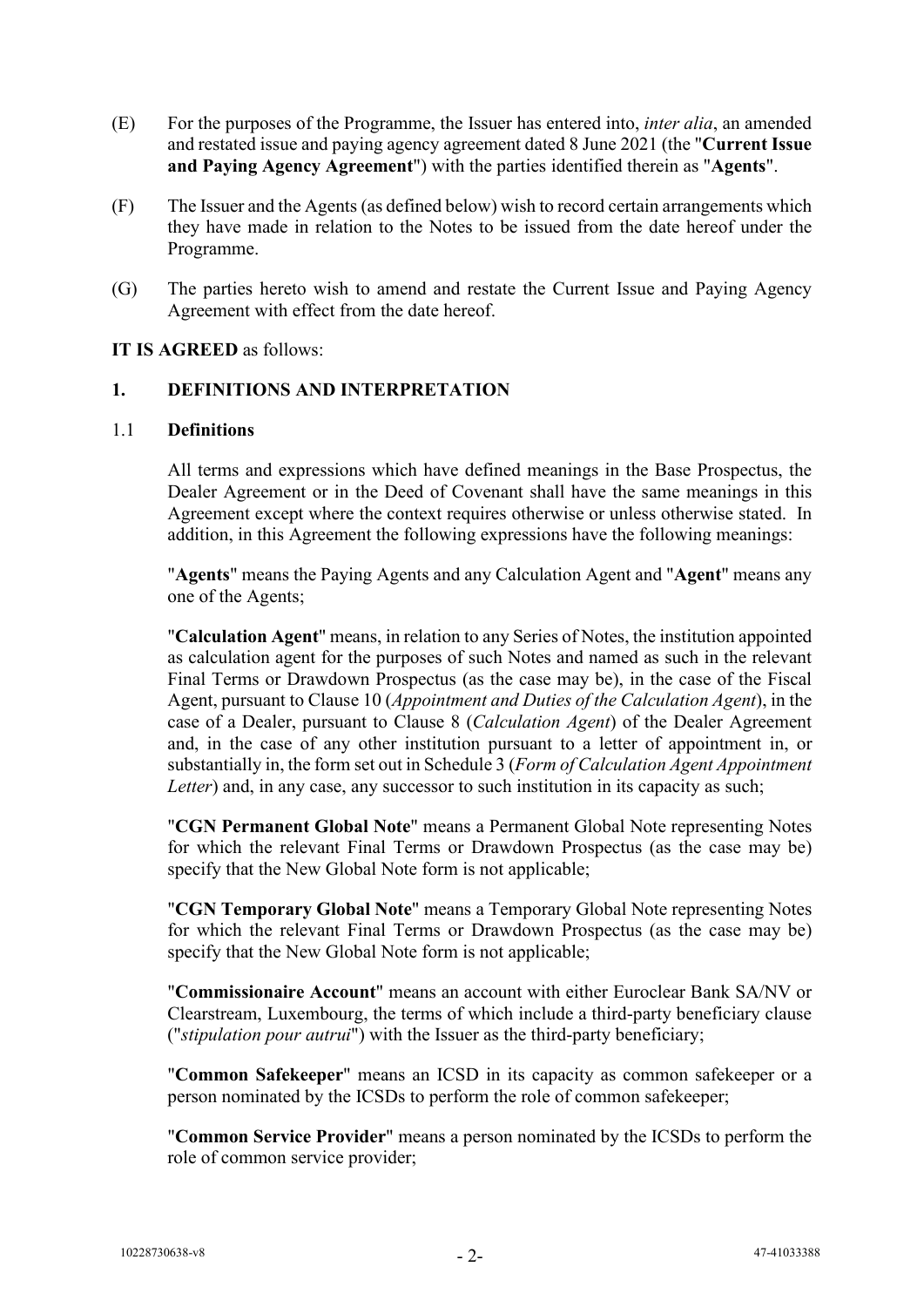(E) For the purposes of the Programme, the Issuer has entered into, *inter alia*, an amended and restated issue and paying agency agreement dated 8 June 2021 (the "**Current Issue and Paying Agency Agreement**") with the parties identified therein as "**Agents**".

(F) The Issuer and the Agents (as defined below) wish to record certain arrangements which they have made in relation to the Notes to be issued from the date hereof under the Programme.

(G) The parties hereto wish to amend and restate the Current Issue and Paying Agency Agreement with effect from the date hereof.

**IT IS AGREED** as follows:

## 1. DEFINITIONS AND INTERPRETATION

### 1.1 Definitions

All terms and expressions which have defined meanings in the Base Prospectus, the Dealer Agreement or in the Deed of Covenant shall have the same meanings in this Agreement except where the context requires otherwise or unless otherwise stated. In addition, in this Agreement the following expressions have the following meanings:

"**Agents**" means the Paying Agents and any Calculation Agent and "**Agent**" means any one of the Agents;

"**Calculation Agent**" means, in relation to any Series of Notes, the institution appointed as calculation agent for the purposes of such Notes and named as such in the relevant Final Terms or Drawdown Prospectus (as the case may be), in the case of the Fiscal Agent, pursuant to Clause 10 (*Appointment and Duties of the Calculation Agent*), in the case of a Dealer, pursuant to Clause 8 (*Calculation Agent*) of the Dealer Agreement and, in the case of any other institution pursuant to a letter of appointment in, or substantially in, the form set out in Schedule 3 (*Form of Calculation Agent Appointment Letter*) and, in any case, any successor to such institution in its capacity as such;

"**CGN Permanent Global Note**" means a Permanent Global Note representing Notes for which the relevant Final Terms or Drawdown Prospectus (as the case may be) specify that the New Global Note form is not applicable;

"**CGN Temporary Global Note**" means a Temporary Global Note representing Notes for which the relevant Final Terms or Drawdown Prospectus (as the case may be) specify that the New Global Note form is not applicable;

"**Commissionaire Account**" means an account with either Euroclear Bank SA/NV or Clearstream, Luxembourg, the terms of which include a third-party beneficiary clause ("*stipulation pour autrui*") with the Issuer as the third-party beneficiary;

"**Common Safekeeper**" means an ICSD in its capacity as common safekeeper or a person nominated by the ICSDs to perform the role of common safekeeper;

"**Common Service Provider**" means a person nominated by the ICSDs to perform the role of common service provider;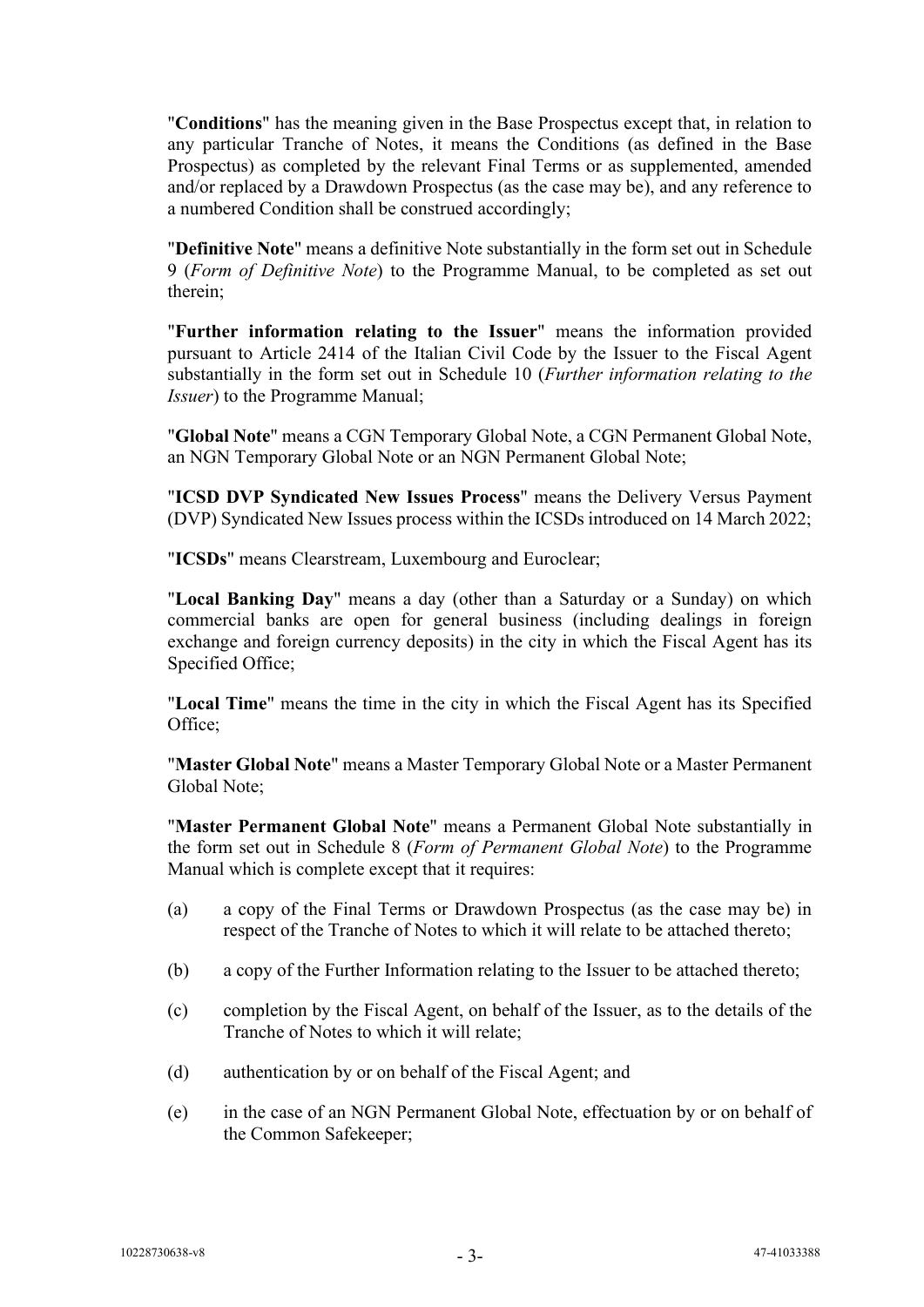"**Conditions**" has the meaning given in the Base Prospectus except that, in relation to any particular Tranche of Notes, it means the Conditions (as defined in the Base Prospectus) as completed by the relevant Final Terms or as supplemented, amended and/or replaced by a Drawdown Prospectus (as the case may be), and any reference to a numbered Condition shall be construed accordingly;

"**Definitive Note**" means a definitive Note substantially in the form set out in Schedule 9 (*Form of Definitive Note*) to the Programme Manual, to be completed as set out therein;

"**Further information relating to the Issuer**" means the information provided pursuant to Article 2414 of the Italian Civil Code by the Issuer to the Fiscal Agent substantially in the form set out in Schedule 10 (*Further information relating to the Issuer*) to the Programme Manual;

"**Global Note**" means a CGN Temporary Global Note, a CGN Permanent Global Note, an NGN Temporary Global Note or an NGN Permanent Global Note;

"**ICSD DVP Syndicated New Issues Process**" means the Delivery Versus Payment (DVP) Syndicated New Issues process within the ICSDs introduced on 14 March 2022;

"**ICSDs**" means Clearstream, Luxembourg and Euroclear;

"**Local Banking Day**" means a day (other than a Saturday or a Sunday) on which commercial banks are open for general business (including dealings in foreign exchange and foreign currency deposits) in the city in which the Fiscal Agent has its Specified Office;

"**Local Time**" means the time in the city in which the Fiscal Agent has its Specified Office;

"**Master Global Note**" means a Master Temporary Global Note or a Master Permanent Global Note;

"**Master Permanent Global Note**" means a Permanent Global Note substantially in the form set out in Schedule 8 (*Form of Permanent Global Note*) to the Programme Manual which is complete except that it requires:

(a) a copy of the Final Terms or Drawdown Prospectus (as the case may be) in respect of the Tranche of Notes to which it will relate to be attached thereto;

(b) a copy of the Further Information relating to the Issuer to be attached thereto;

(c) completion by the Fiscal Agent, on behalf of the Issuer, as to the details of the Tranche of Notes to which it will relate;

(d) authentication by or on behalf of the Fiscal Agent; and

(e) in the case of an NGN Permanent Global Note, effectuation by or on behalf of the Common Safekeeper;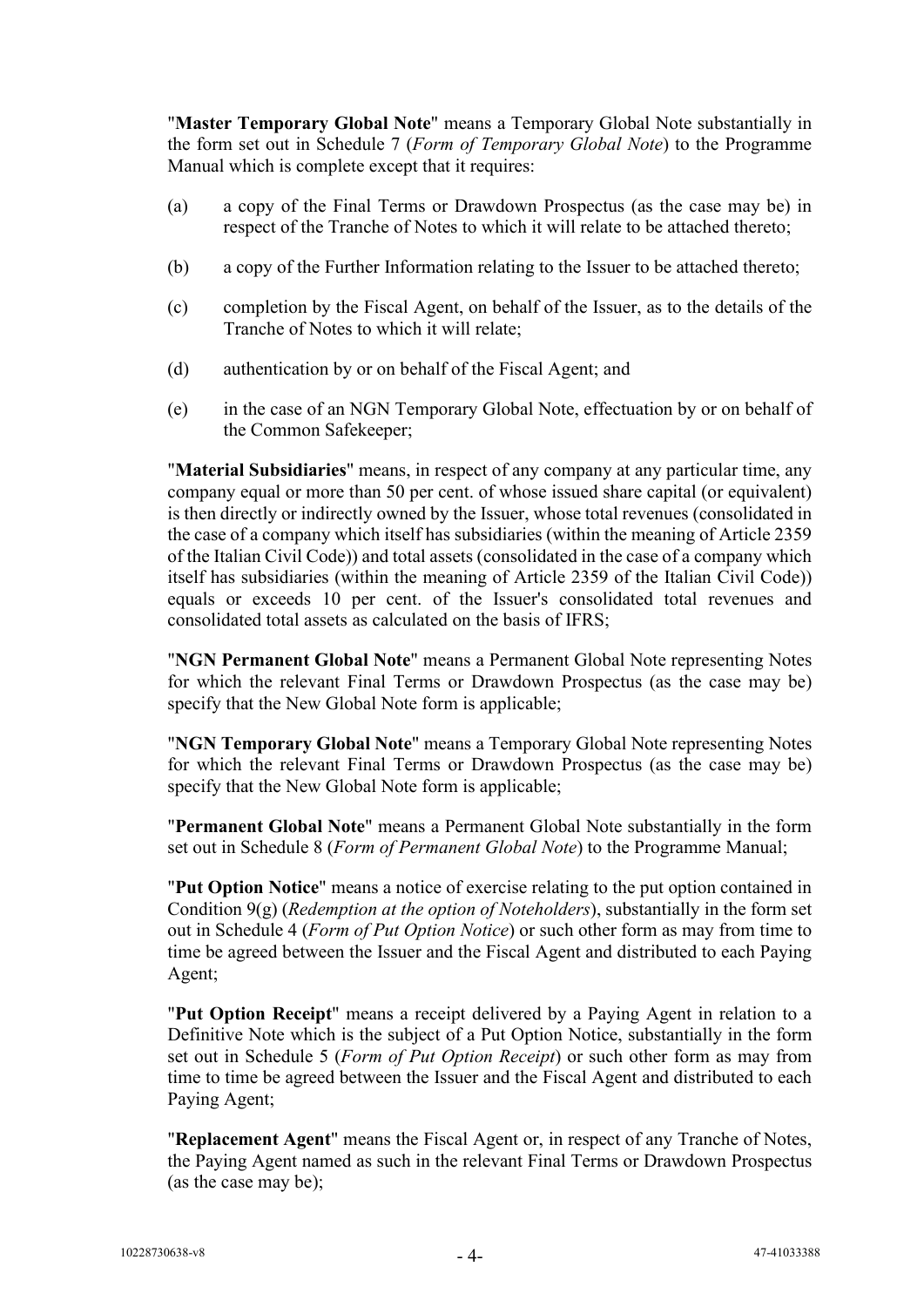"**Master Temporary Global Note**" means a Temporary Global Note substantially in the form set out in Schedule 7 (*Form of Temporary Global Note*) to the Programme Manual which is complete except that it requires:

(a) a copy of the Final Terms or Drawdown Prospectus (as the case may be) in respect of the Tranche of Notes to which it will relate to be attached thereto;

(b) a copy of the Further Information relating to the Issuer to be attached thereto;

(c) completion by the Fiscal Agent, on behalf of the Issuer, as to the details of the Tranche of Notes to which it will relate;

(d) authentication by or on behalf of the Fiscal Agent; and

(e) in the case of an NGN Temporary Global Note, effectuation by or on behalf of the Common Safekeeper;

"**Material Subsidiaries**" means, in respect of any company at any particular time, any company equal or more than 50 per cent. of whose issued share capital (or equivalent) is then directly or indirectly owned by the Issuer, whose total revenues (consolidated in the case of a company which itself has subsidiaries (within the meaning of Article 2359 of the Italian Civil Code)) and total assets (consolidated in the case of a company which itself has subsidiaries (within the meaning of Article 2359 of the Italian Civil Code)) equals or exceeds 10 per cent. of the Issuer's consolidated total revenues and consolidated total assets as calculated on the basis of IFRS;

"**NGN Permanent Global Note**" means a Permanent Global Note representing Notes for which the relevant Final Terms or Drawdown Prospectus (as the case may be) specify that the New Global Note form is applicable;

"**NGN Temporary Global Note**" means a Temporary Global Note representing Notes for which the relevant Final Terms or Drawdown Prospectus (as the case may be) specify that the New Global Note form is applicable;

"**Permanent Global Note**" means a Permanent Global Note substantially in the form set out in Schedule 8 (*Form of Permanent Global Note*) to the Programme Manual;

"**Put Option Notice**" means a notice of exercise relating to the put option contained in Condition 9(g) (*Redemption at the option of Noteholders*), substantially in the form set out in Schedule 4 (*Form of Put Option Notice*) or such other form as may from time to time be agreed between the Issuer and the Fiscal Agent and distributed to each Paying Agent;

"**Put Option Receipt**" means a receipt delivered by a Paying Agent in relation to a Definitive Note which is the subject of a Put Option Notice, substantially in the form set out in Schedule 5 (*Form of Put Option Receipt*) or such other form as may from time to time be agreed between the Issuer and the Fiscal Agent and distributed to each Paying Agent;

"**Replacement Agent**" means the Fiscal Agent or, in respect of any Tranche of Notes, the Paying Agent named as such in the relevant Final Terms or Drawdown Prospectus (as the case may be);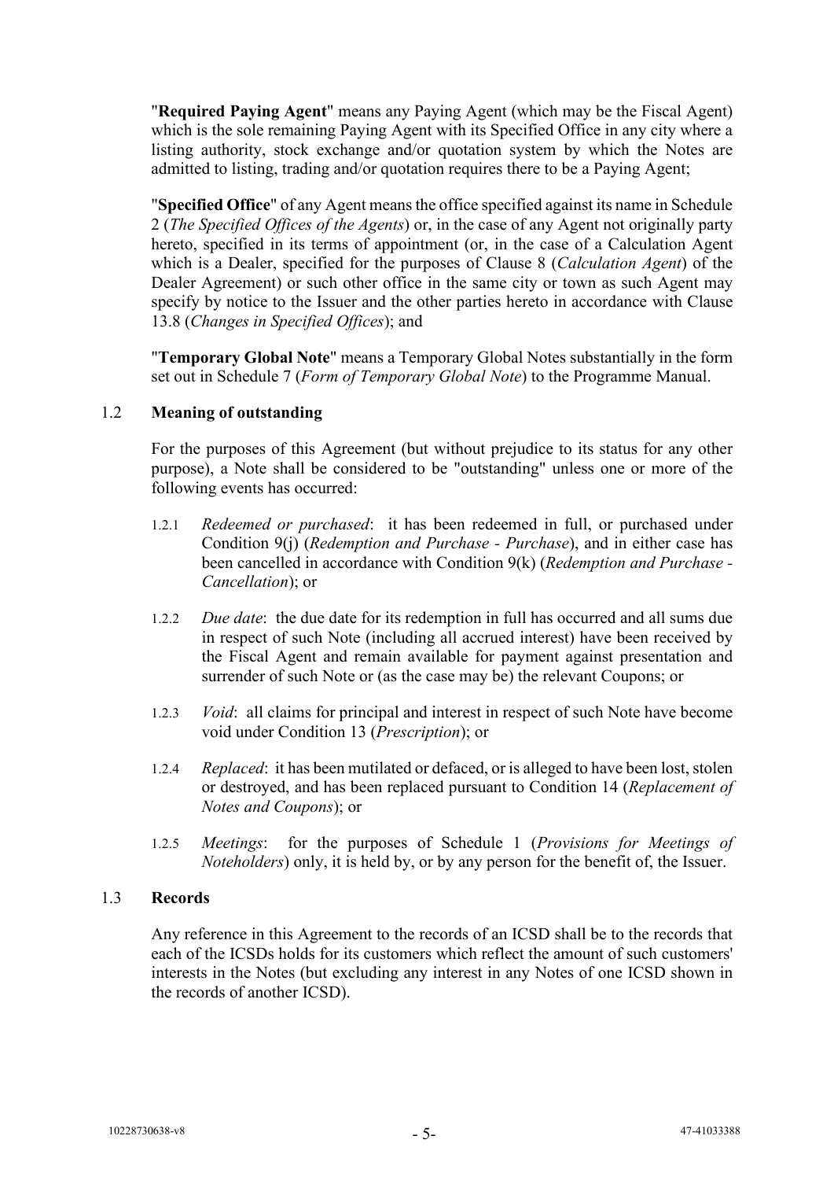"**Required Paying Agent**" means any Paying Agent (which may be the Fiscal Agent) which is the sole remaining Paying Agent with its Specified Office in any city where a listing authority, stock exchange and/or quotation system by which the Notes are admitted to listing, trading and/or quotation requires there to be a Paying Agent;

"**Specified Office**" of any Agent means the office specified against its name in Schedule 2 (*The Specified Offices of the Agents*) or, in the case of any Agent not originally party hereto, specified in its terms of appointment (or, in the case of a Calculation Agent which is a Dealer, specified for the purposes of Clause 8 (*Calculation Agent*) of the Dealer Agreement) or such other office in the same city or town as such Agent may specify by notice to the Issuer and the other parties hereto in accordance with Clause 13.8 (*Changes in Specified Offices*); and

"**Temporary Global Note**" means a Temporary Global Notes substantially in the form set out in Schedule 7 (*Form of Temporary Global Note*) to the Programme Manual.

### 1.2 Meaning of outstanding

For the purposes of this Agreement (but without prejudice to its status for any other purpose), a Note shall be considered to be "outstanding" unless one or more of the following events has occurred:

1.2.1 *Redeemed or purchased*: it has been redeemed in full, or purchased under Condition 9(j) (*Redemption and Purchase - Purchase*), and in either case has been cancelled in accordance with Condition 9(k) (*Redemption and Purchase - Cancellation*); or

1.2.2 *Due date*: the due date for its redemption in full has occurred and all sums due in respect of such Note (including all accrued interest) have been received by the Fiscal Agent and remain available for payment against presentation and surrender of such Note or (as the case may be) the relevant Coupons; or

1.2.3 *Void*: all claims for principal and interest in respect of such Note have become void under Condition 13 (*Prescription*); or

1.2.4 *Replaced*: it has been mutilated or defaced, or is alleged to have been lost, stolen or destroyed, and has been replaced pursuant to Condition 14 (*Replacement of Notes and Coupons*); or

1.2.5 *Meetings*: for the purposes of Schedule 1 (*Provisions for Meetings of Noteholders*) only, it is held by, or by any person for the benefit of, the Issuer.

### 1.3 Records

Any reference in this Agreement to the records of an ICSD shall be to the records that each of the ICSDs holds for its customers which reflect the amount of such customers' interests in the Notes (but excluding any interest in any Notes of one ICSD shown in the records of another ICSD).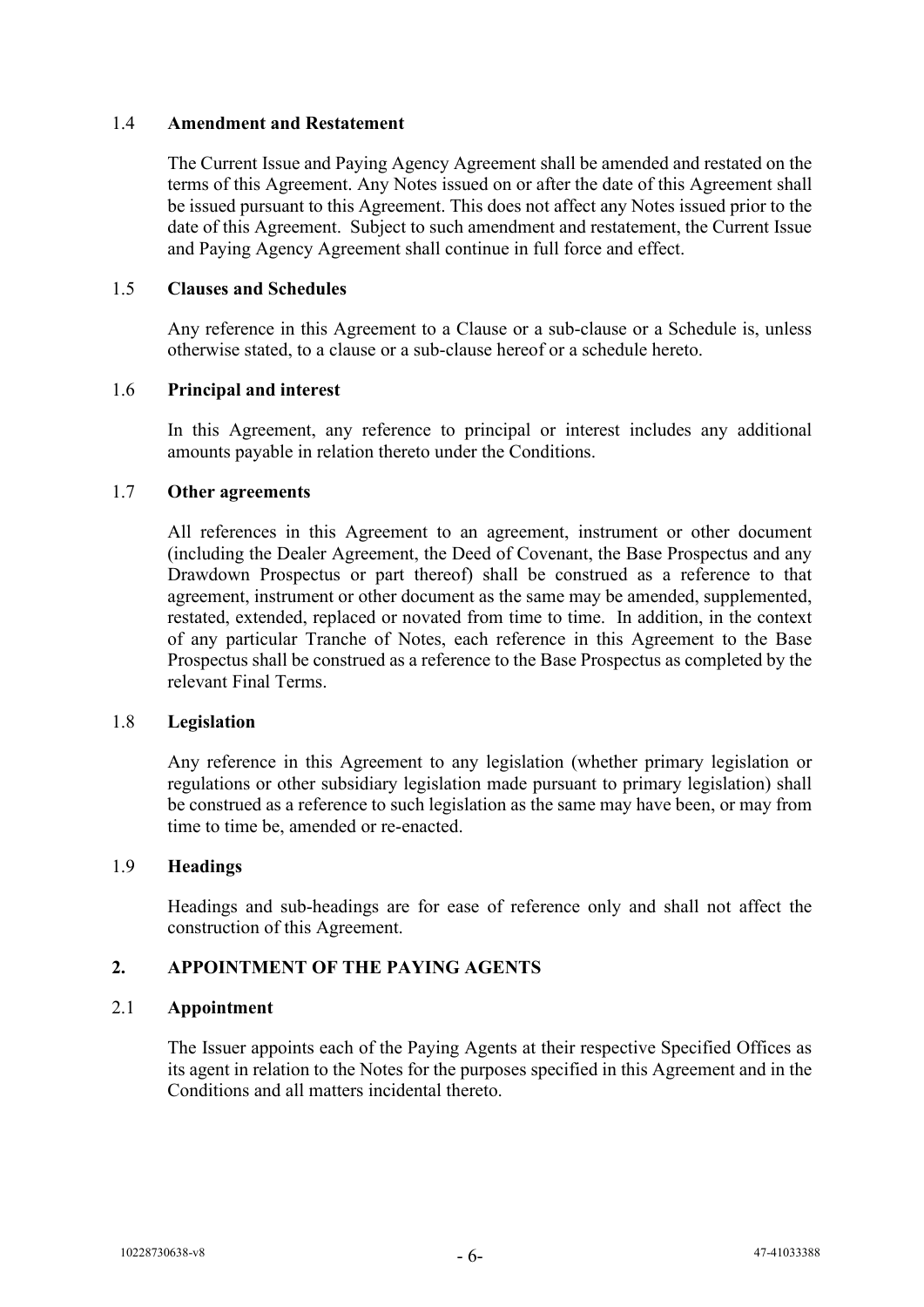### 1.4 **Amendment and Restatement**

The Current Issue and Paying Agency Agreement shall be amended and restated on the terms of this Agreement. Any Notes issued on or after the date of this Agreement shall be issued pursuant to this Agreement. This does not affect any Notes issued prior to the date of this Agreement. Subject to such amendment and restatement, the Current Issue and Paying Agency Agreement shall continue in full force and effect.

### 1.5 **Clauses and Schedules**

Any reference in this Agreement to a Clause or a sub-clause or a Schedule is, unless otherwise stated, to a clause or a sub-clause hereof or a schedule hereto.

### 1.6 **Principal and interest**

In this Agreement, any reference to principal or interest includes any additional amounts payable in relation thereto under the Conditions.

### 1.7 **Other agreements**

All references in this Agreement to an agreement, instrument or other document (including the Dealer Agreement, the Deed of Covenant, the Base Prospectus and any Drawdown Prospectus or part thereof) shall be construed as a reference to that agreement, instrument or other document as the same may be amended, supplemented, restated, extended, replaced or novated from time to time. In addition, in the context of any particular Tranche of Notes, each reference in this Agreement to the Base Prospectus shall be construed as a reference to the Base Prospectus as completed by the relevant Final Terms.

### 1.8 **Legislation**

Any reference in this Agreement to any legislation (whether primary legislation or regulations or other subsidiary legislation made pursuant to primary legislation) shall be construed as a reference to such legislation as the same may have been, or may from time to time be, amended or re-enacted.

### 1.9 **Headings**

Headings and sub-headings are for ease of reference only and shall not affect the construction of this Agreement.

## 2. **APPOINTMENT OF THE PAYING AGENTS**

### 2.1 **Appointment**

The Issuer appoints each of the Paying Agents at their respective Specified Offices as its agent in relation to the Notes for the purposes specified in this Agreement and in the Conditions and all matters incidental thereto.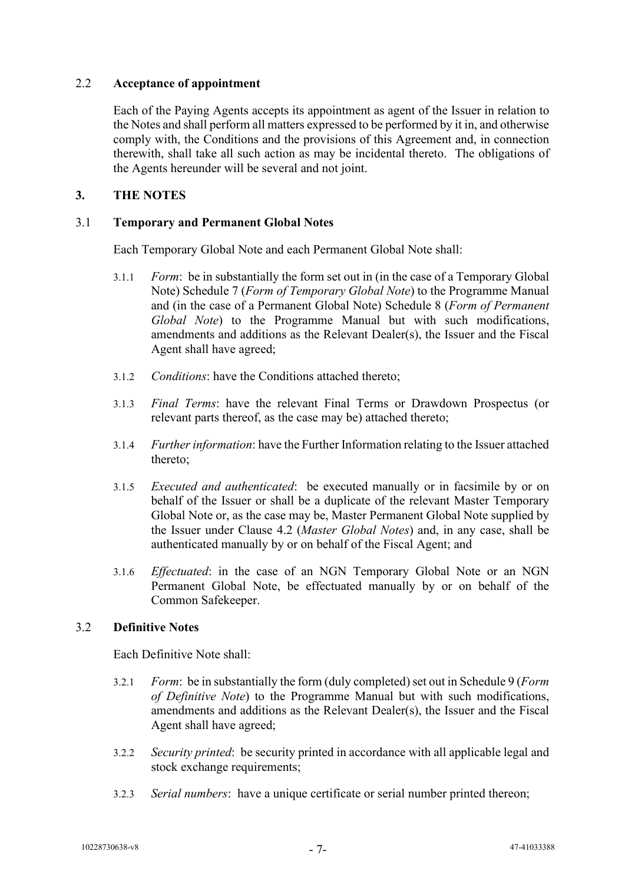## 2.2 **Acceptance of appointment**

Each of the Paying Agents accepts its appointment as agent of the Issuer in relation to the Notes and shall perform all matters expressed to be performed by it in, and otherwise comply with, the Conditions and the provisions of this Agreement and, in connection therewith, shall take all such action as may be incidental thereto. The obligations of the Agents hereunder will be several and not joint.

# **3. THE NOTES**

## 3.1 **Temporary and Permanent Global Notes**

Each Temporary Global Note and each Permanent Global Note shall:

3.1.1 *Form*: be in substantially the form set out in (in the case of a Temporary Global Note) Schedule 7 (*Form of Temporary Global Note*) to the Programme Manual and (in the case of a Permanent Global Note) Schedule 8 (*Form of Permanent Global Note*) to the Programme Manual but with such modifications, amendments and additions as the Relevant Dealer(s), the Issuer and the Fiscal Agent shall have agreed;

3.1.2 *Conditions*: have the Conditions attached thereto;

3.1.3 *Final Terms*: have the relevant Final Terms or Drawdown Prospectus (or relevant parts thereof, as the case may be) attached thereto;

3.1.4 *Further information*: have the Further Information relating to the Issuer attached thereto;

3.1.5 *Executed and authenticated*: be executed manually or in facsimile by or on behalf of the Issuer or shall be a duplicate of the relevant Master Temporary Global Note or, as the case may be, Master Permanent Global Note supplied by the Issuer under Clause 4.2 (*Master Global Notes*) and, in any case, shall be authenticated manually by or on behalf of the Fiscal Agent; and

3.1.6 *Effectuated*: in the case of an NGN Temporary Global Note or an NGN Permanent Global Note, be effectuated manually by or on behalf of the Common Safekeeper.

## 3.2 **Definitive Notes**

Each Definitive Note shall:

3.2.1 *Form*: be in substantially the form (duly completed) set out in Schedule 9 (*Form of Definitive Note*) to the Programme Manual but with such modifications, amendments and additions as the Relevant Dealer(s), the Issuer and the Fiscal Agent shall have agreed;

3.2.2 *Security printed*: be security printed in accordance with all applicable legal and stock exchange requirements;

3.2.3 *Serial numbers*: have a unique certificate or serial number printed thereon;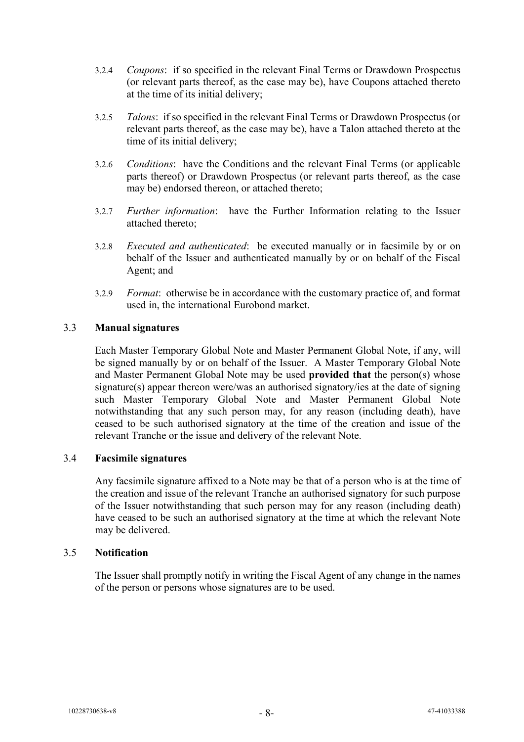3.2.4 *Coupons*: if so specified in the relevant Final Terms or Drawdown Prospectus (or relevant parts thereof, as the case may be), have Coupons attached thereto at the time of its initial delivery;

3.2.5 *Talons*: if so specified in the relevant Final Terms or Drawdown Prospectus (or relevant parts thereof, as the case may be), have a Talon attached thereto at the time of its initial delivery;

3.2.6 *Conditions*: have the Conditions and the relevant Final Terms (or applicable parts thereof) or Drawdown Prospectus (or relevant parts thereof, as the case may be) endorsed thereon, or attached thereto;

3.2.7 *Further information*: have the Further Information relating to the Issuer attached thereto;

3.2.8 *Executed and authenticated*: be executed manually or in facsimile by or on behalf of the Issuer and authenticated manually by or on behalf of the Fiscal Agent; and

3.2.9 *Format*: otherwise be in accordance with the customary practice of, and format used in, the international Eurobond market.

### 3.3 Manual signatures

Each Master Temporary Global Note and Master Permanent Global Note, if any, will be signed manually by or on behalf of the Issuer. A Master Temporary Global Note and Master Permanent Global Note may be used **provided that** the person(s) whose signature(s) appear thereon were/was an authorised signatory/ies at the date of signing such Master Temporary Global Note and Master Permanent Global Note notwithstanding that any such person may, for any reason (including death), have ceased to be such authorised signatory at the time of the creation and issue of the relevant Tranche or the issue and delivery of the relevant Note.

### 3.4 Facsimile signatures

Any facsimile signature affixed to a Note may be that of a person who is at the time of the creation and issue of the relevant Tranche an authorised signatory for such purpose of the Issuer notwithstanding that such person may for any reason (including death) have ceased to be such an authorised signatory at the time at which the relevant Note may be delivered.

### 3.5 Notification

The Issuer shall promptly notify in writing the Fiscal Agent of any change in the names of the person or persons whose signatures are to be used.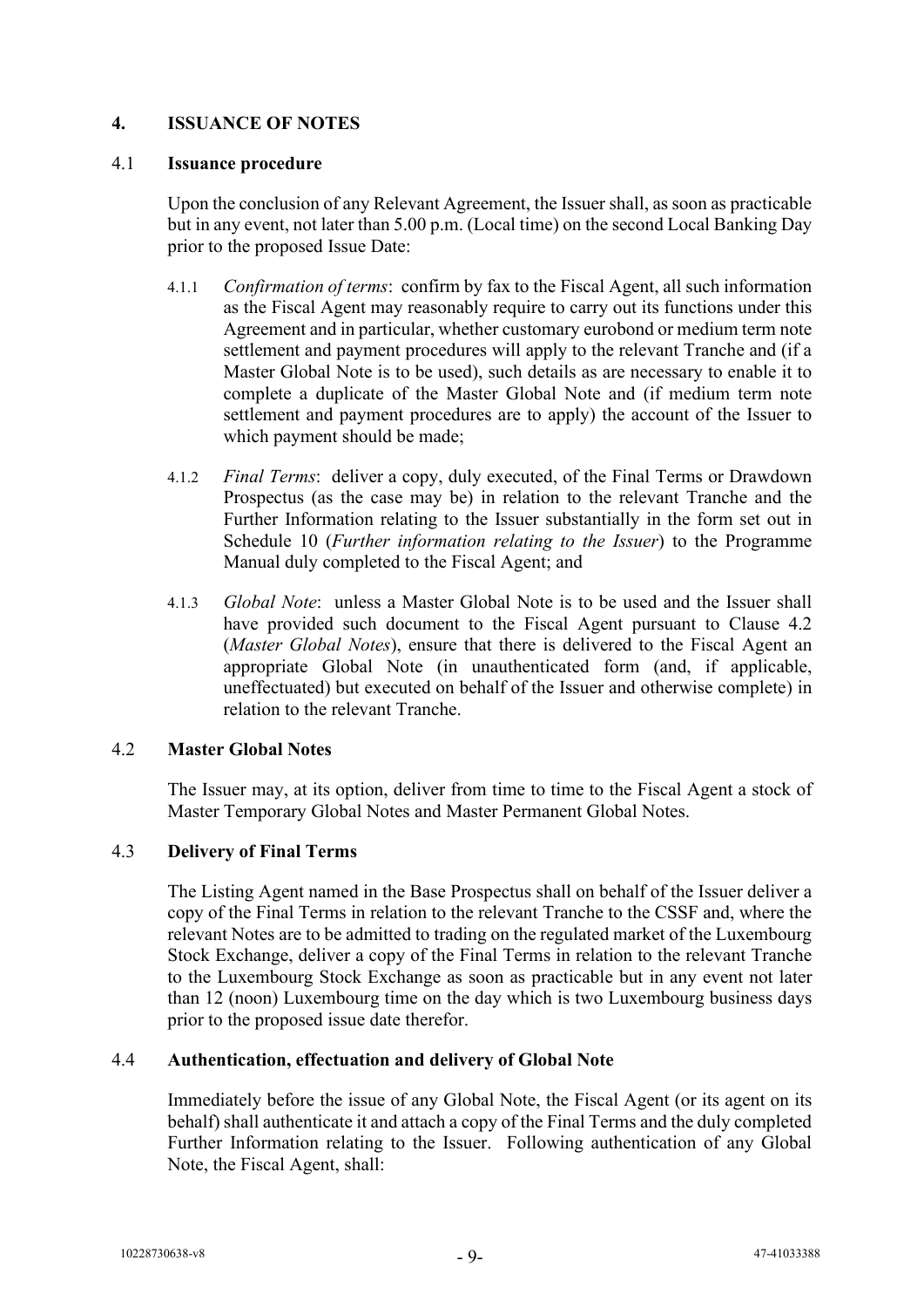## 4. ISSUANCE OF NOTES

### 4.1 Issuance procedure

Upon the conclusion of any Relevant Agreement, the Issuer shall, as soon as practicable but in any event, not later than 5.00 p.m. (Local time) on the second Local Banking Day prior to the proposed Issue Date:

4.1.1 *Confirmation of terms*: confirm by fax to the Fiscal Agent, all such information as the Fiscal Agent may reasonably require to carry out its functions under this Agreement and in particular, whether customary eurobond or medium term note settlement and payment procedures will apply to the relevant Tranche and (if a Master Global Note is to be used), such details as are necessary to enable it to complete a duplicate of the Master Global Note and (if medium term note settlement and payment procedures are to apply) the account of the Issuer to which payment should be made;

4.1.2 *Final Terms*: deliver a copy, duly executed, of the Final Terms or Drawdown Prospectus (as the case may be) in relation to the relevant Tranche and the Further Information relating to the Issuer substantially in the form set out in Schedule 10 (*Further information relating to the Issuer*) to the Programme Manual duly completed to the Fiscal Agent; and

4.1.3 *Global Note*: unless a Master Global Note is to be used and the Issuer shall have provided such document to the Fiscal Agent pursuant to Clause 4.2 (*Master Global Notes*), ensure that there is delivered to the Fiscal Agent an appropriate Global Note (in unauthenticated form (and, if applicable, uneffectuated) but executed on behalf of the Issuer and otherwise complete) in relation to the relevant Tranche.

### 4.2 Master Global Notes

The Issuer may, at its option, deliver from time to time to the Fiscal Agent a stock of Master Temporary Global Notes and Master Permanent Global Notes.

### 4.3 Delivery of Final Terms

The Listing Agent named in the Base Prospectus shall on behalf of the Issuer deliver a copy of the Final Terms in relation to the relevant Tranche to the CSSF and, where the relevant Notes are to be admitted to trading on the regulated market of the Luxembourg Stock Exchange, deliver a copy of the Final Terms in relation to the relevant Tranche to the Luxembourg Stock Exchange as soon as practicable but in any event not later than 12 (noon) Luxembourg time on the day which is two Luxembourg business days prior to the proposed issue date therefor.

### 4.4 Authentication, effectuation and delivery of Global Note

Immediately before the issue of any Global Note, the Fiscal Agent (or its agent on its behalf) shall authenticate it and attach a copy of the Final Terms and the duly completed Further Information relating to the Issuer. Following authentication of any Global Note, the Fiscal Agent, shall: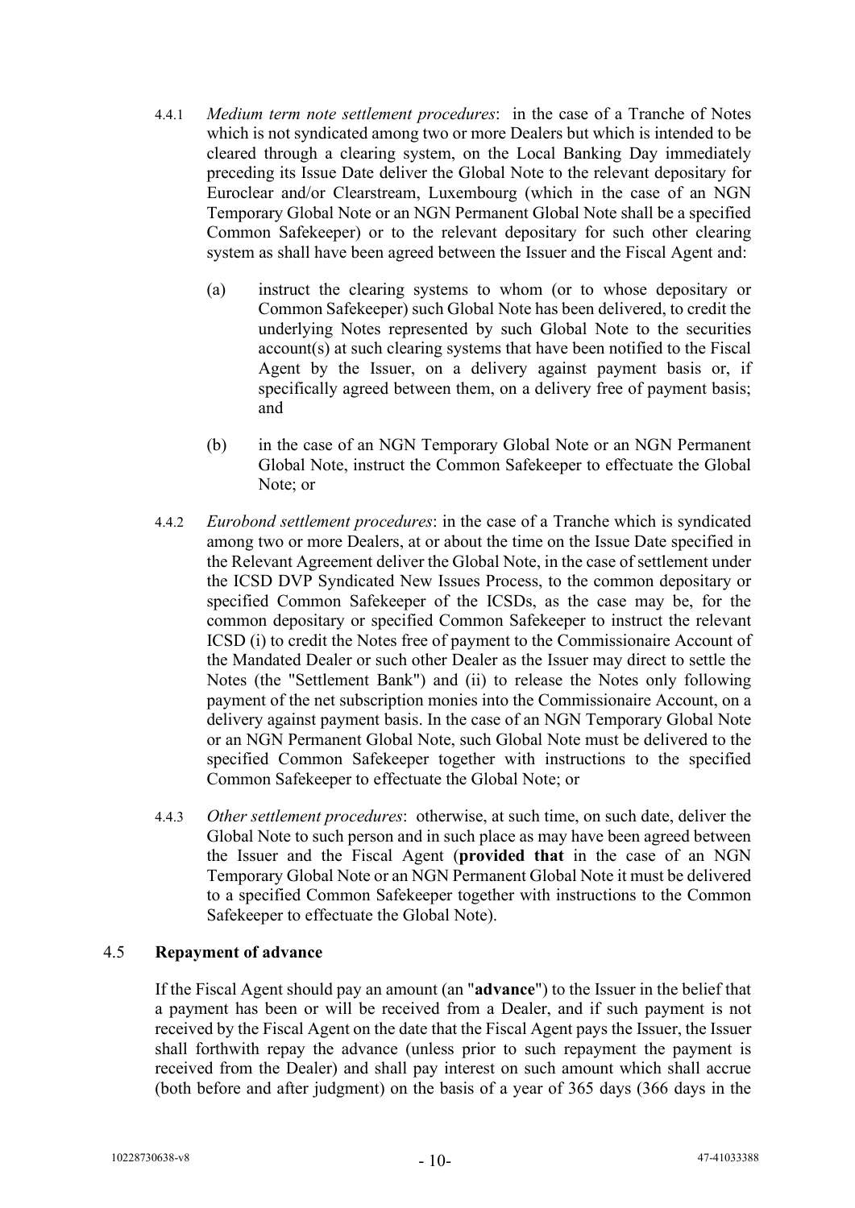4.4.1 *Medium term note settlement procedures*: in the case of a Tranche of Notes which is not syndicated among two or more Dealers but which is intended to be cleared through a clearing system, on the Local Banking Day immediately preceding its Issue Date deliver the Global Note to the relevant depositary for Euroclear and/or Clearstream, Luxembourg (which in the case of an NGN Temporary Global Note or an NGN Permanent Global Note shall be a specified Common Safekeeper) or to the relevant depositary for such other clearing system as shall have been agreed between the Issuer and the Fiscal Agent and:

(a) instruct the clearing systems to whom (or to whose depositary or Common Safekeeper) such Global Note has been delivered, to credit the underlying Notes represented by such Global Note to the securities account(s) at such clearing systems that have been notified to the Fiscal Agent by the Issuer, on a delivery against payment basis or, if specifically agreed between them, on a delivery free of payment basis; and

(b) in the case of an NGN Temporary Global Note or an NGN Permanent Global Note, instruct the Common Safekeeper to effectuate the Global Note; or

4.4.2 *Eurobond settlement procedures*: in the case of a Tranche which is syndicated among two or more Dealers, at or about the time on the Issue Date specified in the Relevant Agreement deliver the Global Note, in the case of settlement under the ICSD DVP Syndicated New Issues Process, to the common depositary or specified Common Safekeeper of the ICSDs, as the case may be, for the common depositary or specified Common Safekeeper to instruct the relevant ICSD (i) to credit the Notes free of payment to the Commissionaire Account of the Mandated Dealer or such other Dealer as the Issuer may direct to settle the Notes (the "Settlement Bank") and (ii) to release the Notes only following payment of the net subscription monies into the Commissionaire Account, on a delivery against payment basis. In the case of an NGN Temporary Global Note or an NGN Permanent Global Note, such Global Note must be delivered to the specified Common Safekeeper together with instructions to the specified Common Safekeeper to effectuate the Global Note; or

4.4.3 *Other settlement procedures*: otherwise, at such time, on such date, deliver the Global Note to such person and in such place as may have been agreed between the Issuer and the Fiscal Agent (**provided that** in the case of an NGN Temporary Global Note or an NGN Permanent Global Note it must be delivered to a specified Common Safekeeper together with instructions to the Common Safekeeper to effectuate the Global Note).

### 4.5 Repayment of advance

If the Fiscal Agent should pay an amount (an "**advance**") to the Issuer in the belief that a payment has been or will be received from a Dealer, and if such payment is not received by the Fiscal Agent on the date that the Fiscal Agent pays the Issuer, the Issuer shall forthwith repay the advance (unless prior to such repayment the payment is received from the Dealer) and shall pay interest on such amount which shall accrue (both before and after judgment) on the basis of a year of 365 days (366 days in the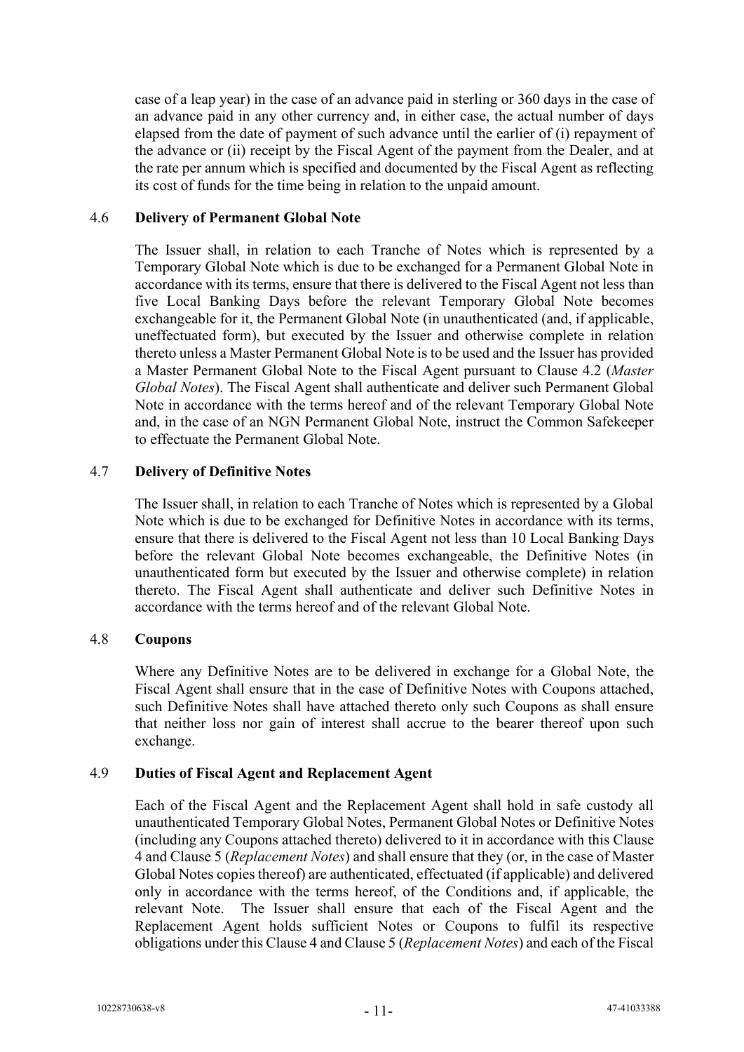case of a leap year) in the case of an advance paid in sterling or 360 days in the case of an advance paid in any other currency and, in either case, the actual number of days elapsed from the date of payment of such advance until the earlier of (i) repayment of the advance or (ii) receipt by the Fiscal Agent of the payment from the Dealer, and at the rate per annum which is specified and documented by the Fiscal Agent as reflecting its cost of funds for the time being in relation to the unpaid amount.

4.6 **Delivery of Permanent Global Note**

The Issuer shall, in relation to each Tranche of Notes which is represented by a Temporary Global Note which is due to be exchanged for a Permanent Global Note in accordance with its terms, ensure that there is delivered to the Fiscal Agent not less than five Local Banking Days before the relevant Temporary Global Note becomes exchangeable for it, the Permanent Global Note (in unauthenticated (and, if applicable, uneffectuated form), but executed by the Issuer and otherwise complete in relation thereto unless a Master Permanent Global Note is to be used and the Issuer has provided a Master Permanent Global Note to the Fiscal Agent pursuant to Clause 4.2 (*Master Global Notes*). The Fiscal Agent shall authenticate and deliver such Permanent Global Note in accordance with the terms hereof and of the relevant Temporary Global Note and, in the case of an NGN Permanent Global Note, instruct the Common Safekeeper to effectuate the Permanent Global Note.

4.7 **Delivery of Definitive Notes**

The Issuer shall, in relation to each Tranche of Notes which is represented by a Global Note which is due to be exchanged for Definitive Notes in accordance with its terms, ensure that there is delivered to the Fiscal Agent not less than 10 Local Banking Days before the relevant Global Note becomes exchangeable, the Definitive Notes (in unauthenticated form but executed by the Issuer and otherwise complete) in relation thereto. The Fiscal Agent shall authenticate and deliver such Definitive Notes in accordance with the terms hereof and of the relevant Global Note.

4.8 **Coupons**

Where any Definitive Notes are to be delivered in exchange for a Global Note, the Fiscal Agent shall ensure that in the case of Definitive Notes with Coupons attached, such Definitive Notes shall have attached thereto only such Coupons as shall ensure that neither loss nor gain of interest shall accrue to the bearer thereof upon such exchange.

4.9 **Duties of Fiscal Agent and Replacement Agent**

Each of the Fiscal Agent and the Replacement Agent shall hold in safe custody all unauthenticated Temporary Global Notes, Permanent Global Notes or Definitive Notes (including any Coupons attached thereto) delivered to it in accordance with this Clause 4 and Clause 5 (*Replacement Notes*) and shall ensure that they (or, in the case of Master Global Notes copies thereof) are authenticated, effectuated (if applicable) and delivered only in accordance with the terms hereof, of the Conditions and, if applicable, the relevant Note. The Issuer shall ensure that each of the Fiscal Agent and the Replacement Agent holds sufficient Notes or Coupons to fulfil its respective obligations under this Clause 4 and Clause 5 (*Replacement Notes*) and each of the Fiscal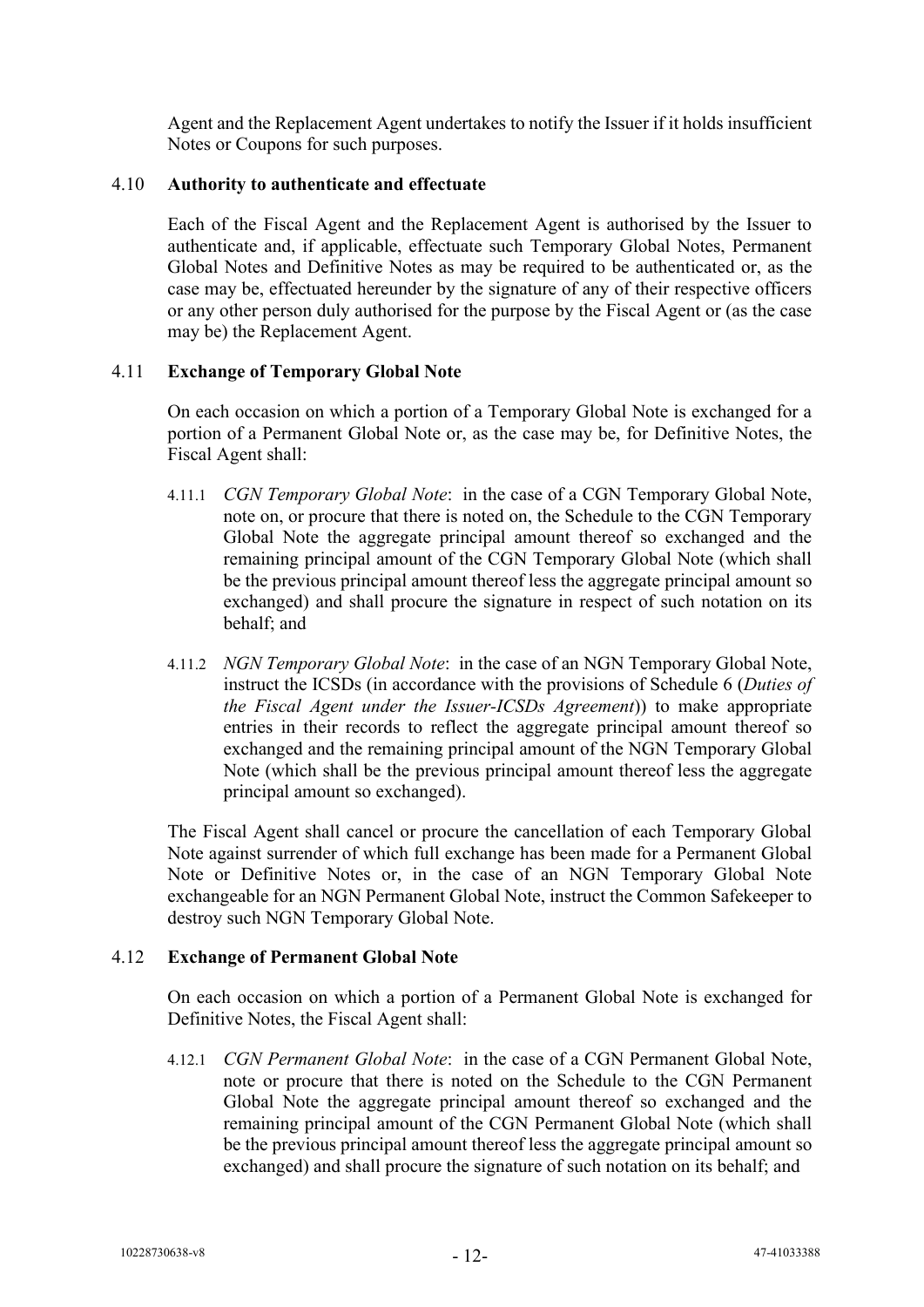Agent and the Replacement Agent undertakes to notify the Issuer if it holds insufficient Notes or Coupons for such purposes.

4.10 **Authority to authenticate and effectuate**

Each of the Fiscal Agent and the Replacement Agent is authorised by the Issuer to authenticate and, if applicable, effectuate such Temporary Global Notes, Permanent Global Notes and Definitive Notes as may be required to be authenticated or, as the case may be, effectuated hereunder by the signature of any of their respective officers or any other person duly authorised for the purpose by the Fiscal Agent or (as the case may be) the Replacement Agent.

4.11 **Exchange of Temporary Global Note**

On each occasion on which a portion of a Temporary Global Note is exchanged for a portion of a Permanent Global Note or, as the case may be, for Definitive Notes, the Fiscal Agent shall:

4.11.1 *CGN Temporary Global Note*: in the case of a CGN Temporary Global Note, note on, or procure that there is noted on, the Schedule to the CGN Temporary Global Note the aggregate principal amount thereof so exchanged and the remaining principal amount of the CGN Temporary Global Note (which shall be the previous principal amount thereof less the aggregate principal amount so exchanged) and shall procure the signature in respect of such notation on its behalf; and

4.11.2 *NGN Temporary Global Note*: in the case of an NGN Temporary Global Note, instruct the ICSDs (in accordance with the provisions of Schedule 6 (*Duties of the Fiscal Agent under the Issuer-ICSDs Agreement*)) to make appropriate entries in their records to reflect the aggregate principal amount thereof so exchanged and the remaining principal amount of the NGN Temporary Global Note (which shall be the previous principal amount thereof less the aggregate principal amount so exchanged).

The Fiscal Agent shall cancel or procure the cancellation of each Temporary Global Note against surrender of which full exchange has been made for a Permanent Global Note or Definitive Notes or, in the case of an NGN Temporary Global Note exchangeable for an NGN Permanent Global Note, instruct the Common Safekeeper to destroy such NGN Temporary Global Note.

4.12 **Exchange of Permanent Global Note**

On each occasion on which a portion of a Permanent Global Note is exchanged for Definitive Notes, the Fiscal Agent shall:

4.12.1 *CGN Permanent Global Note*: in the case of a CGN Permanent Global Note, note or procure that there is noted on the Schedule to the CGN Permanent Global Note the aggregate principal amount thereof so exchanged and the remaining principal amount of the CGN Permanent Global Note (which shall be the previous principal amount thereof less the aggregate principal amount so exchanged) and shall procure the signature of such notation on its behalf; and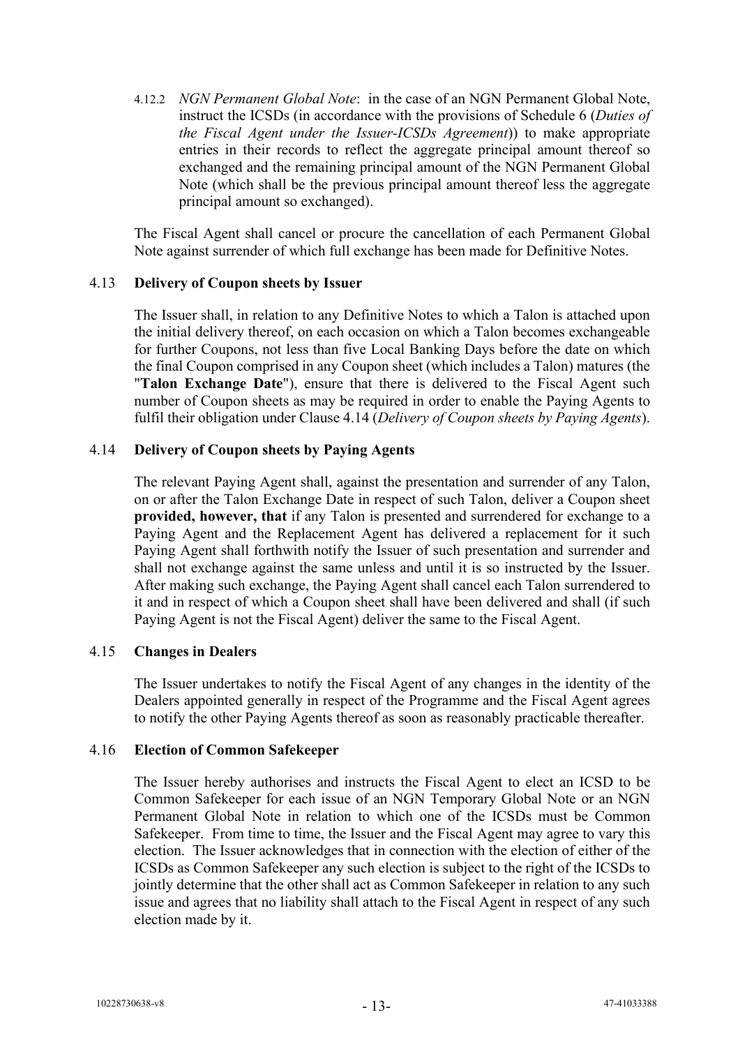4.12.2 *NGN Permanent Global Note*: in the case of an NGN Permanent Global Note, instruct the ICSDs (in accordance with the provisions of Schedule 6 (*Duties of the Fiscal Agent under the Issuer-ICSDs Agreement*)) to make appropriate entries in their records to reflect the aggregate principal amount thereof so exchanged and the remaining principal amount of the NGN Permanent Global Note (which shall be the previous principal amount thereof less the aggregate principal amount so exchanged).

The Fiscal Agent shall cancel or procure the cancellation of each Permanent Global Note against surrender of which full exchange has been made for Definitive Notes.

### 4.13 Delivery of Coupon sheets by Issuer

The Issuer shall, in relation to any Definitive Notes to which a Talon is attached upon the initial delivery thereof, on each occasion on which a Talon becomes exchangeable for further Coupons, not less than five Local Banking Days before the date on which the final Coupon comprised in any Coupon sheet (which includes a Talon) matures (the "**Talon Exchange Date**"), ensure that there is delivered to the Fiscal Agent such number of Coupon sheets as may be required in order to enable the Paying Agents to fulfil their obligation under Clause 4.14 (*Delivery of Coupon sheets by Paying Agents*).

### 4.14 Delivery of Coupon sheets by Paying Agents

The relevant Paying Agent shall, against the presentation and surrender of any Talon, on or after the Talon Exchange Date in respect of such Talon, deliver a Coupon sheet **provided, however, that** if any Talon is presented and surrendered for exchange to a Paying Agent and the Replacement Agent has delivered a replacement for it such Paying Agent shall forthwith notify the Issuer of such presentation and surrender and shall not exchange against the same unless and until it is so instructed by the Issuer. After making such exchange, the Paying Agent shall cancel each Talon surrendered to it and in respect of which a Coupon sheet shall have been delivered and shall (if such Paying Agent is not the Fiscal Agent) deliver the same to the Fiscal Agent.

### 4.15 Changes in Dealers

The Issuer undertakes to notify the Fiscal Agent of any changes in the identity of the Dealers appointed generally in respect of the Programme and the Fiscal Agent agrees to notify the other Paying Agents thereof as soon as reasonably practicable thereafter.

### 4.16 Election of Common Safekeeper

The Issuer hereby authorises and instructs the Fiscal Agent to elect an ICSD to be Common Safekeeper for each issue of an NGN Temporary Global Note or an NGN Permanent Global Note in relation to which one of the ICSDs must be Common Safekeeper. From time to time, the Issuer and the Fiscal Agent may agree to vary this election. The Issuer acknowledges that in connection with the election of either of the ICSDs as Common Safekeeper any such election is subject to the right of the ICSDs to jointly determine that the other shall act as Common Safekeeper in relation to any such issue and agrees that no liability shall attach to the Fiscal Agent in respect of any such election made by it.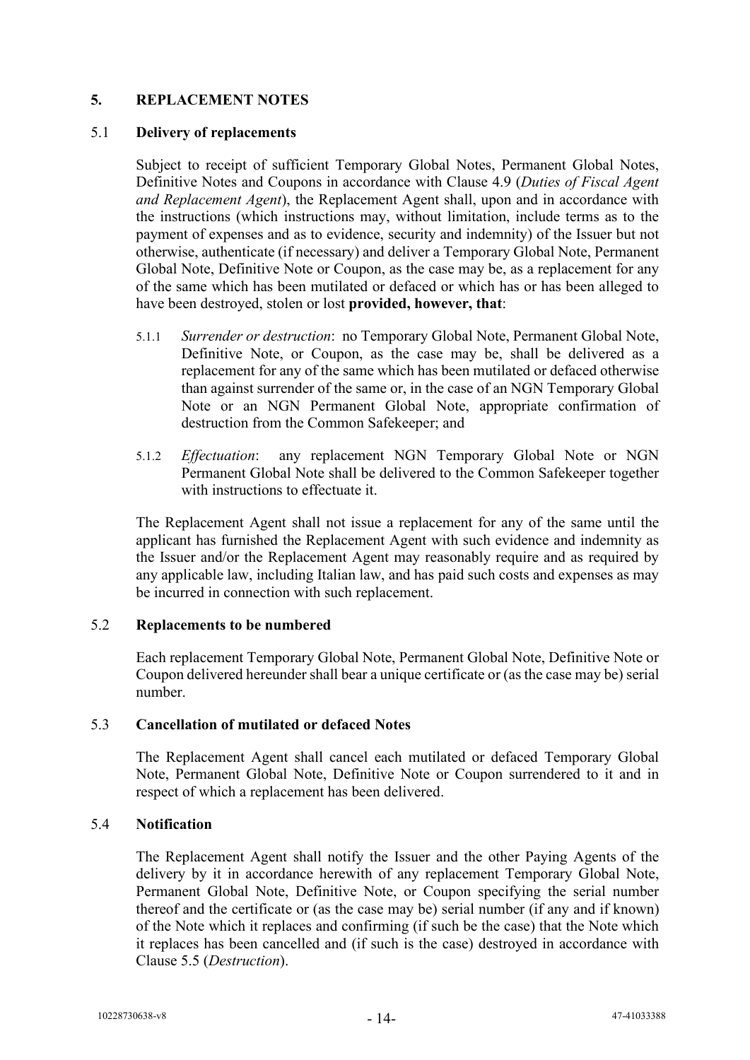## 5. REPLACEMENT NOTES

### 5.1 Delivery of replacements

Subject to receipt of sufficient Temporary Global Notes, Permanent Global Notes, Definitive Notes and Coupons in accordance with Clause 4.9 (*Duties of Fiscal Agent and Replacement Agent*), the Replacement Agent shall, upon and in accordance with the instructions (which instructions may, without limitation, include terms as to the payment of expenses and as to evidence, security and indemnity) of the Issuer but not otherwise, authenticate (if necessary) and deliver a Temporary Global Note, Permanent Global Note, Definitive Note or Coupon, as the case may be, as a replacement for any of the same which has been mutilated or defaced or which has or has been alleged to have been destroyed, stolen or lost **provided, however, that**:

5.1.1 *Surrender or destruction*: no Temporary Global Note, Permanent Global Note, Definitive Note, or Coupon, as the case may be, shall be delivered as a replacement for any of the same which has been mutilated or defaced otherwise than against surrender of the same or, in the case of an NGN Temporary Global Note or an NGN Permanent Global Note, appropriate confirmation of destruction from the Common Safekeeper; and

5.1.2 *Effectuation*: any replacement NGN Temporary Global Note or NGN Permanent Global Note shall be delivered to the Common Safekeeper together with instructions to effectuate it.

The Replacement Agent shall not issue a replacement for any of the same until the applicant has furnished the Replacement Agent with such evidence and indemnity as the Issuer and/or the Replacement Agent may reasonably require and as required by any applicable law, including Italian law, and has paid such costs and expenses as may be incurred in connection with such replacement.

### 5.2 Replacements to be numbered

Each replacement Temporary Global Note, Permanent Global Note, Definitive Note or Coupon delivered hereunder shall bear a unique certificate or (as the case may be) serial number.

### 5.3 Cancellation of mutilated or defaced Notes

The Replacement Agent shall cancel each mutilated or defaced Temporary Global Note, Permanent Global Note, Definitive Note or Coupon surrendered to it and in respect of which a replacement has been delivered.

### 5.4 Notification

The Replacement Agent shall notify the Issuer and the other Paying Agents of the delivery by it in accordance herewith of any replacement Temporary Global Note, Permanent Global Note, Definitive Note, or Coupon specifying the serial number thereof and the certificate or (as the case may be) serial number (if any and if known) of the Note which it replaces and confirming (if such be the case) that the Note which it replaces has been cancelled and (if such is the case) destroyed in accordance with Clause 5.5 (*Destruction*).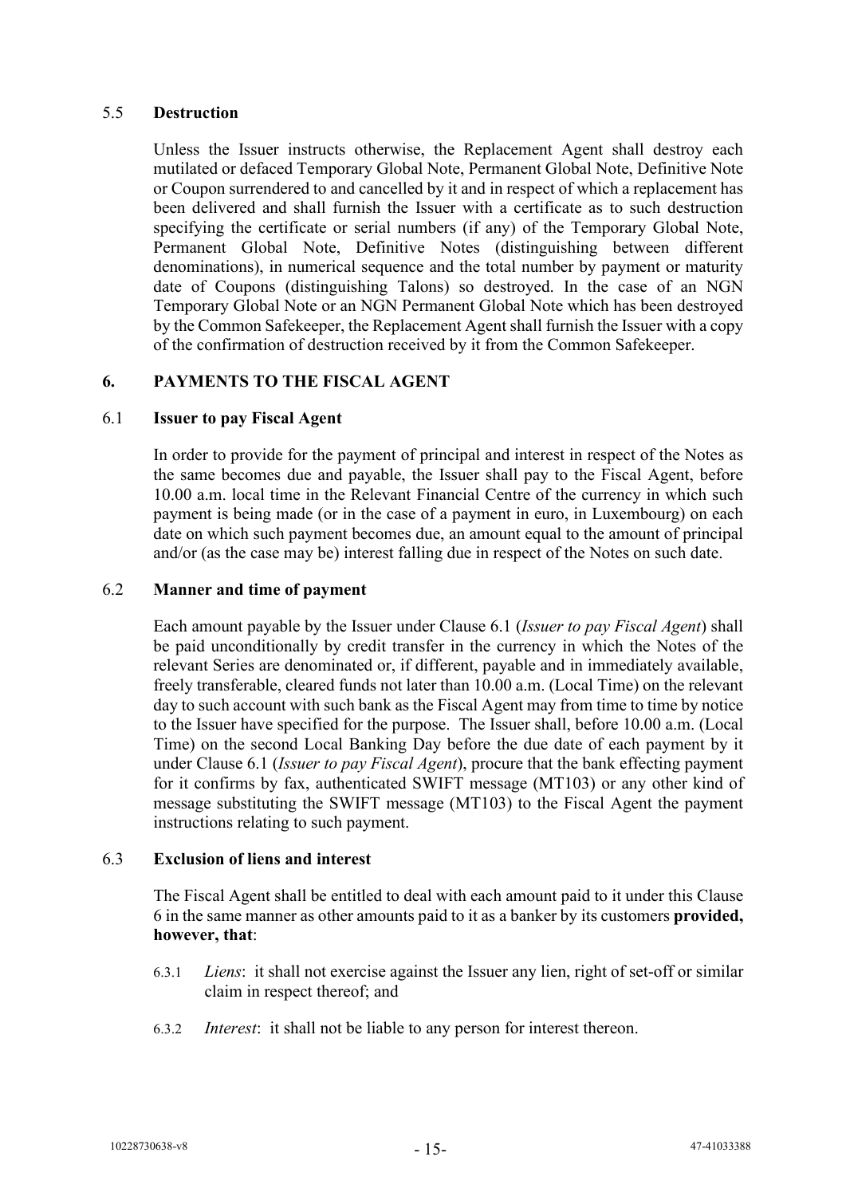### 5.5 **Destruction**

Unless the Issuer instructs otherwise, the Replacement Agent shall destroy each mutilated or defaced Temporary Global Note, Permanent Global Note, Definitive Note or Coupon surrendered to and cancelled by it and in respect of which a replacement has been delivered and shall furnish the Issuer with a certificate as to such destruction specifying the certificate or serial numbers (if any) of the Temporary Global Note, Permanent Global Note, Definitive Notes (distinguishing between different denominations), in numerical sequence and the total number by payment or maturity date of Coupons (distinguishing Talons) so destroyed. In the case of an NGN Temporary Global Note or an NGN Permanent Global Note which has been destroyed by the Common Safekeeper, the Replacement Agent shall furnish the Issuer with a copy of the confirmation of destruction received by it from the Common Safekeeper.

## 6. PAYMENTS TO THE FISCAL AGENT

### 6.1 **Issuer to pay Fiscal Agent**

In order to provide for the payment of principal and interest in respect of the Notes as the same becomes due and payable, the Issuer shall pay to the Fiscal Agent, before 10.00 a.m. local time in the Relevant Financial Centre of the currency in which such payment is being made (or in the case of a payment in euro, in Luxembourg) on each date on which such payment becomes due, an amount equal to the amount of principal and/or (as the case may be) interest falling due in respect of the Notes on such date.

### 6.2 **Manner and time of payment**

Each amount payable by the Issuer under Clause 6.1 (*Issuer to pay Fiscal Agent*) shall be paid unconditionally by credit transfer in the currency in which the Notes of the relevant Series are denominated or, if different, payable and in immediately available, freely transferable, cleared funds not later than 10.00 a.m. (Local Time) on the relevant day to such account with such bank as the Fiscal Agent may from time to time by notice to the Issuer have specified for the purpose. The Issuer shall, before 10.00 a.m. (Local Time) on the second Local Banking Day before the due date of each payment by it under Clause 6.1 (*Issuer to pay Fiscal Agent*), procure that the bank effecting payment for it confirms by fax, authenticated SWIFT message (MT103) or any other kind of message substituting the SWIFT message (MT103) to the Fiscal Agent the payment instructions relating to such payment.

### 6.3 **Exclusion of liens and interest**

The Fiscal Agent shall be entitled to deal with each amount paid to it under this Clause 6 in the same manner as other amounts paid to it as a banker by its customers **provided, however, that**:

6.3.1 *Liens*: it shall not exercise against the Issuer any lien, right of set-off or similar claim in respect thereof; and

6.3.2 *Interest*: it shall not be liable to any person for interest thereon.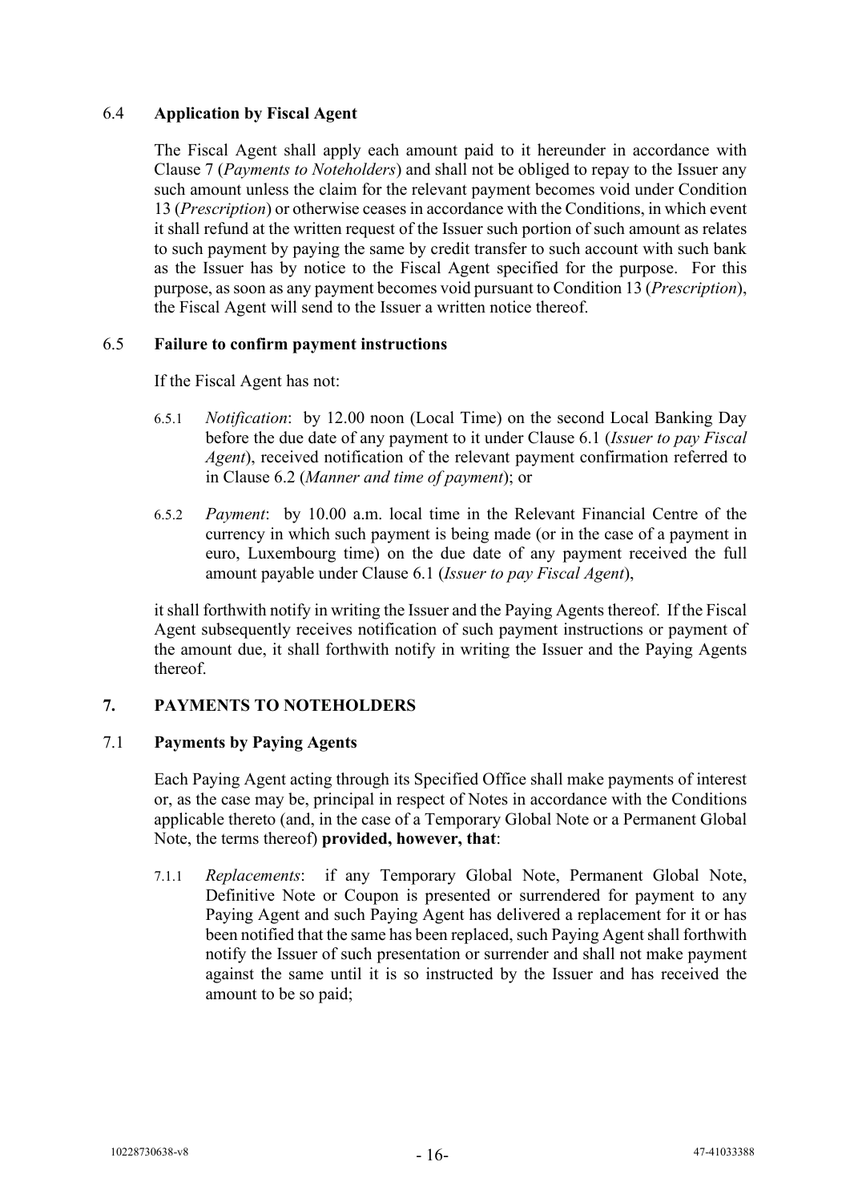### 6.4 **Application by Fiscal Agent**

The Fiscal Agent shall apply each amount paid to it hereunder in accordance with Clause 7 (*Payments to Noteholders*) and shall not be obliged to repay to the Issuer any such amount unless the claim for the relevant payment becomes void under Condition 13 (*Prescription*) or otherwise ceases in accordance with the Conditions, in which event it shall refund at the written request of the Issuer such portion of such amount as relates to such payment by paying the same by credit transfer to such account with such bank as the Issuer has by notice to the Fiscal Agent specified for the purpose. For this purpose, as soon as any payment becomes void pursuant to Condition 13 (*Prescription*), the Fiscal Agent will send to the Issuer a written notice thereof.

### 6.5 **Failure to confirm payment instructions**

If the Fiscal Agent has not:

6.5.1 *Notification*: by 12.00 noon (Local Time) on the second Local Banking Day before the due date of any payment to it under Clause 6.1 (*Issuer to pay Fiscal Agent*), received notification of the relevant payment confirmation referred to in Clause 6.2 (*Manner and time of payment*); or

6.5.2 *Payment*: by 10.00 a.m. local time in the Relevant Financial Centre of the currency in which such payment is being made (or in the case of a payment in euro, Luxembourg time) on the due date of any payment received the full amount payable under Clause 6.1 (*Issuer to pay Fiscal Agent*),

it shall forthwith notify in writing the Issuer and the Paying Agents thereof. If the Fiscal Agent subsequently receives notification of such payment instructions or payment of the amount due, it shall forthwith notify in writing the Issuer and the Paying Agents thereof.

## 7. PAYMENTS TO NOTEHOLDERS

### 7.1 **Payments by Paying Agents**

Each Paying Agent acting through its Specified Office shall make payments of interest or, as the case may be, principal in respect of Notes in accordance with the Conditions applicable thereto (and, in the case of a Temporary Global Note or a Permanent Global Note, the terms thereof) **provided, however, that**:

7.1.1 *Replacements*: if any Temporary Global Note, Permanent Global Note, Definitive Note or Coupon is presented or surrendered for payment to any Paying Agent and such Paying Agent has delivered a replacement for it or has been notified that the same has been replaced, such Paying Agent shall forthwith notify the Issuer of such presentation or surrender and shall not make payment against the same until it is so instructed by the Issuer and has received the amount to be so paid;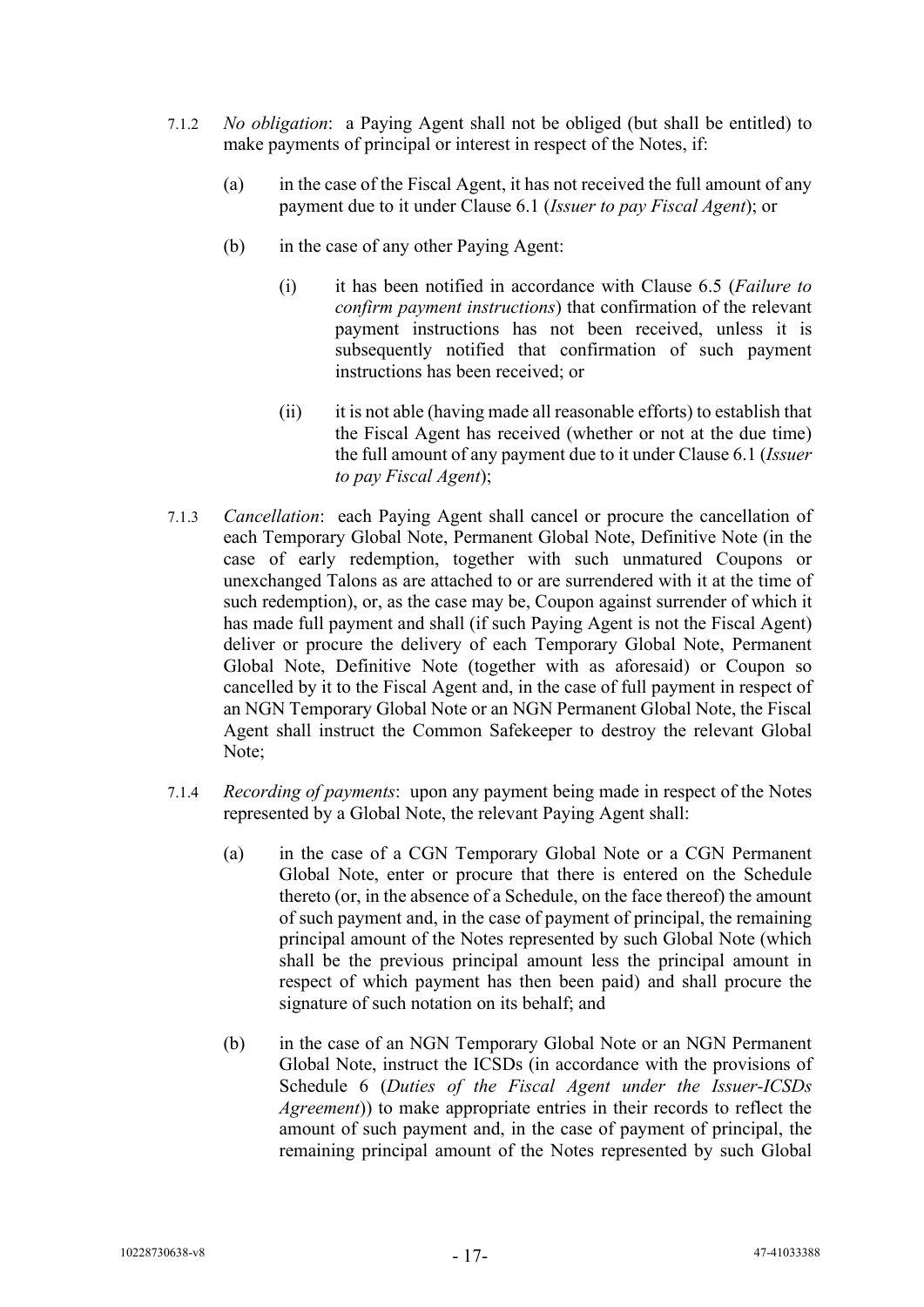7.1.2 *No obligation*: a Paying Agent shall not be obliged (but shall be entitled) to make payments of principal or interest in respect of the Notes, if:

(a) in the case of the Fiscal Agent, it has not received the full amount of any payment due to it under Clause 6.1 (*Issuer to pay Fiscal Agent*); or

(b) in the case of any other Paying Agent:

(i) it has been notified in accordance with Clause 6.5 (*Failure to confirm payment instructions*) that confirmation of the relevant payment instructions has not been received, unless it is subsequently notified that confirmation of such payment instructions has been received; or

(ii) it is not able (having made all reasonable efforts) to establish that the Fiscal Agent has received (whether or not at the due time) the full amount of any payment due to it under Clause 6.1 (*Issuer to pay Fiscal Agent*);

7.1.3 *Cancellation*: each Paying Agent shall cancel or procure the cancellation of each Temporary Global Note, Permanent Global Note, Definitive Note (in the case of early redemption, together with such unmatured Coupons or unexchanged Talons as are attached to or are surrendered with it at the time of such redemption), or, as the case may be, Coupon against surrender of which it has made full payment and shall (if such Paying Agent is not the Fiscal Agent) deliver or procure the delivery of each Temporary Global Note, Permanent Global Note, Definitive Note (together with as aforesaid) or Coupon so cancelled by it to the Fiscal Agent and, in the case of full payment in respect of an NGN Temporary Global Note or an NGN Permanent Global Note, the Fiscal Agent shall instruct the Common Safekeeper to destroy the relevant Global Note;

7.1.4 *Recording of payments*: upon any payment being made in respect of the Notes represented by a Global Note, the relevant Paying Agent shall:

(a) in the case of a CGN Temporary Global Note or a CGN Permanent Global Note, enter or procure that there is entered on the Schedule thereto (or, in the absence of a Schedule, on the face thereof) the amount of such payment and, in the case of payment of principal, the remaining principal amount of the Notes represented by such Global Note (which shall be the previous principal amount less the principal amount in respect of which payment has then been paid) and shall procure the signature of such notation on its behalf; and

(b) in the case of an NGN Temporary Global Note or an NGN Permanent Global Note, instruct the ICSDs (in accordance with the provisions of Schedule 6 (*Duties of the Fiscal Agent under the Issuer-ICSDs Agreement*)) to make appropriate entries in their records to reflect the amount of such payment and, in the case of payment of principal, the remaining principal amount of the Notes represented by such Global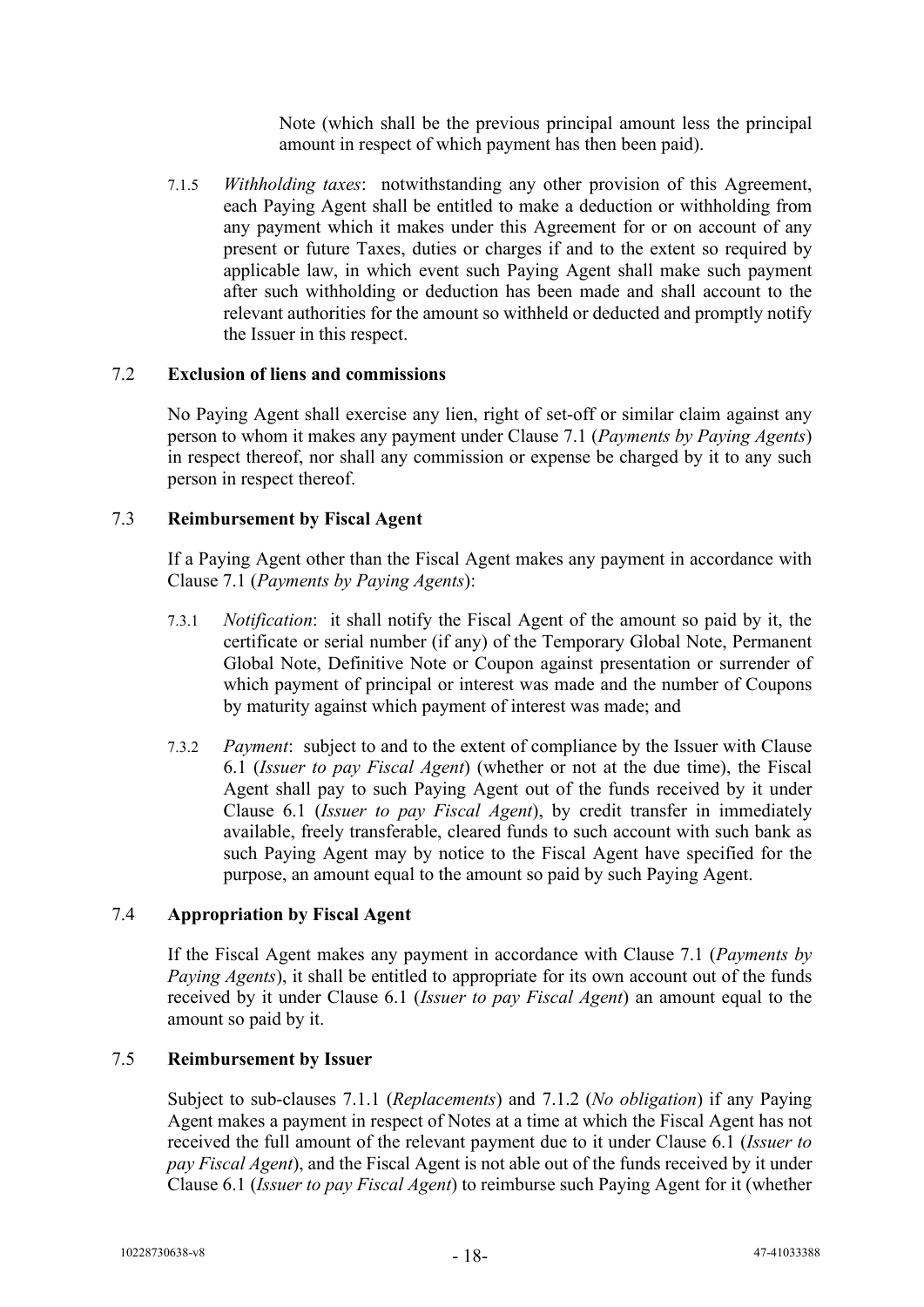Note (which shall be the previous principal amount less the principal amount in respect of which payment has then been paid).

7.1.5 *Withholding taxes*: notwithstanding any other provision of this Agreement, each Paying Agent shall be entitled to make a deduction or withholding from any payment which it makes under this Agreement for or on account of any present or future Taxes, duties or charges if and to the extent so required by applicable law, in which event such Paying Agent shall make such payment after such withholding or deduction has been made and shall account to the relevant authorities for the amount so withheld or deducted and promptly notify the Issuer in this respect.

### 7.2 Exclusion of liens and commissions

No Paying Agent shall exercise any lien, right of set-off or similar claim against any person to whom it makes any payment under Clause 7.1 (*Payments by Paying Agents*) in respect thereof, nor shall any commission or expense be charged by it to any such person in respect thereof.

### 7.3 Reimbursement by Fiscal Agent

If a Paying Agent other than the Fiscal Agent makes any payment in accordance with Clause 7.1 (*Payments by Paying Agents*):

7.3.1 *Notification*: it shall notify the Fiscal Agent of the amount so paid by it, the certificate or serial number (if any) of the Temporary Global Note, Permanent Global Note, Definitive Note or Coupon against presentation or surrender of which payment of principal or interest was made and the number of Coupons by maturity against which payment of interest was made; and

7.3.2 *Payment*: subject to and to the extent of compliance by the Issuer with Clause 6.1 (*Issuer to pay Fiscal Agent*) (whether or not at the due time), the Fiscal Agent shall pay to such Paying Agent out of the funds received by it under Clause 6.1 (*Issuer to pay Fiscal Agent*), by credit transfer in immediately available, freely transferable, cleared funds to such account with such bank as such Paying Agent may by notice to the Fiscal Agent have specified for the purpose, an amount equal to the amount so paid by such Paying Agent.

### 7.4 Appropriation by Fiscal Agent

If the Fiscal Agent makes any payment in accordance with Clause 7.1 (*Payments by Paying Agents*), it shall be entitled to appropriate for its own account out of the funds received by it under Clause 6.1 (*Issuer to pay Fiscal Agent*) an amount equal to the amount so paid by it.

### 7.5 Reimbursement by Issuer

Subject to sub-clauses 7.1.1 (*Replacements*) and 7.1.2 (*No obligation*) if any Paying Agent makes a payment in respect of Notes at a time at which the Fiscal Agent has not received the full amount of the relevant payment due to it under Clause 6.1 (*Issuer to pay Fiscal Agent*), and the Fiscal Agent is not able out of the funds received by it under Clause 6.1 (*Issuer to pay Fiscal Agent*) to reimburse such Paying Agent for it (whether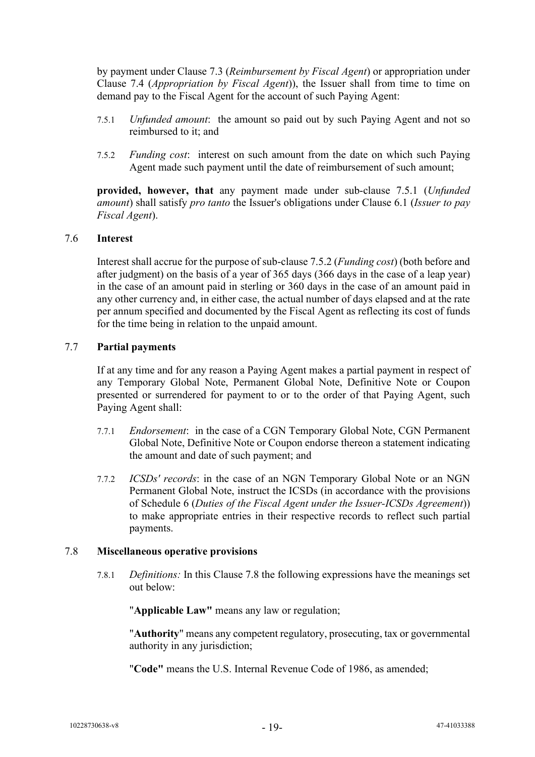by payment under Clause 7.3 (*Reimbursement by Fiscal Agent*) or appropriation under Clause 7.4 (*Appropriation by Fiscal Agent*)), the Issuer shall from time to time on demand pay to the Fiscal Agent for the account of such Paying Agent:

7.5.1 *Unfunded amount*: the amount so paid out by such Paying Agent and not so reimbursed to it; and

7.5.2 *Funding cost*: interest on such amount from the date on which such Paying Agent made such payment until the date of reimbursement of such amount;

**provided, however, that** any payment made under sub-clause 7.5.1 (*Unfunded amount*) shall satisfy *pro tanto* the Issuer's obligations under Clause 6.1 (*Issuer to pay Fiscal Agent*).

### 7.6 Interest

Interest shall accrue for the purpose of sub-clause 7.5.2 (*Funding cost*) (both before and after judgment) on the basis of a year of 365 days (366 days in the case of a leap year) in the case of an amount paid in sterling or 360 days in the case of an amount paid in any other currency and, in either case, the actual number of days elapsed and at the rate per annum specified and documented by the Fiscal Agent as reflecting its cost of funds for the time being in relation to the unpaid amount.

### 7.7 Partial payments

If at any time and for any reason a Paying Agent makes a partial payment in respect of any Temporary Global Note, Permanent Global Note, Definitive Note or Coupon presented or surrendered for payment to or to the order of that Paying Agent, such Paying Agent shall:

7.7.1 *Endorsement*: in the case of a CGN Temporary Global Note, CGN Permanent Global Note, Definitive Note or Coupon endorse thereon a statement indicating the amount and date of such payment; and

7.7.2 *ICSDs' records*: in the case of an NGN Temporary Global Note or an NGN Permanent Global Note, instruct the ICSDs (in accordance with the provisions of Schedule 6 (*Duties of the Fiscal Agent under the Issuer-ICSDs Agreement*)) to make appropriate entries in their respective records to reflect such partial payments.

### 7.8 Miscellaneous operative provisions

7.8.1 *Definitions:* In this Clause 7.8 the following expressions have the meanings set out below:

"**Applicable Law"** means any law or regulation;

"**Authority**" means any competent regulatory, prosecuting, tax or governmental authority in any jurisdiction;

"**Code"** means the U.S. Internal Revenue Code of 1986, as amended;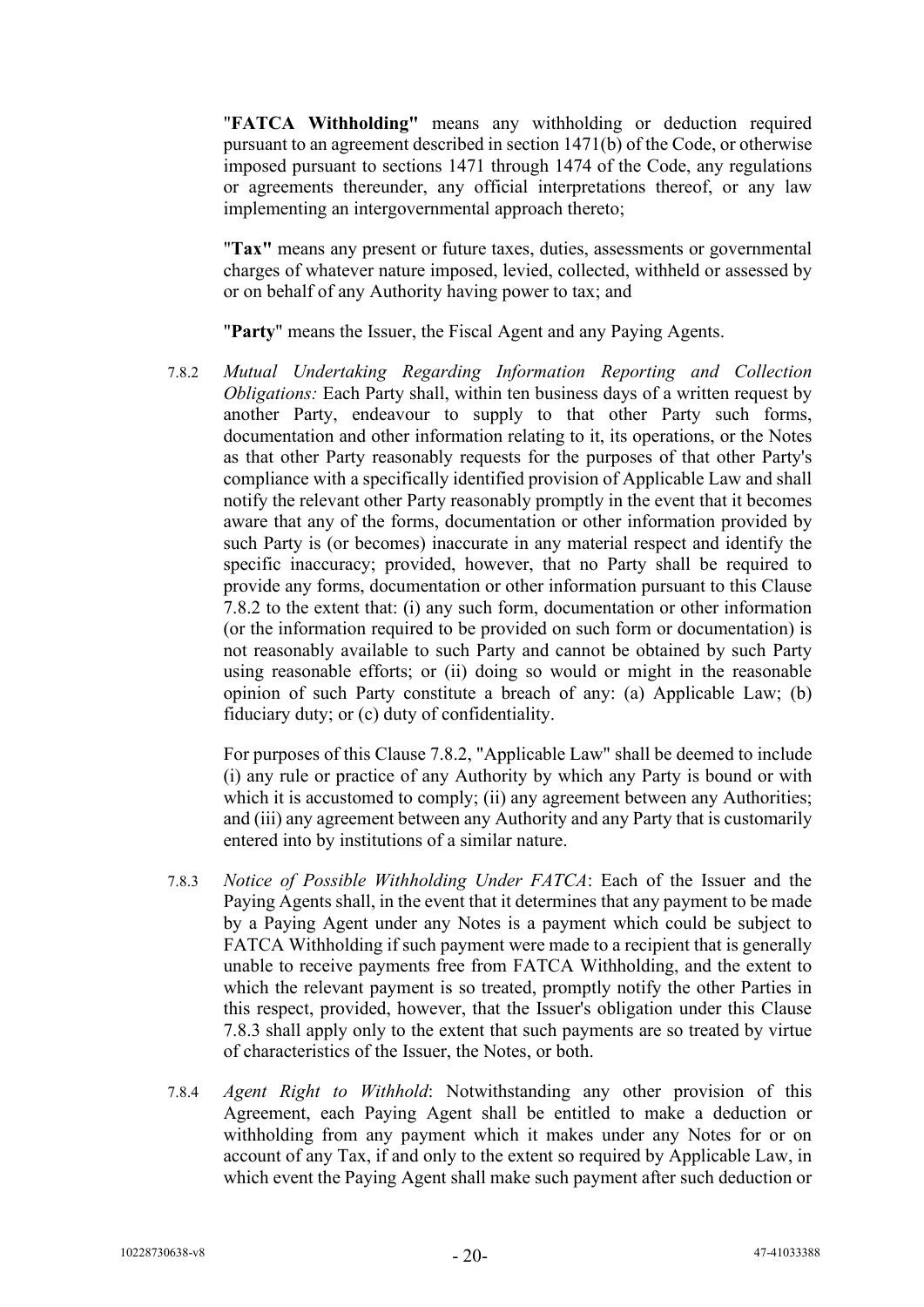"**FATCA Withholding"** means any withholding or deduction required pursuant to an agreement described in section 1471(b) of the Code, or otherwise imposed pursuant to sections 1471 through 1474 of the Code, any regulations or agreements thereunder, any official interpretations thereof, or any law implementing an intergovernmental approach thereto;

"**Tax"** means any present or future taxes, duties, assessments or governmental charges of whatever nature imposed, levied, collected, withheld or assessed by or on behalf of any Authority having power to tax; and

"**Party**" means the Issuer, the Fiscal Agent and any Paying Agents.

7.8.2 *Mutual Undertaking Regarding Information Reporting and Collection Obligations:* Each Party shall, within ten business days of a written request by another Party, endeavour to supply to that other Party such forms, documentation and other information relating to it, its operations, or the Notes as that other Party reasonably requests for the purposes of that other Party's compliance with a specifically identified provision of Applicable Law and shall notify the relevant other Party reasonably promptly in the event that it becomes aware that any of the forms, documentation or other information provided by such Party is (or becomes) inaccurate in any material respect and identify the specific inaccuracy; provided, however, that no Party shall be required to provide any forms, documentation or other information pursuant to this Clause 7.8.2 to the extent that: (i) any such form, documentation or other information (or the information required to be provided on such form or documentation) is not reasonably available to such Party and cannot be obtained by such Party using reasonable efforts; or (ii) doing so would or might in the reasonable opinion of such Party constitute a breach of any: (a) Applicable Law; (b) fiduciary duty; or (c) duty of confidentiality.

For purposes of this Clause 7.8.2, "Applicable Law" shall be deemed to include (i) any rule or practice of any Authority by which any Party is bound or with which it is accustomed to comply; (ii) any agreement between any Authorities; and (iii) any agreement between any Authority and any Party that is customarily entered into by institutions of a similar nature.

7.8.3 *Notice of Possible Withholding Under FATCA*: Each of the Issuer and the Paying Agents shall, in the event that it determines that any payment to be made by a Paying Agent under any Notes is a payment which could be subject to FATCA Withholding if such payment were made to a recipient that is generally unable to receive payments free from FATCA Withholding, and the extent to which the relevant payment is so treated, promptly notify the other Parties in this respect, provided, however, that the Issuer's obligation under this Clause 7.8.3 shall apply only to the extent that such payments are so treated by virtue of characteristics of the Issuer, the Notes, or both.

7.8.4 *Agent Right to Withhold*: Notwithstanding any other provision of this Agreement, each Paying Agent shall be entitled to make a deduction or withholding from any payment which it makes under any Notes for or on account of any Tax, if and only to the extent so required by Applicable Law, in which event the Paying Agent shall make such payment after such deduction or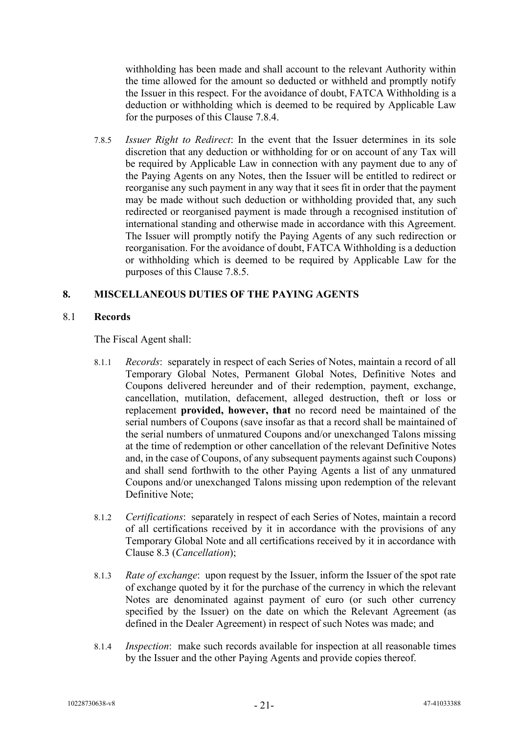withholding has been made and shall account to the relevant Authority within the time allowed for the amount so deducted or withheld and promptly notify the Issuer in this respect. For the avoidance of doubt, FATCA Withholding is a deduction or withholding which is deemed to be required by Applicable Law for the purposes of this Clause 7.8.4.

7.8.5 *Issuer Right to Redirect*: In the event that the Issuer determines in its sole discretion that any deduction or withholding for or on account of any Tax will be required by Applicable Law in connection with any payment due to any of the Paying Agents on any Notes, then the Issuer will be entitled to redirect or reorganise any such payment in any way that it sees fit in order that the payment may be made without such deduction or withholding provided that, any such redirected or reorganised payment is made through a recognised institution of international standing and otherwise made in accordance with this Agreement. The Issuer will promptly notify the Paying Agents of any such redirection or reorganisation. For the avoidance of doubt, FATCA Withholding is a deduction or withholding which is deemed to be required by Applicable Law for the purposes of this Clause 7.8.5.

## 8. MISCELLANEOUS DUTIES OF THE PAYING AGENTS

### 8.1 Records

The Fiscal Agent shall:

8.1.1 *Records*: separately in respect of each Series of Notes, maintain a record of all Temporary Global Notes, Permanent Global Notes, Definitive Notes and Coupons delivered hereunder and of their redemption, payment, exchange, cancellation, mutilation, defacement, alleged destruction, theft or loss or replacement **provided, however, that** no record need be maintained of the serial numbers of Coupons (save insofar as that a record shall be maintained of the serial numbers of unmatured Coupons and/or unexchanged Talons missing at the time of redemption or other cancellation of the relevant Definitive Notes and, in the case of Coupons, of any subsequent payments against such Coupons) and shall send forthwith to the other Paying Agents a list of any unmatured Coupons and/or unexchanged Talons missing upon redemption of the relevant Definitive Note;

8.1.2 *Certifications*: separately in respect of each Series of Notes, maintain a record of all certifications received by it in accordance with the provisions of any Temporary Global Note and all certifications received by it in accordance with Clause 8.3 (*Cancellation*);

8.1.3 *Rate of exchange*: upon request by the Issuer, inform the Issuer of the spot rate of exchange quoted by it for the purchase of the currency in which the relevant Notes are denominated against payment of euro (or such other currency specified by the Issuer) on the date on which the Relevant Agreement (as defined in the Dealer Agreement) in respect of such Notes was made; and

8.1.4 *Inspection*: make such records available for inspection at all reasonable times by the Issuer and the other Paying Agents and provide copies thereof.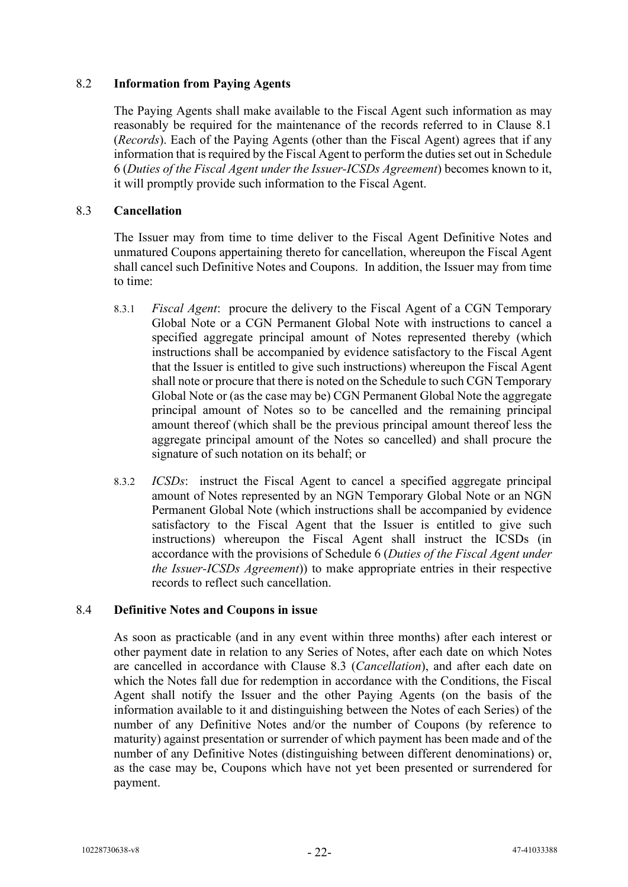### 8.2 **Information from Paying Agents**

The Paying Agents shall make available to the Fiscal Agent such information as may reasonably be required for the maintenance of the records referred to in Clause 8.1 (*Records*). Each of the Paying Agents (other than the Fiscal Agent) agrees that if any information that is required by the Fiscal Agent to perform the duties set out in Schedule 6 (*Duties of the Fiscal Agent under the Issuer-ICSDs Agreement*) becomes known to it, it will promptly provide such information to the Fiscal Agent.

### 8.3 **Cancellation**

The Issuer may from time to time deliver to the Fiscal Agent Definitive Notes and unmatured Coupons appertaining thereto for cancellation, whereupon the Fiscal Agent shall cancel such Definitive Notes and Coupons. In addition, the Issuer may from time to time:

8.3.1 *Fiscal Agent*: procure the delivery to the Fiscal Agent of a CGN Temporary Global Note or a CGN Permanent Global Note with instructions to cancel a specified aggregate principal amount of Notes represented thereby (which instructions shall be accompanied by evidence satisfactory to the Fiscal Agent that the Issuer is entitled to give such instructions) whereupon the Fiscal Agent shall note or procure that there is noted on the Schedule to such CGN Temporary Global Note or (as the case may be) CGN Permanent Global Note the aggregate principal amount of Notes so to be cancelled and the remaining principal amount thereof (which shall be the previous principal amount thereof less the aggregate principal amount of the Notes so cancelled) and shall procure the signature of such notation on its behalf; or

8.3.2 *ICSDs*: instruct the Fiscal Agent to cancel a specified aggregate principal amount of Notes represented by an NGN Temporary Global Note or an NGN Permanent Global Note (which instructions shall be accompanied by evidence satisfactory to the Fiscal Agent that the Issuer is entitled to give such instructions) whereupon the Fiscal Agent shall instruct the ICSDs (in accordance with the provisions of Schedule 6 (*Duties of the Fiscal Agent under the Issuer-ICSDs Agreement*)) to make appropriate entries in their respective records to reflect such cancellation.

### 8.4 **Definitive Notes and Coupons in issue**

As soon as practicable (and in any event within three months) after each interest or other payment date in relation to any Series of Notes, after each date on which Notes are cancelled in accordance with Clause 8.3 (*Cancellation*), and after each date on which the Notes fall due for redemption in accordance with the Conditions, the Fiscal Agent shall notify the Issuer and the other Paying Agents (on the basis of the information available to it and distinguishing between the Notes of each Series) of the number of any Definitive Notes and/or the number of Coupons (by reference to maturity) against presentation or surrender of which payment has been made and of the number of any Definitive Notes (distinguishing between different denominations) or, as the case may be, Coupons which have not yet been presented or surrendered for payment.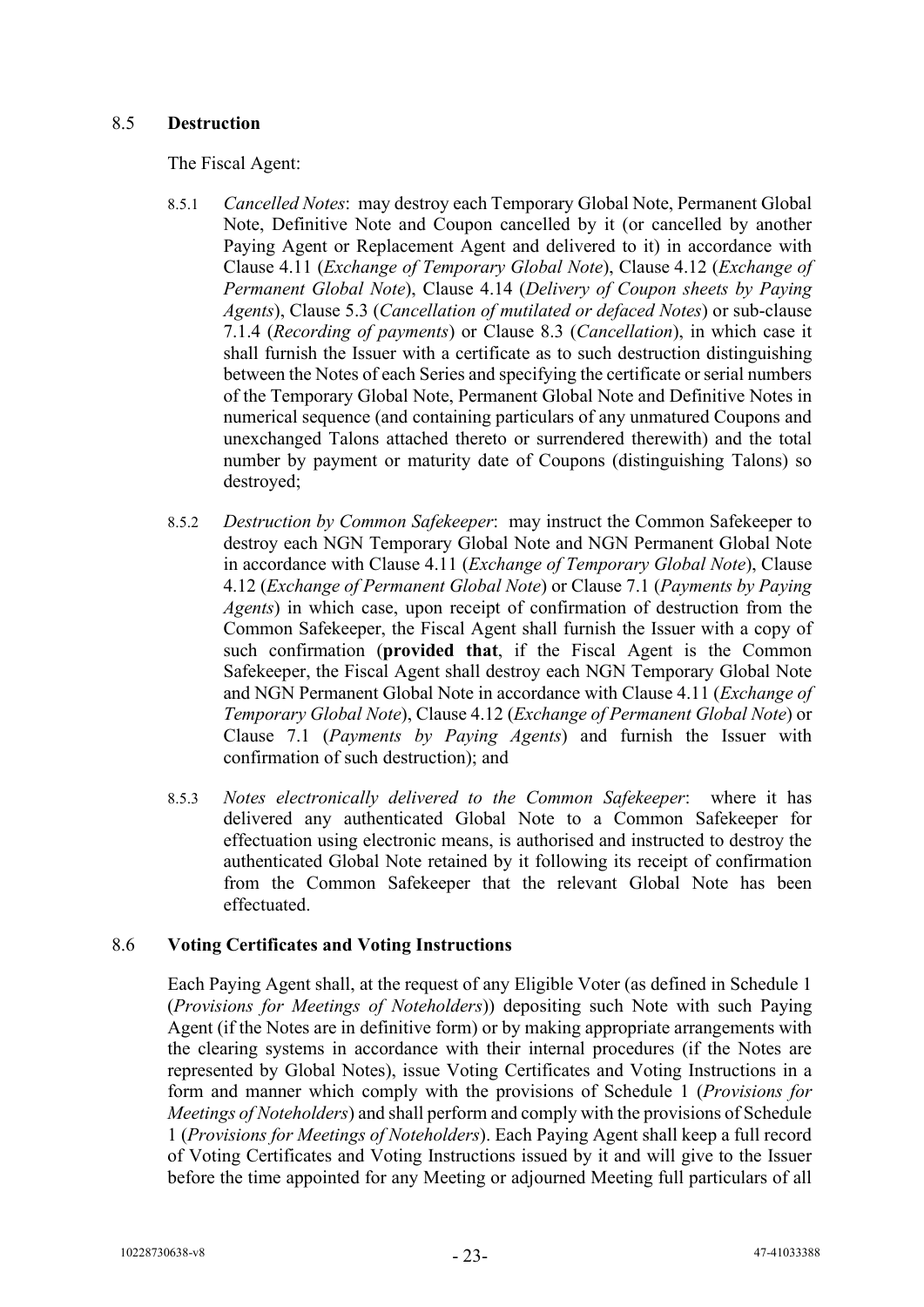### 8.5 **Destruction**

The Fiscal Agent:

8.5.1 *Cancelled Notes*: may destroy each Temporary Global Note, Permanent Global Note, Definitive Note and Coupon cancelled by it (or cancelled by another Paying Agent or Replacement Agent and delivered to it) in accordance with Clause 4.11 (*Exchange of Temporary Global Note*), Clause 4.12 (*Exchange of Permanent Global Note*), Clause 4.14 (*Delivery of Coupon sheets by Paying Agents*), Clause 5.3 (*Cancellation of mutilated or defaced Notes*) or sub-clause 7.1.4 (*Recording of payments*) or Clause 8.3 (*Cancellation*), in which case it shall furnish the Issuer with a certificate as to such destruction distinguishing between the Notes of each Series and specifying the certificate or serial numbers of the Temporary Global Note, Permanent Global Note and Definitive Notes in numerical sequence (and containing particulars of any unmatured Coupons and unexchanged Talons attached thereto or surrendered therewith) and the total number by payment or maturity date of Coupons (distinguishing Talons) so destroyed;

8.5.2 *Destruction by Common Safekeeper*: may instruct the Common Safekeeper to destroy each NGN Temporary Global Note and NGN Permanent Global Note in accordance with Clause 4.11 (*Exchange of Temporary Global Note*), Clause 4.12 (*Exchange of Permanent Global Note*) or Clause 7.1 (*Payments by Paying Agents*) in which case, upon receipt of confirmation of destruction from the Common Safekeeper, the Fiscal Agent shall furnish the Issuer with a copy of such confirmation (**provided that**, if the Fiscal Agent is the Common Safekeeper, the Fiscal Agent shall destroy each NGN Temporary Global Note and NGN Permanent Global Note in accordance with Clause 4.11 (*Exchange of Temporary Global Note*), Clause 4.12 (*Exchange of Permanent Global Note*) or Clause 7.1 (*Payments by Paying Agents*) and furnish the Issuer with confirmation of such destruction); and

8.5.3 *Notes electronically delivered to the Common Safekeeper*: where it has delivered any authenticated Global Note to a Common Safekeeper for effectuation using electronic means, is authorised and instructed to destroy the authenticated Global Note retained by it following its receipt of confirmation from the Common Safekeeper that the relevant Global Note has been effectuated.

### 8.6 **Voting Certificates and Voting Instructions**

Each Paying Agent shall, at the request of any Eligible Voter (as defined in Schedule 1 (*Provisions for Meetings of Noteholders*)) depositing such Note with such Paying Agent (if the Notes are in definitive form) or by making appropriate arrangements with the clearing systems in accordance with their internal procedures (if the Notes are represented by Global Notes), issue Voting Certificates and Voting Instructions in a form and manner which comply with the provisions of Schedule 1 (*Provisions for Meetings of Noteholders*) and shall perform and comply with the provisions of Schedule 1 (*Provisions for Meetings of Noteholders*). Each Paying Agent shall keep a full record of Voting Certificates and Voting Instructions issued by it and will give to the Issuer before the time appointed for any Meeting or adjourned Meeting full particulars of all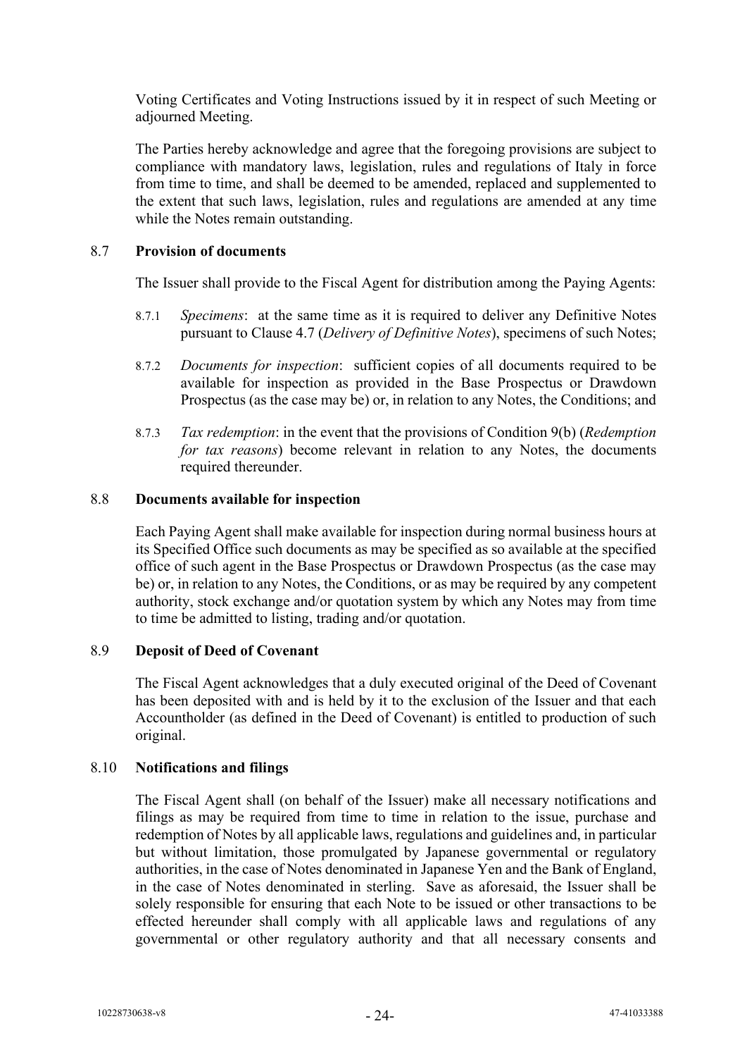Voting Certificates and Voting Instructions issued by it in respect of such Meeting or adjourned Meeting.

The Parties hereby acknowledge and agree that the foregoing provisions are subject to compliance with mandatory laws, legislation, rules and regulations of Italy in force from time to time, and shall be deemed to be amended, replaced and supplemented to the extent that such laws, legislation, rules and regulations are amended at any time while the Notes remain outstanding.

### 8.7 **Provision of documents**

The Issuer shall provide to the Fiscal Agent for distribution among the Paying Agents:

8.7.1 *Specimens*: at the same time as it is required to deliver any Definitive Notes pursuant to Clause 4.7 (*Delivery of Definitive Notes*), specimens of such Notes;

8.7.2 *Documents for inspection*: sufficient copies of all documents required to be available for inspection as provided in the Base Prospectus or Drawdown Prospectus (as the case may be) or, in relation to any Notes, the Conditions; and

8.7.3 *Tax redemption*: in the event that the provisions of Condition 9(b) (*Redemption for tax reasons*) become relevant in relation to any Notes, the documents required thereunder.

### 8.8 **Documents available for inspection**

Each Paying Agent shall make available for inspection during normal business hours at its Specified Office such documents as may be specified as so available at the specified office of such agent in the Base Prospectus or Drawdown Prospectus (as the case may be) or, in relation to any Notes, the Conditions, or as may be required by any competent authority, stock exchange and/or quotation system by which any Notes may from time to time be admitted to listing, trading and/or quotation.

### 8.9 **Deposit of Deed of Covenant**

The Fiscal Agent acknowledges that a duly executed original of the Deed of Covenant has been deposited with and is held by it to the exclusion of the Issuer and that each Accountholder (as defined in the Deed of Covenant) is entitled to production of such original.

### 8.10 **Notifications and filings**

The Fiscal Agent shall (on behalf of the Issuer) make all necessary notifications and filings as may be required from time to time in relation to the issue, purchase and redemption of Notes by all applicable laws, regulations and guidelines and, in particular but without limitation, those promulgated by Japanese governmental or regulatory authorities, in the case of Notes denominated in Japanese Yen and the Bank of England, in the case of Notes denominated in sterling. Save as aforesaid, the Issuer shall be solely responsible for ensuring that each Note to be issued or other transactions to be effected hereunder shall comply with all applicable laws and regulations of any governmental or other regulatory authority and that all necessary consents and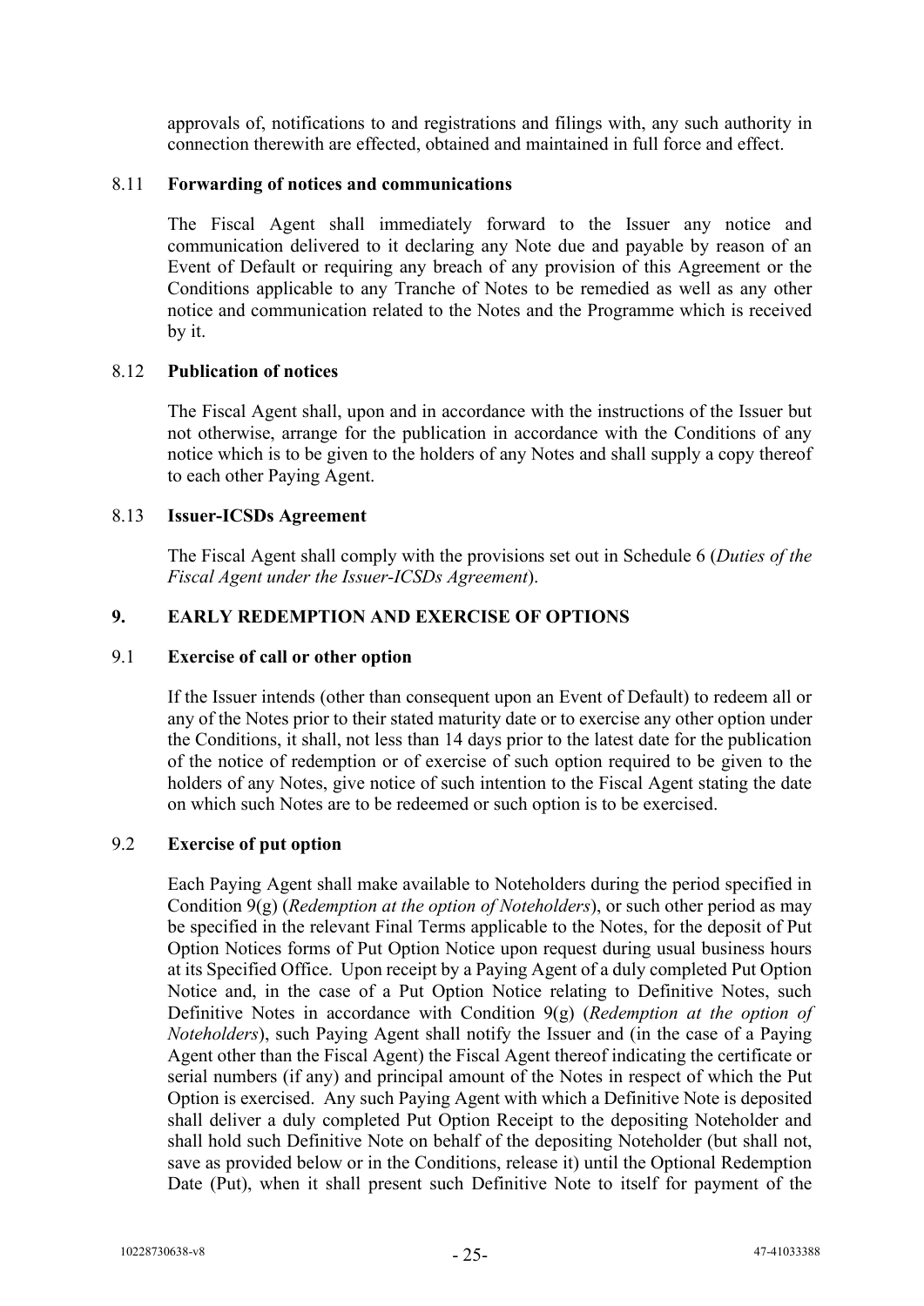approvals of, notifications to and registrations and filings with, any such authority in connection therewith are effected, obtained and maintained in full force and effect.

### 8.11 **Forwarding of notices and communications**

The Fiscal Agent shall immediately forward to the Issuer any notice and communication delivered to it declaring any Note due and payable by reason of an Event of Default or requiring any breach of any provision of this Agreement or the Conditions applicable to any Tranche of Notes to be remedied as well as any other notice and communication related to the Notes and the Programme which is received by it.

### 8.12 **Publication of notices**

The Fiscal Agent shall, upon and in accordance with the instructions of the Issuer but not otherwise, arrange for the publication in accordance with the Conditions of any notice which is to be given to the holders of any Notes and shall supply a copy thereof to each other Paying Agent.

### 8.13 **Issuer-ICSDs Agreement**

The Fiscal Agent shall comply with the provisions set out in Schedule 6 (*Duties of the Fiscal Agent under the Issuer-ICSDs Agreement*).

## 9. **EARLY REDEMPTION AND EXERCISE OF OPTIONS**

### 9.1 **Exercise of call or other option**

If the Issuer intends (other than consequent upon an Event of Default) to redeem all or any of the Notes prior to their stated maturity date or to exercise any other option under the Conditions, it shall, not less than 14 days prior to the latest date for the publication of the notice of redemption or of exercise of such option required to be given to the holders of any Notes, give notice of such intention to the Fiscal Agent stating the date on which such Notes are to be redeemed or such option is to be exercised.

### 9.2 **Exercise of put option**

Each Paying Agent shall make available to Noteholders during the period specified in Condition 9(g) (*Redemption at the option of Noteholders*), or such other period as may be specified in the relevant Final Terms applicable to the Notes, for the deposit of Put Option Notices forms of Put Option Notice upon request during usual business hours at its Specified Office. Upon receipt by a Paying Agent of a duly completed Put Option Notice and, in the case of a Put Option Notice relating to Definitive Notes, such Definitive Notes in accordance with Condition 9(g) (*Redemption at the option of Noteholders*), such Paying Agent shall notify the Issuer and (in the case of a Paying Agent other than the Fiscal Agent) the Fiscal Agent thereof indicating the certificate or serial numbers (if any) and principal amount of the Notes in respect of which the Put Option is exercised. Any such Paying Agent with which a Definitive Note is deposited shall deliver a duly completed Put Option Receipt to the depositing Noteholder and shall hold such Definitive Note on behalf of the depositing Noteholder (but shall not, save as provided below or in the Conditions, release it) until the Optional Redemption Date (Put), when it shall present such Definitive Note to itself for payment of the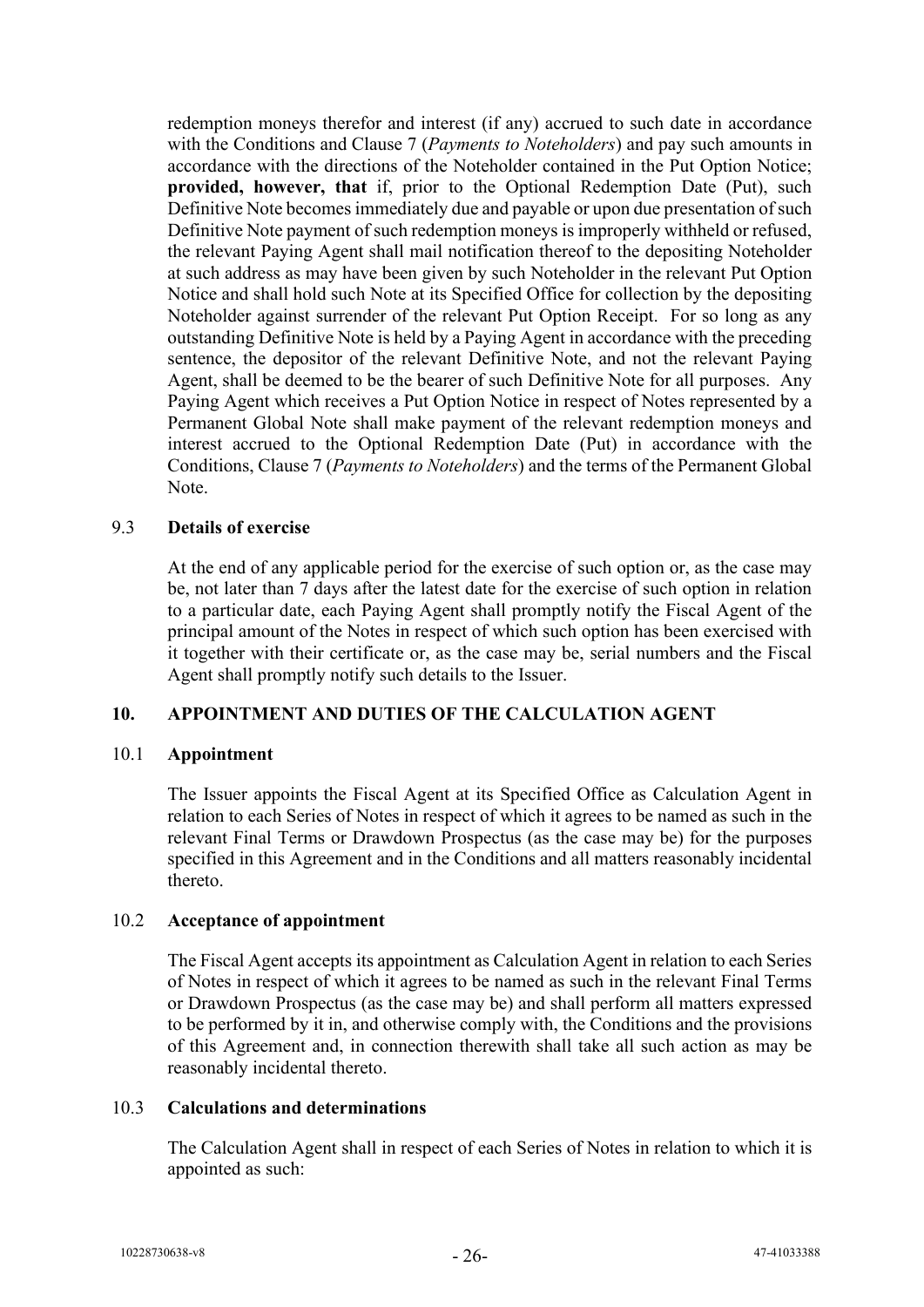redemption moneys therefor and interest (if any) accrued to such date in accordance with the Conditions and Clause 7 (*Payments to Noteholders*) and pay such amounts in accordance with the directions of the Noteholder contained in the Put Option Notice; **provided, however, that** if, prior to the Optional Redemption Date (Put), such Definitive Note becomes immediately due and payable or upon due presentation of such Definitive Note payment of such redemption moneys is improperly withheld or refused, the relevant Paying Agent shall mail notification thereof to the depositing Noteholder at such address as may have been given by such Noteholder in the relevant Put Option Notice and shall hold such Note at its Specified Office for collection by the depositing Noteholder against surrender of the relevant Put Option Receipt. For so long as any outstanding Definitive Note is held by a Paying Agent in accordance with the preceding sentence, the depositor of the relevant Definitive Note, and not the relevant Paying Agent, shall be deemed to be the bearer of such Definitive Note for all purposes. Any Paying Agent which receives a Put Option Notice in respect of Notes represented by a Permanent Global Note shall make payment of the relevant redemption moneys and interest accrued to the Optional Redemption Date (Put) in accordance with the Conditions, Clause 7 (*Payments to Noteholders*) and the terms of the Permanent Global Note.

### 9.3 Details of exercise

At the end of any applicable period for the exercise of such option or, as the case may be, not later than 7 days after the latest date for the exercise of such option in relation to a particular date, each Paying Agent shall promptly notify the Fiscal Agent of the principal amount of the Notes in respect of which such option has been exercised with it together with their certificate or, as the case may be, serial numbers and the Fiscal Agent shall promptly notify such details to the Issuer.

## 10. APPOINTMENT AND DUTIES OF THE CALCULATION AGENT

### 10.1 Appointment

The Issuer appoints the Fiscal Agent at its Specified Office as Calculation Agent in relation to each Series of Notes in respect of which it agrees to be named as such in the relevant Final Terms or Drawdown Prospectus (as the case may be) for the purposes specified in this Agreement and in the Conditions and all matters reasonably incidental thereto.

### 10.2 Acceptance of appointment

The Fiscal Agent accepts its appointment as Calculation Agent in relation to each Series of Notes in respect of which it agrees to be named as such in the relevant Final Terms or Drawdown Prospectus (as the case may be) and shall perform all matters expressed to be performed by it in, and otherwise comply with, the Conditions and the provisions of this Agreement and, in connection therewith shall take all such action as may be reasonably incidental thereto.

### 10.3 Calculations and determinations

The Calculation Agent shall in respect of each Series of Notes in relation to which it is appointed as such: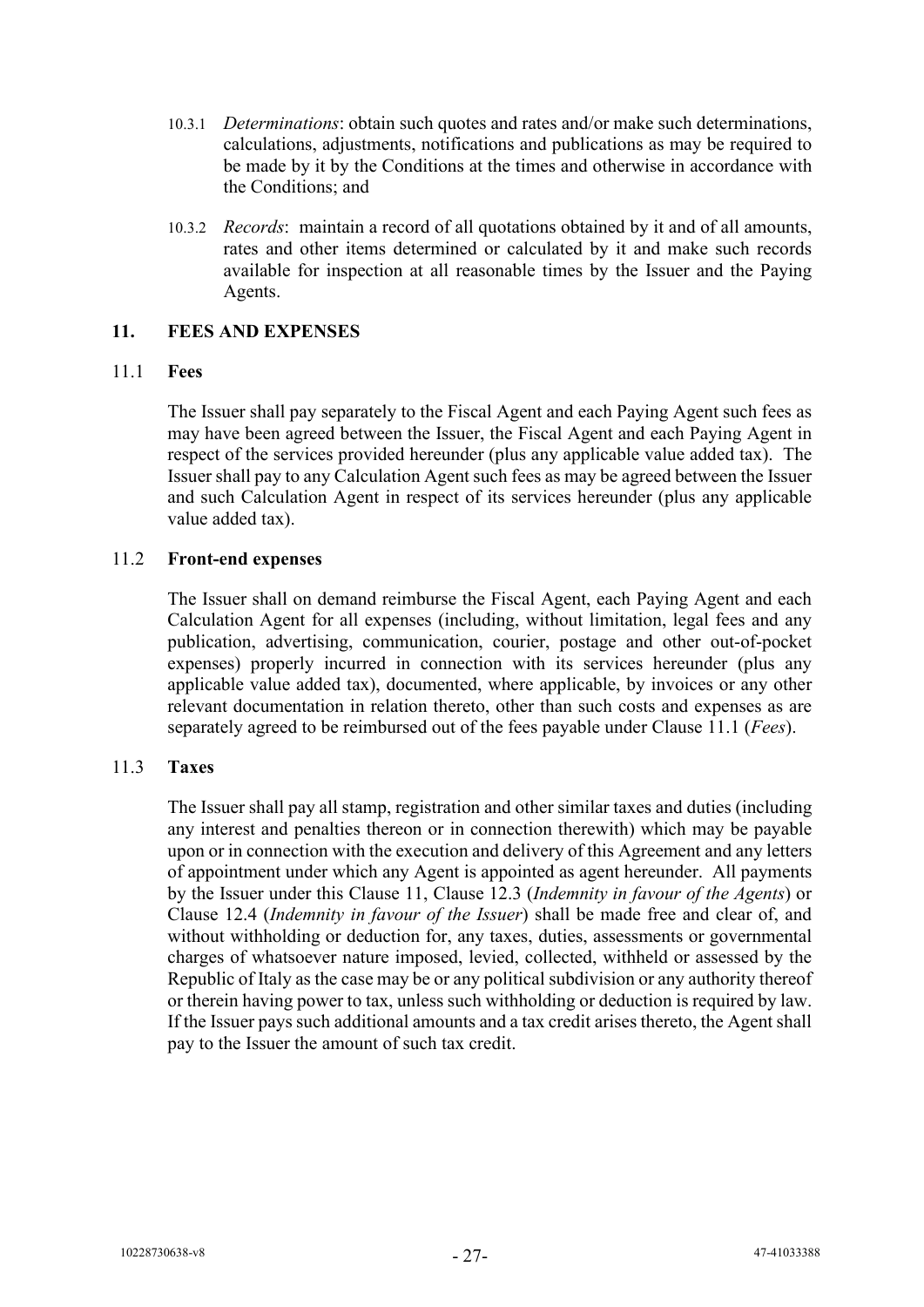10.3.1 *Determinations*: obtain such quotes and rates and/or make such determinations, calculations, adjustments, notifications and publications as may be required to be made by it by the Conditions at the times and otherwise in accordance with the Conditions; and

10.3.2 *Records*: maintain a record of all quotations obtained by it and of all amounts, rates and other items determined or calculated by it and make such records available for inspection at all reasonable times by the Issuer and the Paying Agents.

## 11. FEES AND EXPENSES

### 11.1 Fees

The Issuer shall pay separately to the Fiscal Agent and each Paying Agent such fees as may have been agreed between the Issuer, the Fiscal Agent and each Paying Agent in respect of the services provided hereunder (plus any applicable value added tax). The Issuer shall pay to any Calculation Agent such fees as may be agreed between the Issuer and such Calculation Agent in respect of its services hereunder (plus any applicable value added tax).

### 11.2 Front-end expenses

The Issuer shall on demand reimburse the Fiscal Agent, each Paying Agent and each Calculation Agent for all expenses (including, without limitation, legal fees and any publication, advertising, communication, courier, postage and other out-of-pocket expenses) properly incurred in connection with its services hereunder (plus any applicable value added tax), documented, where applicable, by invoices or any other relevant documentation in relation thereto, other than such costs and expenses as are separately agreed to be reimbursed out of the fees payable under Clause 11.1 (*Fees*).

### 11.3 Taxes

The Issuer shall pay all stamp, registration and other similar taxes and duties (including any interest and penalties thereon or in connection therewith) which may be payable upon or in connection with the execution and delivery of this Agreement and any letters of appointment under which any Agent is appointed as agent hereunder. All payments by the Issuer under this Clause 11, Clause 12.3 (*Indemnity in favour of the Agents*) or Clause 12.4 (*Indemnity in favour of the Issuer*) shall be made free and clear of, and without withholding or deduction for, any taxes, duties, assessments or governmental charges of whatsoever nature imposed, levied, collected, withheld or assessed by the Republic of Italy as the case may be or any political subdivision or any authority thereof or therein having power to tax, unless such withholding or deduction is required by law. If the Issuer pays such additional amounts and a tax credit arises thereto, the Agent shall pay to the Issuer the amount of such tax credit.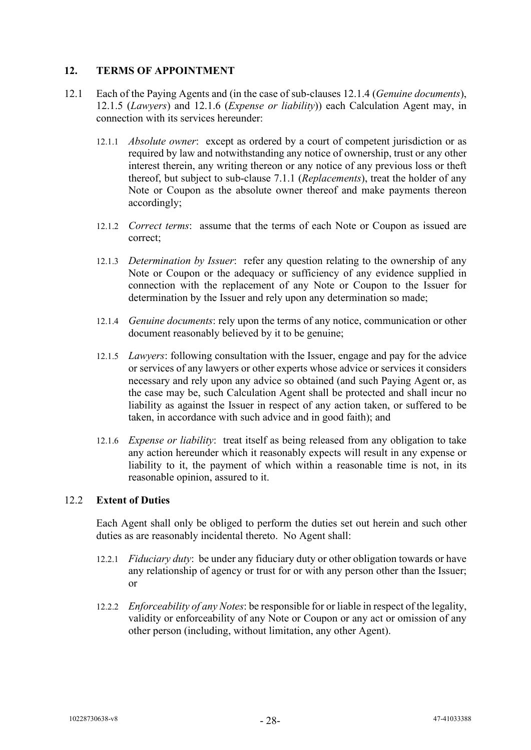## 12. TERMS OF APPOINTMENT

12.1 Each of the Paying Agents and (in the case of sub-clauses 12.1.4 (*Genuine documents*), 12.1.5 (*Lawyers*) and 12.1.6 (*Expense or liability*)) each Calculation Agent may, in connection with its services hereunder:

12.1.1 *Absolute owner*: except as ordered by a court of competent jurisdiction or as required by law and notwithstanding any notice of ownership, trust or any other interest therein, any writing thereon or any notice of any previous loss or theft thereof, but subject to sub-clause 7.1.1 (*Replacements*), treat the holder of any Note or Coupon as the absolute owner thereof and make payments thereon accordingly;

12.1.2 *Correct terms*: assume that the terms of each Note or Coupon as issued are correct;

12.1.3 *Determination by Issuer*: refer any question relating to the ownership of any Note or Coupon or the adequacy or sufficiency of any evidence supplied in connection with the replacement of any Note or Coupon to the Issuer for determination by the Issuer and rely upon any determination so made;

12.1.4 *Genuine documents*: rely upon the terms of any notice, communication or other document reasonably believed by it to be genuine;

12.1.5 *Lawyers*: following consultation with the Issuer, engage and pay for the advice or services of any lawyers or other experts whose advice or services it considers necessary and rely upon any advice so obtained (and such Paying Agent or, as the case may be, such Calculation Agent shall be protected and shall incur no liability as against the Issuer in respect of any action taken, or suffered to be taken, in accordance with such advice and in good faith); and

12.1.6 *Expense or liability*: treat itself as being released from any obligation to take any action hereunder which it reasonably expects will result in any expense or liability to it, the payment of which within a reasonable time is not, in its reasonable opinion, assured to it.

### 12.2 Extent of Duties

Each Agent shall only be obliged to perform the duties set out herein and such other duties as are reasonably incidental thereto. No Agent shall:

12.2.1 *Fiduciary duty*: be under any fiduciary duty or other obligation towards or have any relationship of agency or trust for or with any person other than the Issuer; or

12.2.2 *Enforceability of any Notes*: be responsible for or liable in respect of the legality, validity or enforceability of any Note or Coupon or any act or omission of any other person (including, without limitation, any other Agent).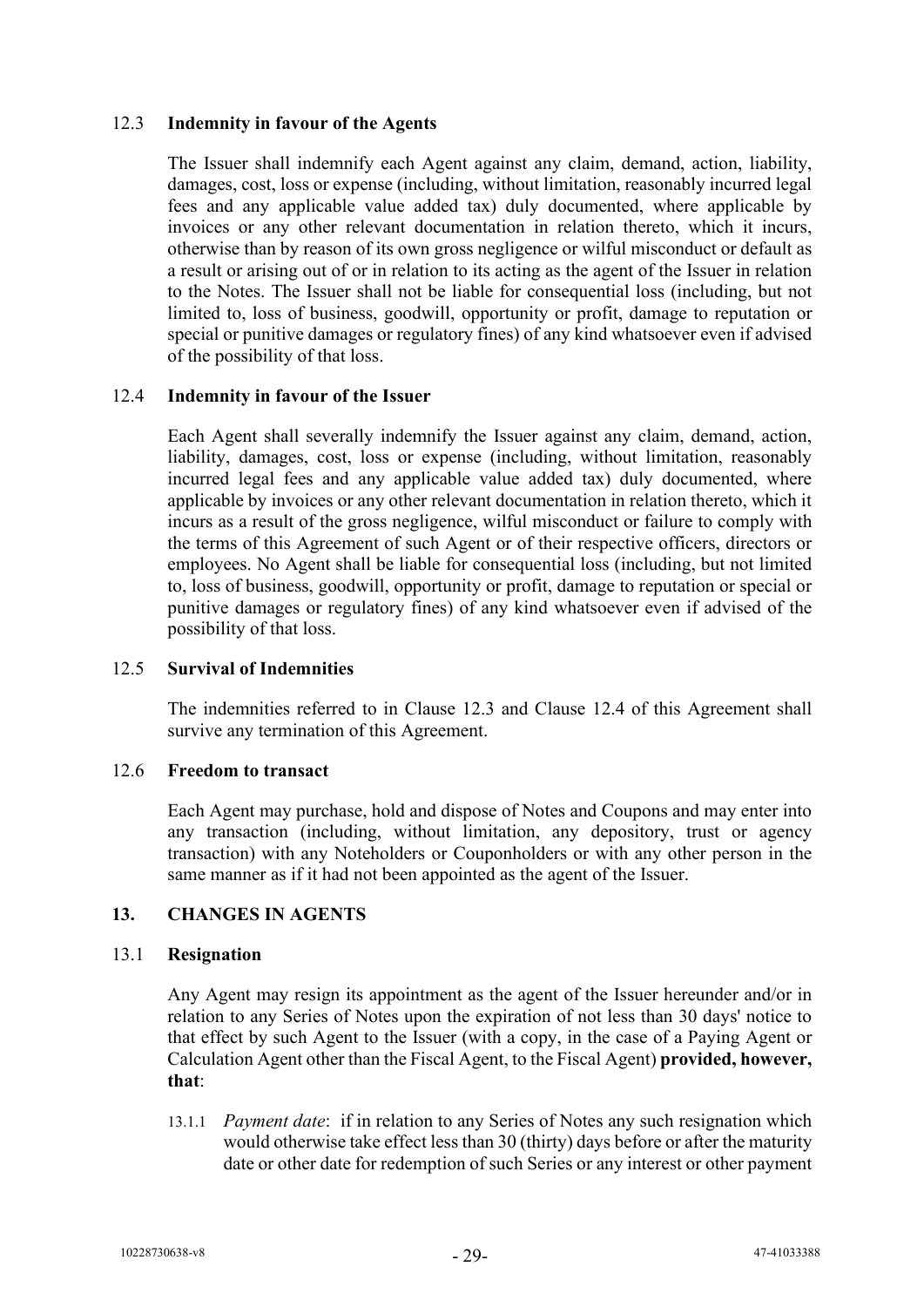12.3 **Indemnity in favour of the Agents**

The Issuer shall indemnify each Agent against any claim, demand, action, liability, damages, cost, loss or expense (including, without limitation, reasonably incurred legal fees and any applicable value added tax) duly documented, where applicable by invoices or any other relevant documentation in relation thereto, which it incurs, otherwise than by reason of its own gross negligence or wilful misconduct or default as a result or arising out of or in relation to its acting as the agent of the Issuer in relation to the Notes. The Issuer shall not be liable for consequential loss (including, but not limited to, loss of business, goodwill, opportunity or profit, damage to reputation or special or punitive damages or regulatory fines) of any kind whatsoever even if advised of the possibility of that loss.

12.4 **Indemnity in favour of the Issuer**

Each Agent shall severally indemnify the Issuer against any claim, demand, action, liability, damages, cost, loss or expense (including, without limitation, reasonably incurred legal fees and any applicable value added tax) duly documented, where applicable by invoices or any other relevant documentation in relation thereto, which it incurs as a result of the gross negligence, wilful misconduct or failure to comply with the terms of this Agreement of such Agent or of their respective officers, directors or employees. No Agent shall be liable for consequential loss (including, but not limited to, loss of business, goodwill, opportunity or profit, damage to reputation or special or punitive damages or regulatory fines) of any kind whatsoever even if advised of the possibility of that loss.

12.5 **Survival of Indemnities**

The indemnities referred to in Clause 12.3 and Clause 12.4 of this Agreement shall survive any termination of this Agreement.

12.6 **Freedom to transact**

Each Agent may purchase, hold and dispose of Notes and Coupons and may enter into any transaction (including, without limitation, any depository, trust or agency transaction) with any Noteholders or Couponholders or with any other person in the same manner as if it had not been appointed as the agent of the Issuer.

## 13. CHANGES IN AGENTS

13.1 **Resignation**

Any Agent may resign its appointment as the agent of the Issuer hereunder and/or in relation to any Series of Notes upon the expiration of not less than 30 days' notice to that effect by such Agent to the Issuer (with a copy, in the case of a Paying Agent or Calculation Agent other than the Fiscal Agent, to the Fiscal Agent) **provided, however, that**:

13.1.1 *Payment date*: if in relation to any Series of Notes any such resignation which would otherwise take effect less than 30 (thirty) days before or after the maturity date or other date for redemption of such Series or any interest or other payment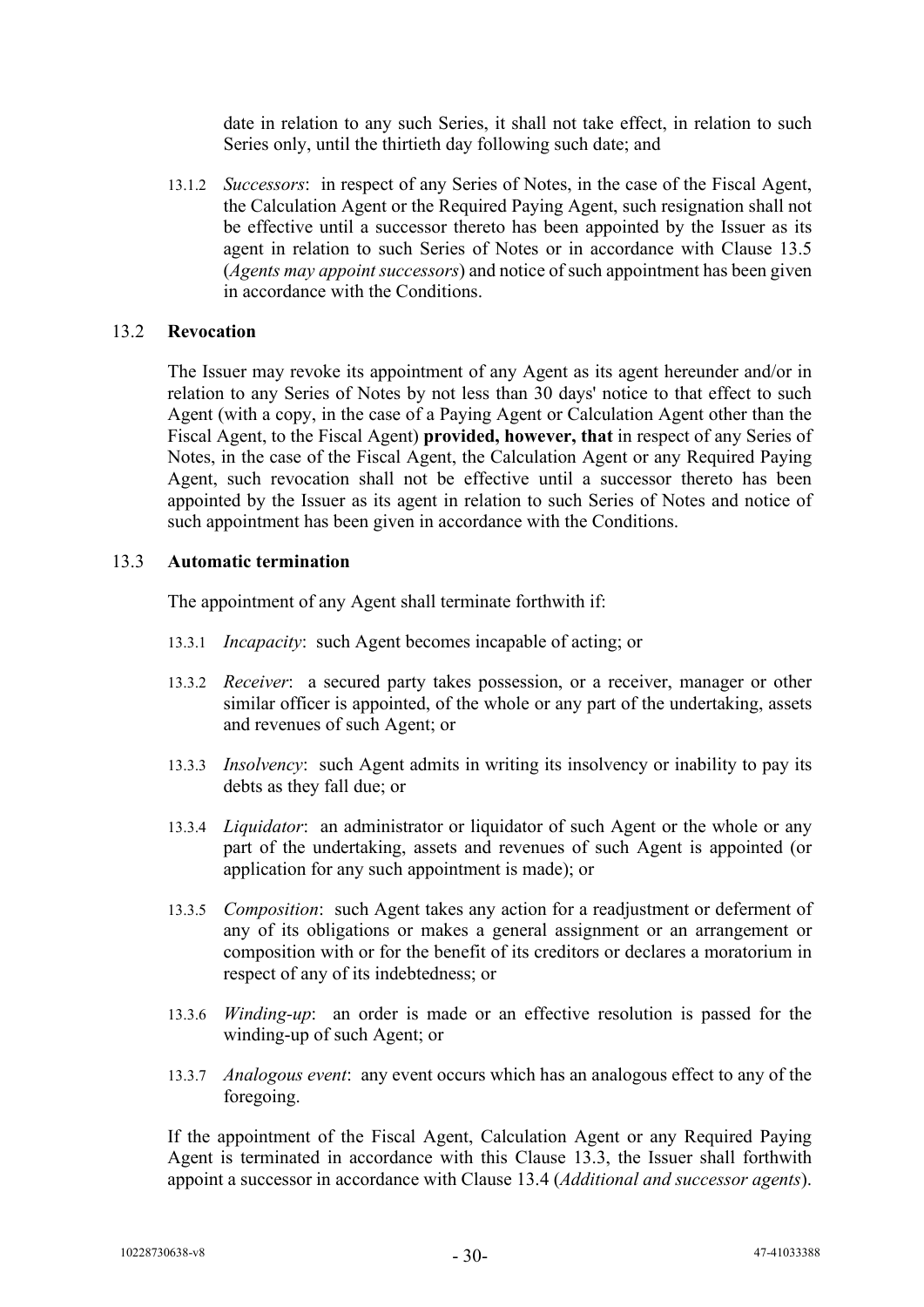date in relation to any such Series, it shall not take effect, in relation to such Series only, until the thirtieth day following such date; and

13.1.2 *Successors*: in respect of any Series of Notes, in the case of the Fiscal Agent, the Calculation Agent or the Required Paying Agent, such resignation shall not be effective until a successor thereto has been appointed by the Issuer as its agent in relation to such Series of Notes or in accordance with Clause 13.5 (*Agents may appoint successors*) and notice of such appointment has been given in accordance with the Conditions.

### 13.2 Revocation

The Issuer may revoke its appointment of any Agent as its agent hereunder and/or in relation to any Series of Notes by not less than 30 days' notice to that effect to such Agent (with a copy, in the case of a Paying Agent or Calculation Agent other than the Fiscal Agent, to the Fiscal Agent) **provided, however, that** in respect of any Series of Notes, in the case of the Fiscal Agent, the Calculation Agent or any Required Paying Agent, such revocation shall not be effective until a successor thereto has been appointed by the Issuer as its agent in relation to such Series of Notes and notice of such appointment has been given in accordance with the Conditions.

### 13.3 Automatic termination

The appointment of any Agent shall terminate forthwith if:

13.3.1 *Incapacity*: such Agent becomes incapable of acting; or

13.3.2 *Receiver*: a secured party takes possession, or a receiver, manager or other similar officer is appointed, of the whole or any part of the undertaking, assets and revenues of such Agent; or

13.3.3 *Insolvency*: such Agent admits in writing its insolvency or inability to pay its debts as they fall due; or

13.3.4 *Liquidator*: an administrator or liquidator of such Agent or the whole or any part of the undertaking, assets and revenues of such Agent is appointed (or application for any such appointment is made); or

13.3.5 *Composition*: such Agent takes any action for a readjustment or deferment of any of its obligations or makes a general assignment or an arrangement or composition with or for the benefit of its creditors or declares a moratorium in respect of any of its indebtedness; or

13.3.6 *Winding-up*: an order is made or an effective resolution is passed for the winding-up of such Agent; or

13.3.7 *Analogous event*: any event occurs which has an analogous effect to any of the foregoing.

If the appointment of the Fiscal Agent, Calculation Agent or any Required Paying Agent is terminated in accordance with this Clause 13.3, the Issuer shall forthwith appoint a successor in accordance with Clause 13.4 (*Additional and successor agents*).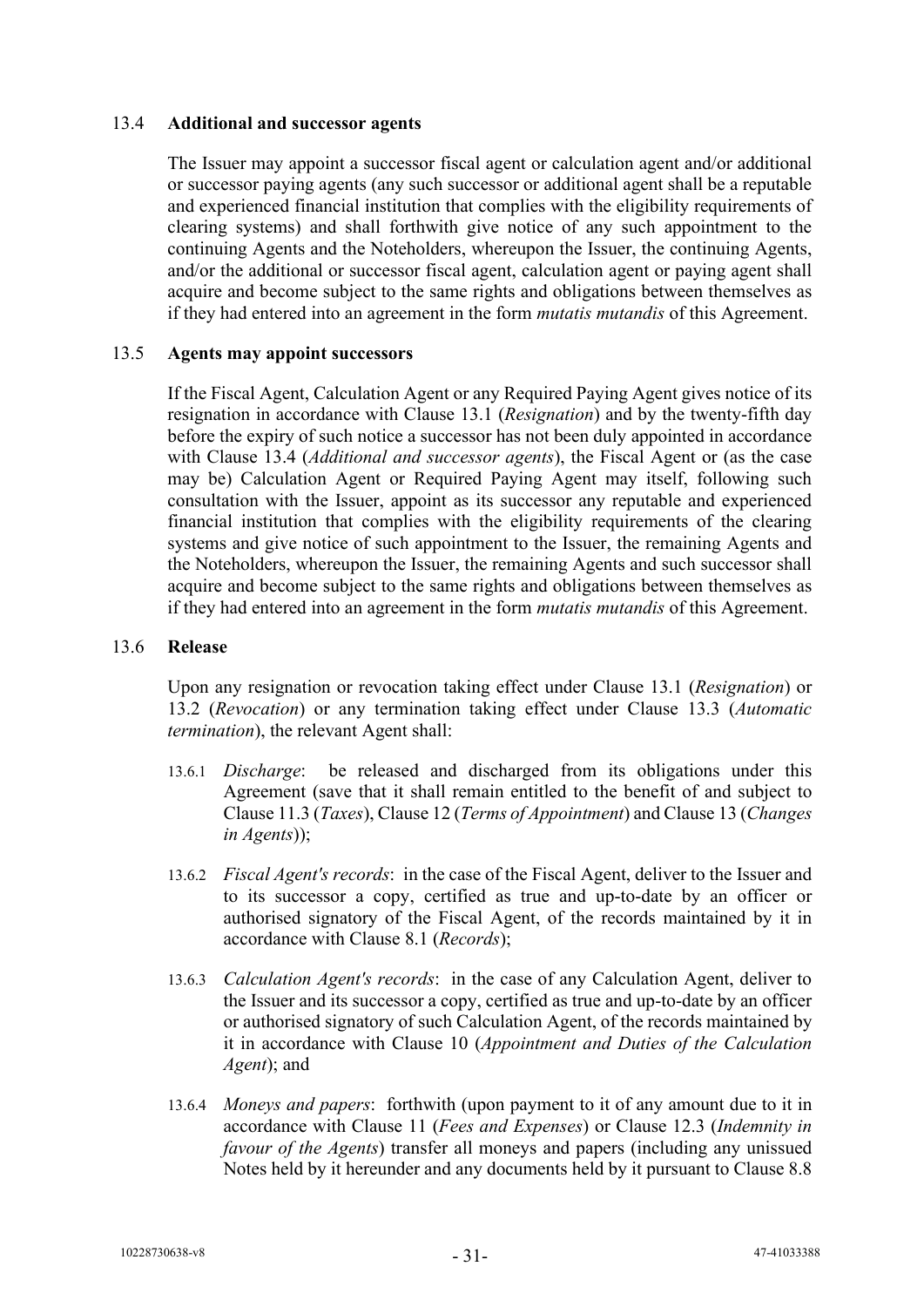### 13.4 **Additional and successor agents**

The Issuer may appoint a successor fiscal agent or calculation agent and/or additional or successor paying agents (any such successor or additional agent shall be a reputable and experienced financial institution that complies with the eligibility requirements of clearing systems) and shall forthwith give notice of any such appointment to the continuing Agents and the Noteholders, whereupon the Issuer, the continuing Agents, and/or the additional or successor fiscal agent, calculation agent or paying agent shall acquire and become subject to the same rights and obligations between themselves as if they had entered into an agreement in the form *mutatis mutandis* of this Agreement.

### 13.5 **Agents may appoint successors**

If the Fiscal Agent, Calculation Agent or any Required Paying Agent gives notice of its resignation in accordance with Clause 13.1 (*Resignation*) and by the twenty-fifth day before the expiry of such notice a successor has not been duly appointed in accordance with Clause 13.4 (*Additional and successor agents*), the Fiscal Agent or (as the case may be) Calculation Agent or Required Paying Agent may itself, following such consultation with the Issuer, appoint as its successor any reputable and experienced financial institution that complies with the eligibility requirements of the clearing systems and give notice of such appointment to the Issuer, the remaining Agents and the Noteholders, whereupon the Issuer, the remaining Agents and such successor shall acquire and become subject to the same rights and obligations between themselves as if they had entered into an agreement in the form *mutatis mutandis* of this Agreement.

### 13.6 **Release**

Upon any resignation or revocation taking effect under Clause 13.1 (*Resignation*) or 13.2 (*Revocation*) or any termination taking effect under Clause 13.3 (*Automatic termination*), the relevant Agent shall:

13.6.1 *Discharge*: be released and discharged from its obligations under this Agreement (save that it shall remain entitled to the benefit of and subject to Clause 11.3 (*Taxes*), Clause 12 (*Terms of Appointment*) and Clause 13 (*Changes in Agents*));

13.6.2 *Fiscal Agent's records*: in the case of the Fiscal Agent, deliver to the Issuer and to its successor a copy, certified as true and up-to-date by an officer or authorised signatory of the Fiscal Agent, of the records maintained by it in accordance with Clause 8.1 (*Records*);

13.6.3 *Calculation Agent's records*: in the case of any Calculation Agent, deliver to the Issuer and its successor a copy, certified as true and up-to-date by an officer or authorised signatory of such Calculation Agent, of the records maintained by it in accordance with Clause 10 (*Appointment and Duties of the Calculation Agent*); and

13.6.4 *Moneys and papers*: forthwith (upon payment to it of any amount due to it in accordance with Clause 11 (*Fees and Expenses*) or Clause 12.3 (*Indemnity in favour of the Agents*) transfer all moneys and papers (including any unissued Notes held by it hereunder and any documents held by it pursuant to Clause 8.8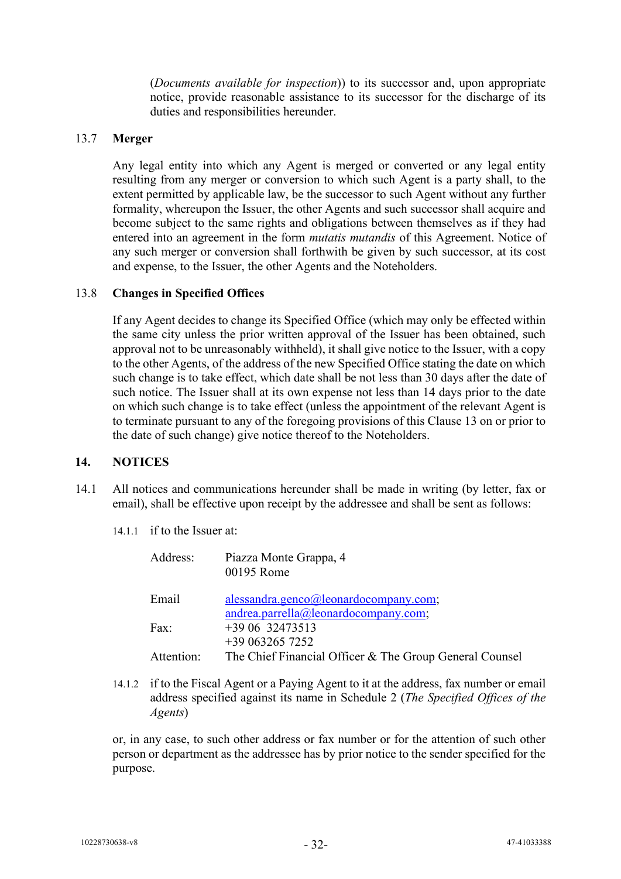(*Documents available for inspection*)) to its successor and, upon appropriate notice, provide reasonable assistance to its successor for the discharge of its duties and responsibilities hereunder.

13.7 **Merger**

Any legal entity into which any Agent is merged or converted or any legal entity resulting from any merger or conversion to which such Agent is a party shall, to the extent permitted by applicable law, be the successor to such Agent without any further formality, whereupon the Issuer, the other Agents and such successor shall acquire and become subject to the same rights and obligations between themselves as if they had entered into an agreement in the form *mutatis mutandis* of this Agreement. Notice of any such merger or conversion shall forthwith be given by such successor, at its cost and expense, to the Issuer, the other Agents and the Noteholders.

13.8 **Changes in Specified Offices**

If any Agent decides to change its Specified Office (which may only be effected within the same city unless the prior written approval of the Issuer has been obtained, such approval not to be unreasonably withheld), it shall give notice to the Issuer, with a copy to the other Agents, of the address of the new Specified Office stating the date on which such change is to take effect, which date shall be not less than 30 days after the date of such notice. The Issuer shall at its own expense not less than 14 days prior to the date on which such change is to take effect (unless the appointment of the relevant Agent is to terminate pursuant to any of the foregoing provisions of this Clause 13 on or prior to the date of such change) give notice thereof to the Noteholders.

## 14. NOTICES

14.1 All notices and communications hereunder shall be made in writing (by letter, fax or email), shall be effective upon receipt by the addressee and shall be sent as follows:

14.1.1 if to the Issuer at:

Address: Piazza Monte Grappa, 4
00195 Rome

Email: alessandra.genco@leonardocompany.com; andrea.parrella@leonardocompany.com;

Fax: +39 06 32473513
+39 063265 7252

Attention: The Chief Financial Officer & The Group General Counsel

14.1.2 if to the Fiscal Agent or a Paying Agent to it at the address, fax number or email address specified against its name in Schedule 2 (*The Specified Offices of the Agents*)

or, in any case, to such other address or fax number or for the attention of such other person or department as the addressee has by prior notice to the sender specified for the purpose.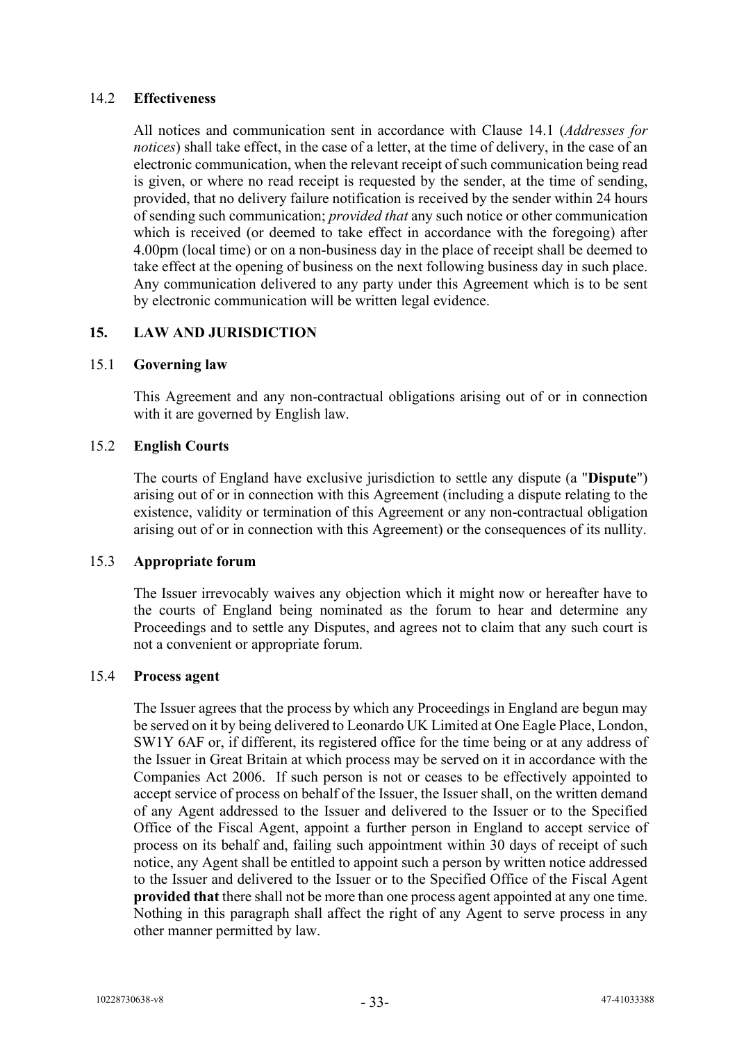### 14.2 **Effectiveness**

All notices and communication sent in accordance with Clause 14.1 (*Addresses for notices*) shall take effect, in the case of a letter, at the time of delivery, in the case of an electronic communication, when the relevant receipt of such communication being read is given, or where no read receipt is requested by the sender, at the time of sending, provided, that no delivery failure notification is received by the sender within 24 hours of sending such communication; *provided that* any such notice or other communication which is received (or deemed to take effect in accordance with the foregoing) after 4.00pm (local time) or on a non-business day in the place of receipt shall be deemed to take effect at the opening of business on the next following business day in such place. Any communication delivered to any party under this Agreement which is to be sent by electronic communication will be written legal evidence.

## 15. LAW AND JURISDICTION

### 15.1 **Governing law**

This Agreement and any non-contractual obligations arising out of or in connection with it are governed by English law.

### 15.2 **English Courts**

The courts of England have exclusive jurisdiction to settle any dispute (a "**Dispute**") arising out of or in connection with this Agreement (including a dispute relating to the existence, validity or termination of this Agreement or any non-contractual obligation arising out of or in connection with this Agreement) or the consequences of its nullity.

### 15.3 **Appropriate forum**

The Issuer irrevocably waives any objection which it might now or hereafter have to the courts of England being nominated as the forum to hear and determine any Proceedings and to settle any Disputes, and agrees not to claim that any such court is not a convenient or appropriate forum.

### 15.4 **Process agent**

The Issuer agrees that the process by which any Proceedings in England are begun may be served on it by being delivered to Leonardo UK Limited at One Eagle Place, London, SW1Y 6AF or, if different, its registered office for the time being or at any address of the Issuer in Great Britain at which process may be served on it in accordance with the Companies Act 2006. If such person is not or ceases to be effectively appointed to accept service of process on behalf of the Issuer, the Issuer shall, on the written demand of any Agent addressed to the Issuer and delivered to the Issuer or to the Specified Office of the Fiscal Agent, appoint a further person in England to accept service of process on its behalf and, failing such appointment within 30 days of receipt of such notice, any Agent shall be entitled to appoint such a person by written notice addressed to the Issuer and delivered to the Issuer or to the Specified Office of the Fiscal Agent **provided that** there shall not be more than one process agent appointed at any one time. Nothing in this paragraph shall affect the right of any Agent to serve process in any other manner permitted by law.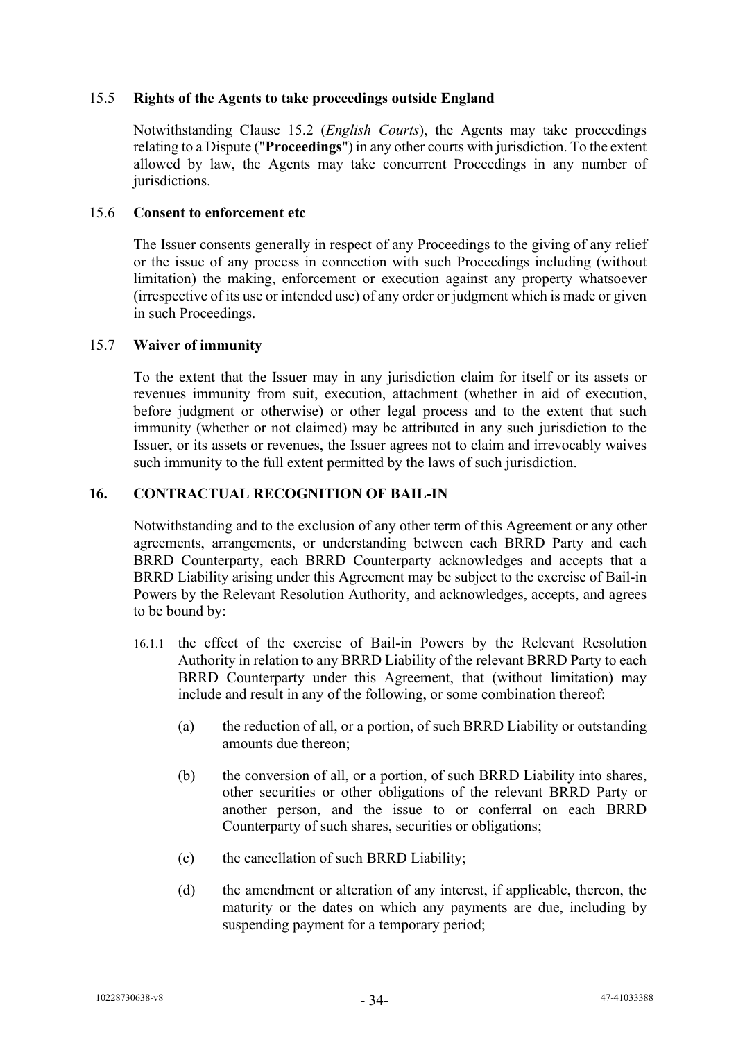### 15.5 **Rights of the Agents to take proceedings outside England**

Notwithstanding Clause 15.2 (*English Courts*), the Agents may take proceedings relating to a Dispute ("**Proceedings**") in any other courts with jurisdiction. To the extent allowed by law, the Agents may take concurrent Proceedings in any number of jurisdictions.

### 15.6 **Consent to enforcement etc**

The Issuer consents generally in respect of any Proceedings to the giving of any relief or the issue of any process in connection with such Proceedings including (without limitation) the making, enforcement or execution against any property whatsoever (irrespective of its use or intended use) of any order or judgment which is made or given in such Proceedings.

### 15.7 **Waiver of immunity**

To the extent that the Issuer may in any jurisdiction claim for itself or its assets or revenues immunity from suit, execution, attachment (whether in aid of execution, before judgment or otherwise) or other legal process and to the extent that such immunity (whether or not claimed) may be attributed in any such jurisdiction to the Issuer, or its assets or revenues, the Issuer agrees not to claim and irrevocably waives such immunity to the full extent permitted by the laws of such jurisdiction.

## 16. **CONTRACTUAL RECOGNITION OF BAIL-IN**

Notwithstanding and to the exclusion of any other term of this Agreement or any other agreements, arrangements, or understanding between each BRRD Party and each BRRD Counterparty, each BRRD Counterparty acknowledges and accepts that a BRRD Liability arising under this Agreement may be subject to the exercise of Bail-in Powers by the Relevant Resolution Authority, and acknowledges, accepts, and agrees to be bound by:

16.1.1 the effect of the exercise of Bail-in Powers by the Relevant Resolution Authority in relation to any BRRD Liability of the relevant BRRD Party to each BRRD Counterparty under this Agreement, that (without limitation) may include and result in any of the following, or some combination thereof:

(a) the reduction of all, or a portion, of such BRRD Liability or outstanding amounts due thereon;

(b) the conversion of all, or a portion, of such BRRD Liability into shares, other securities or other obligations of the relevant BRRD Party or another person, and the issue to or conferral on each BRRD Counterparty of such shares, securities or obligations;

(c) the cancellation of such BRRD Liability;

(d) the amendment or alteration of any interest, if applicable, thereon, the maturity or the dates on which any payments are due, including by suspending payment for a temporary period;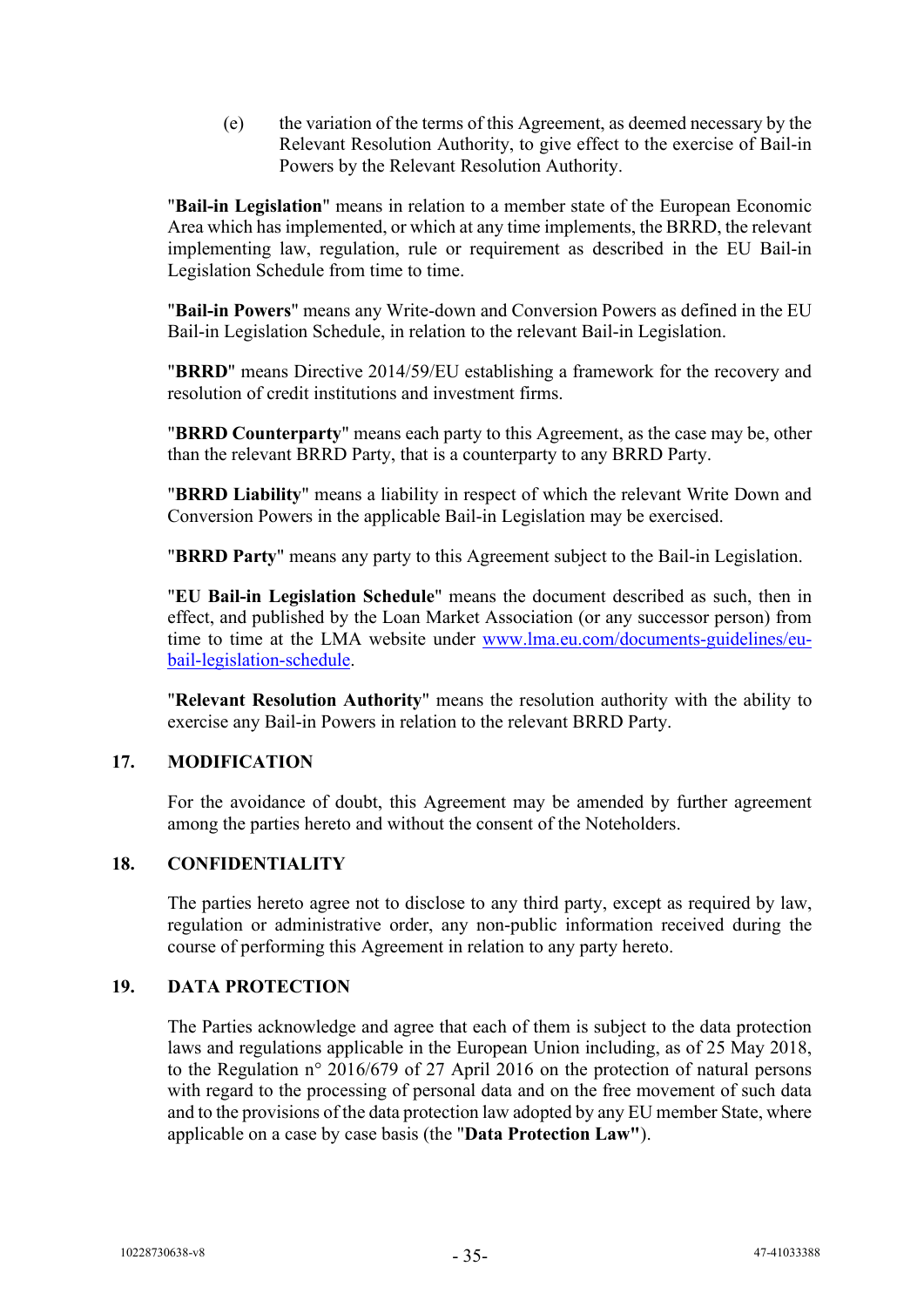(e) the variation of the terms of this Agreement, as deemed necessary by the Relevant Resolution Authority, to give effect to the exercise of Bail-in Powers by the Relevant Resolution Authority.

"**Bail-in Legislation**" means in relation to a member state of the European Economic Area which has implemented, or which at any time implements, the BRRD, the relevant implementing law, regulation, rule or requirement as described in the EU Bail-in Legislation Schedule from time to time.

"**Bail-in Powers**" means any Write-down and Conversion Powers as defined in the EU Bail-in Legislation Schedule, in relation to the relevant Bail-in Legislation.

"**BRRD**" means Directive 2014/59/EU establishing a framework for the recovery and resolution of credit institutions and investment firms.

"**BRRD Counterparty**" means each party to this Agreement, as the case may be, other than the relevant BRRD Party, that is a counterparty to any BRRD Party.

"**BRRD Liability**" means a liability in respect of which the relevant Write Down and Conversion Powers in the applicable Bail-in Legislation may be exercised.

"**BRRD Party**" means any party to this Agreement subject to the Bail-in Legislation.

"**EU Bail-in Legislation Schedule**" means the document described as such, then in effect, and published by the Loan Market Association (or any successor person) from time to time at the LMA website under www.lma.eu.com/documents-guidelines/eu-bail-legislation-schedule.

"**Relevant Resolution Authority**" means the resolution authority with the ability to exercise any Bail-in Powers in relation to the relevant BRRD Party.

## 17. MODIFICATION

For the avoidance of doubt, this Agreement may be amended by further agreement among the parties hereto and without the consent of the Noteholders.

## 18. CONFIDENTIALITY

The parties hereto agree not to disclose to any third party, except as required by law, regulation or administrative order, any non-public information received during the course of performing this Agreement in relation to any party hereto.

## 19. DATA PROTECTION

The Parties acknowledge and agree that each of them is subject to the data protection laws and regulations applicable in the European Union including, as of 25 May 2018, to the Regulation n° 2016/679 of 27 April 2016 on the protection of natural persons with regard to the processing of personal data and on the free movement of such data and to the provisions of the data protection law adopted by any EU member State, where applicable on a case by case basis (the "**Data Protection Law**").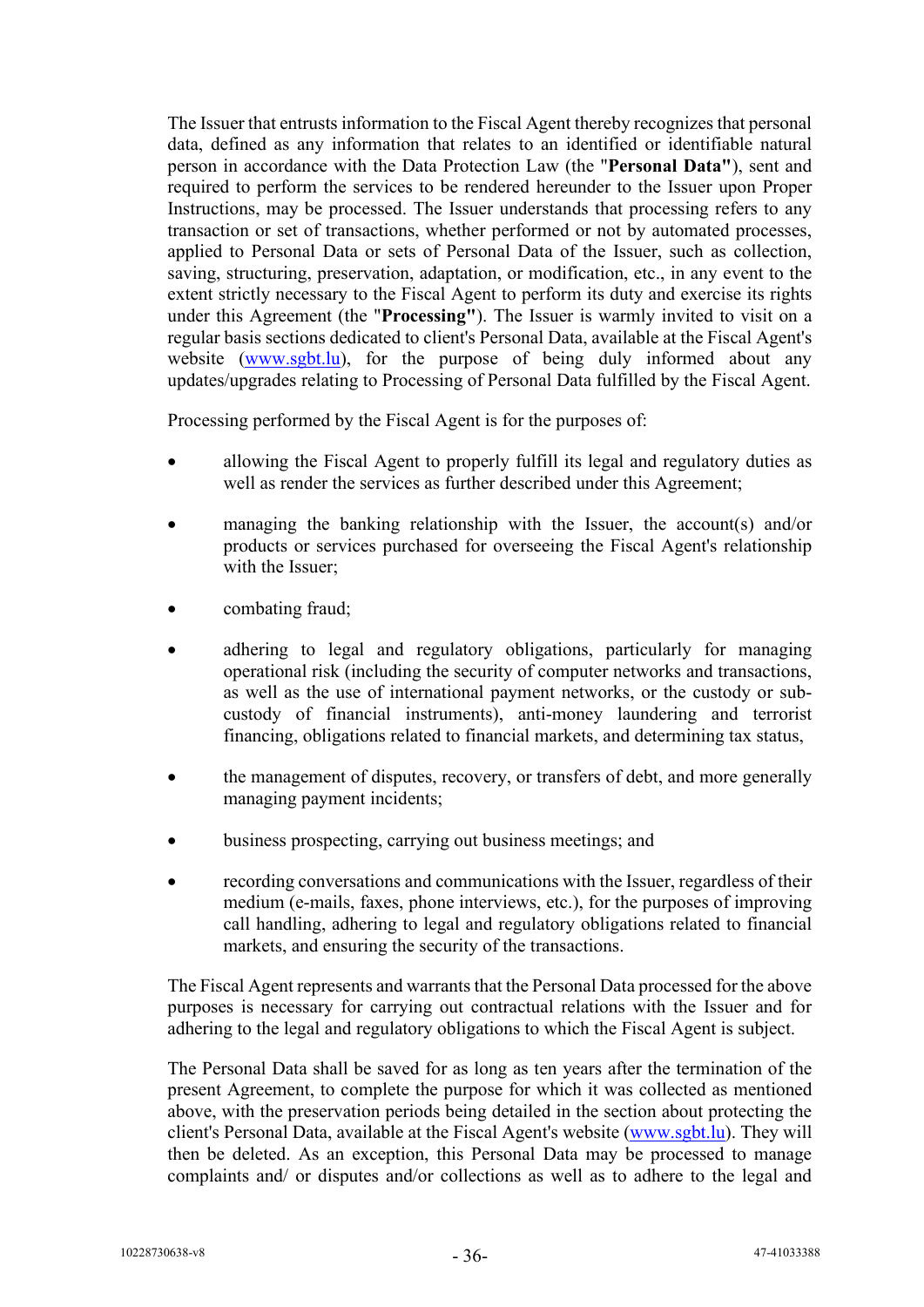The Issuer that entrusts information to the Fiscal Agent thereby recognizes that personal data, defined as any information that relates to an identified or identifiable natural person in accordance with the Data Protection Law (the "**Personal Data"**), sent and required to perform the services to be rendered hereunder to the Issuer upon Proper Instructions, may be processed. The Issuer understands that processing refers to any transaction or set of transactions, whether performed or not by automated processes, applied to Personal Data or sets of Personal Data of the Issuer, such as collection, saving, structuring, preservation, adaptation, or modification, etc., in any event to the extent strictly necessary to the Fiscal Agent to perform its duty and exercise its rights under this Agreement (the "**Processing"**). The Issuer is warmly invited to visit on a regular basis sections dedicated to client's Personal Data, available at the Fiscal Agent's website (www.sgbt.lu), for the purpose of being duly informed about any updates/upgrades relating to Processing of Personal Data fulfilled by the Fiscal Agent.

Processing performed by the Fiscal Agent is for the purposes of:

- allowing the Fiscal Agent to properly fulfill its legal and regulatory duties as well as render the services as further described under this Agreement;
- managing the banking relationship with the Issuer, the account(s) and/or products or services purchased for overseeing the Fiscal Agent's relationship with the Issuer;
- combating fraud;
- adhering to legal and regulatory obligations, particularly for managing operational risk (including the security of computer networks and transactions, as well as the use of international payment networks, or the custody or sub-custody of financial instruments), anti-money laundering and terrorist financing, obligations related to financial markets, and determining tax status,
- the management of disputes, recovery, or transfers of debt, and more generally managing payment incidents;
- business prospecting, carrying out business meetings; and
- recording conversations and communications with the Issuer, regardless of their medium (e-mails, faxes, phone interviews, etc.), for the purposes of improving call handling, adhering to legal and regulatory obligations related to financial markets, and ensuring the security of the transactions.

The Fiscal Agent represents and warrants that the Personal Data processed for the above purposes is necessary for carrying out contractual relations with the Issuer and for adhering to the legal and regulatory obligations to which the Fiscal Agent is subject.

The Personal Data shall be saved for as long as ten years after the termination of the present Agreement, to complete the purpose for which it was collected as mentioned above, with the preservation periods being detailed in the section about protecting the client's Personal Data, available at the Fiscal Agent's website (www.sgbt.lu). They will then be deleted. As an exception, this Personal Data may be processed to manage complaints and/ or disputes and/or collections as well as to adhere to the legal and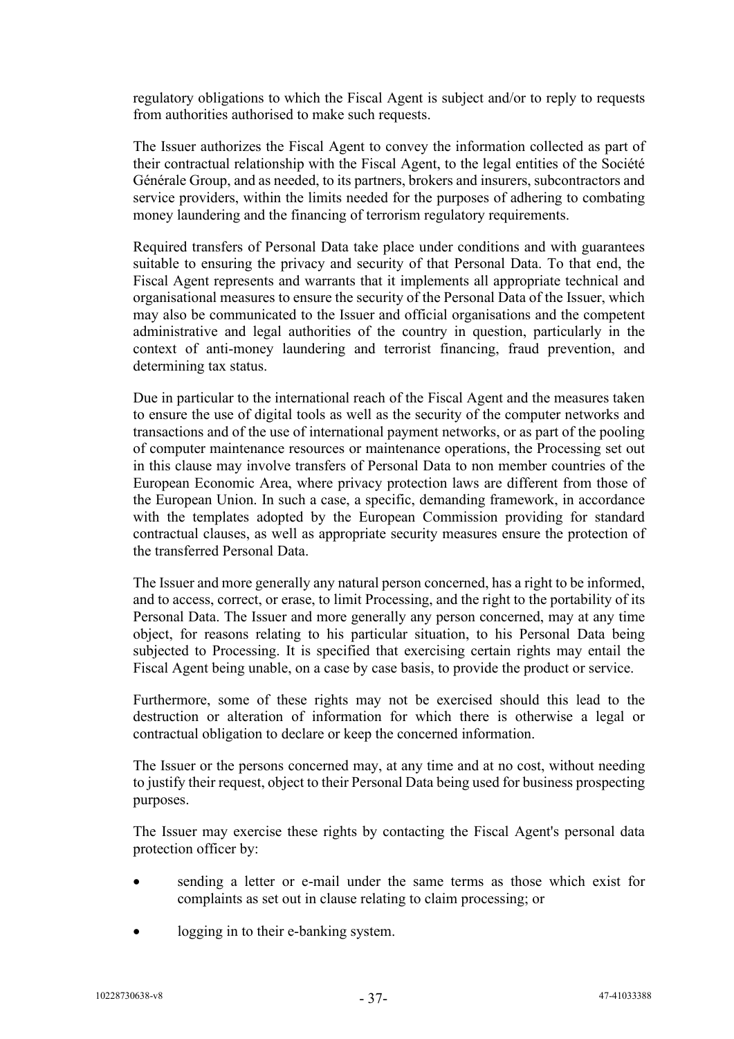regulatory obligations to which the Fiscal Agent is subject and/or to reply to requests from authorities authorised to make such requests.

The Issuer authorizes the Fiscal Agent to convey the information collected as part of their contractual relationship with the Fiscal Agent, to the legal entities of the Société Générale Group, and as needed, to its partners, brokers and insurers, subcontractors and service providers, within the limits needed for the purposes of adhering to combating money laundering and the financing of terrorism regulatory requirements.

Required transfers of Personal Data take place under conditions and with guarantees suitable to ensuring the privacy and security of that Personal Data. To that end, the Fiscal Agent represents and warrants that it implements all appropriate technical and organisational measures to ensure the security of the Personal Data of the Issuer, which may also be communicated to the Issuer and official organisations and the competent administrative and legal authorities of the country in question, particularly in the context of anti-money laundering and terrorist financing, fraud prevention, and determining tax status.

Due in particular to the international reach of the Fiscal Agent and the measures taken to ensure the use of digital tools as well as the security of the computer networks and transactions and of the use of international payment networks, or as part of the pooling of computer maintenance resources or maintenance operations, the Processing set out in this clause may involve transfers of Personal Data to non member countries of the European Economic Area, where privacy protection laws are different from those of the European Union. In such a case, a specific, demanding framework, in accordance with the templates adopted by the European Commission providing for standard contractual clauses, as well as appropriate security measures ensure the protection of the transferred Personal Data.

The Issuer and more generally any natural person concerned, has a right to be informed, and to access, correct, or erase, to limit Processing, and the right to the portability of its Personal Data. The Issuer and more generally any person concerned, may at any time object, for reasons relating to his particular situation, to his Personal Data being subjected to Processing. It is specified that exercising certain rights may entail the Fiscal Agent being unable, on a case by case basis, to provide the product or service.

Furthermore, some of these rights may not be exercised should this lead to the destruction or alteration of information for which there is otherwise a legal or contractual obligation to declare or keep the concerned information.

The Issuer or the persons concerned may, at any time and at no cost, without needing to justify their request, object to their Personal Data being used for business prospecting purposes.

The Issuer may exercise these rights by contacting the Fiscal Agent's personal data protection officer by:

- sending a letter or e-mail under the same terms as those which exist for complaints as set out in clause relating to claim processing; or
- logging in to their e-banking system.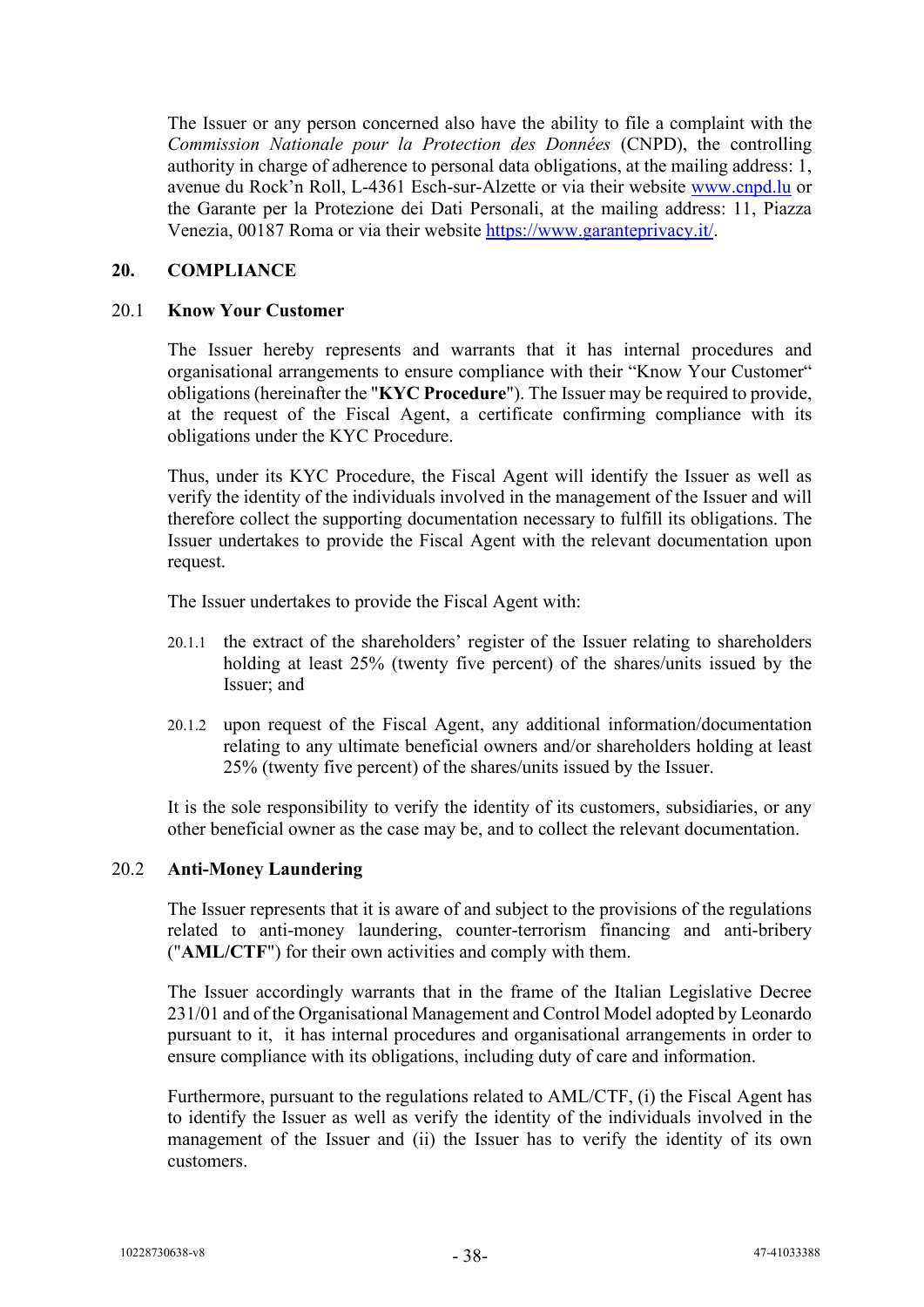The Issuer or any person concerned also have the ability to file a complaint with the *Commission Nationale pour la Protection des Données* (CNPD), the controlling authority in charge of adherence to personal data obligations, at the mailing address: 1, avenue du Rock'n Roll, L-4361 Esch-sur-Alzette or via their website www.cnpd.lu or the Garante per la Protezione dei Dati Personali, at the mailing address: 11, Piazza Venezia, 00187 Roma or via their website https://www.garanteprivacy.it/.

## 20. COMPLIANCE

### 20.1 Know Your Customer

The Issuer hereby represents and warrants that it has internal procedures and organisational arrangements to ensure compliance with their "Know Your Customer" obligations (hereinafter the "**KYC Procedure**"). The Issuer may be required to provide, at the request of the Fiscal Agent, a certificate confirming compliance with its obligations under the KYC Procedure.

Thus, under its KYC Procedure, the Fiscal Agent will identify the Issuer as well as verify the identity of the individuals involved in the management of the Issuer and will therefore collect the supporting documentation necessary to fulfill its obligations. The Issuer undertakes to provide the Fiscal Agent with the relevant documentation upon request.

The Issuer undertakes to provide the Fiscal Agent with:

20.1.1 the extract of the shareholders' register of the Issuer relating to shareholders holding at least 25% (twenty five percent) of the shares/units issued by the Issuer; and

20.1.2 upon request of the Fiscal Agent, any additional information/documentation relating to any ultimate beneficial owners and/or shareholders holding at least 25% (twenty five percent) of the shares/units issued by the Issuer.

It is the sole responsibility to verify the identity of its customers, subsidiaries, or any other beneficial owner as the case may be, and to collect the relevant documentation.

### 20.2 Anti-Money Laundering

The Issuer represents that it is aware of and subject to the provisions of the regulations related to anti-money laundering, counter-terrorism financing and anti-bribery ("**AML/CTF**") for their own activities and comply with them.

The Issuer accordingly warrants that in the frame of the Italian Legislative Decree 231/01 and of the Organisational Management and Control Model adopted by Leonardo pursuant to it, it has internal procedures and organisational arrangements in order to ensure compliance with its obligations, including duty of care and information.

Furthermore, pursuant to the regulations related to AML/CTF, (i) the Fiscal Agent has to identify the Issuer as well as verify the identity of the individuals involved in the management of the Issuer and (ii) the Issuer has to verify the identity of its own customers.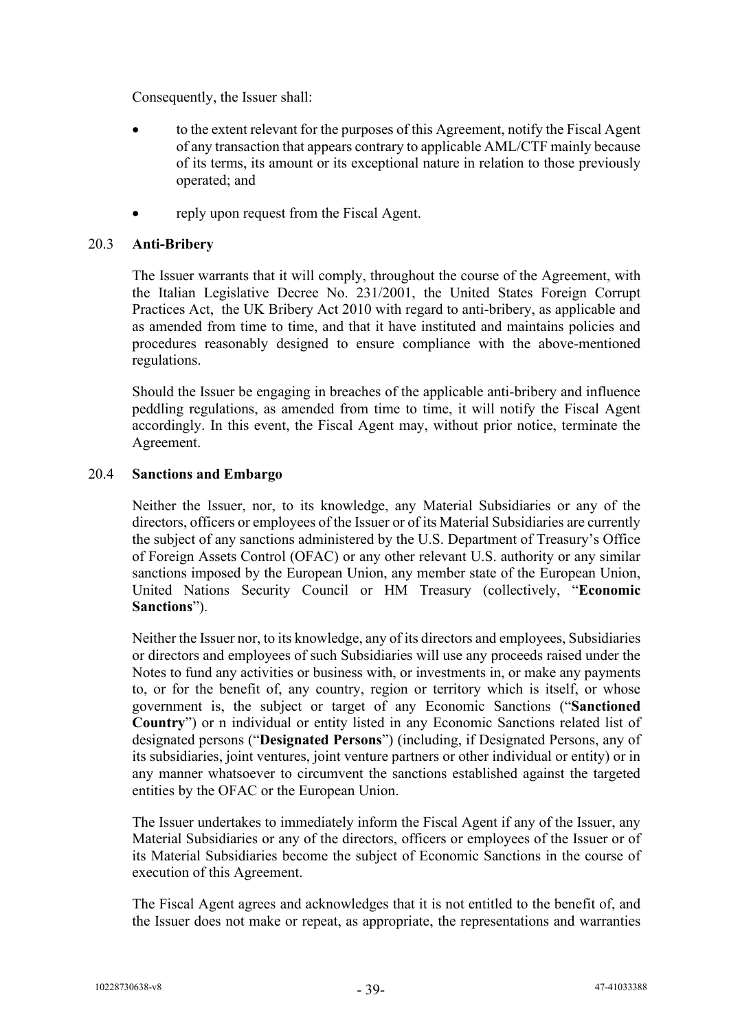Consequently, the Issuer shall:

- to the extent relevant for the purposes of this Agreement, notify the Fiscal Agent of any transaction that appears contrary to applicable AML/CTF mainly because of its terms, its amount or its exceptional nature in relation to those previously operated; and
- reply upon request from the Fiscal Agent.

### 20.3 Anti-Bribery

The Issuer warrants that it will comply, throughout the course of the Agreement, with the Italian Legislative Decree No. 231/2001, the United States Foreign Corrupt Practices Act, the UK Bribery Act 2010 with regard to anti-bribery, as applicable and as amended from time to time, and that it have instituted and maintains policies and procedures reasonably designed to ensure compliance with the above-mentioned regulations.

Should the Issuer be engaging in breaches of the applicable anti-bribery and influence peddling regulations, as amended from time to time, it will notify the Fiscal Agent accordingly. In this event, the Fiscal Agent may, without prior notice, terminate the Agreement.

### 20.4 Sanctions and Embargo

Neither the Issuer, nor, to its knowledge, any Material Subsidiaries or any of the directors, officers or employees of the Issuer or of its Material Subsidiaries are currently the subject of any sanctions administered by the U.S. Department of Treasury's Office of Foreign Assets Control (OFAC) or any other relevant U.S. authority or any similar sanctions imposed by the European Union, any member state of the European Union, United Nations Security Council or HM Treasury (collectively, "**Economic Sanctions**").

Neither the Issuer nor, to its knowledge, any of its directors and employees, Subsidiaries or directors and employees of such Subsidiaries will use any proceeds raised under the Notes to fund any activities or business with, or investments in, or make any payments to, or for the benefit of, any country, region or territory which is itself, or whose government is, the subject or target of any Economic Sanctions ("**Sanctioned Country**") or n individual or entity listed in any Economic Sanctions related list of designated persons ("**Designated Persons**") (including, if Designated Persons, any of its subsidiaries, joint ventures, joint venture partners or other individual or entity) or in any manner whatsoever to circumvent the sanctions established against the targeted entities by the OFAC or the European Union.

The Issuer undertakes to immediately inform the Fiscal Agent if any of the Issuer, any Material Subsidiaries or any of the directors, officers or employees of the Issuer or of its Material Subsidiaries become the subject of Economic Sanctions in the course of execution of this Agreement.

The Fiscal Agent agrees and acknowledges that it is not entitled to the benefit of, and the Issuer does not make or repeat, as appropriate, the representations and warranties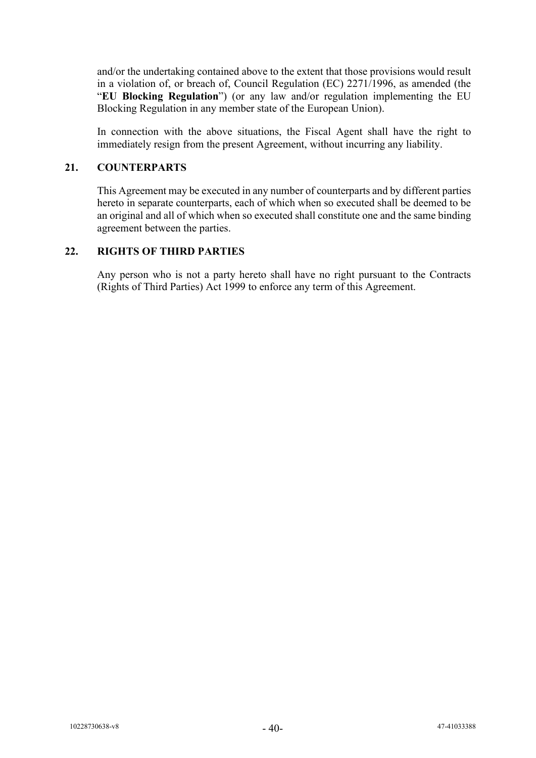and/or the undertaking contained above to the extent that those provisions would result in a violation of, or breach of, Council Regulation (EC) 2271/1996, as amended (the "**EU Blocking Regulation**") (or any law and/or regulation implementing the EU Blocking Regulation in any member state of the European Union).

In connection with the above situations, the Fiscal Agent shall have the right to immediately resign from the present Agreement, without incurring any liability.

## 21. COUNTERPARTS

This Agreement may be executed in any number of counterparts and by different parties hereto in separate counterparts, each of which when so executed shall be deemed to be an original and all of which when so executed shall constitute one and the same binding agreement between the parties.

## 22. RIGHTS OF THIRD PARTIES

Any person who is not a party hereto shall have no right pursuant to the Contracts (Rights of Third Parties) Act 1999 to enforce any term of this Agreement.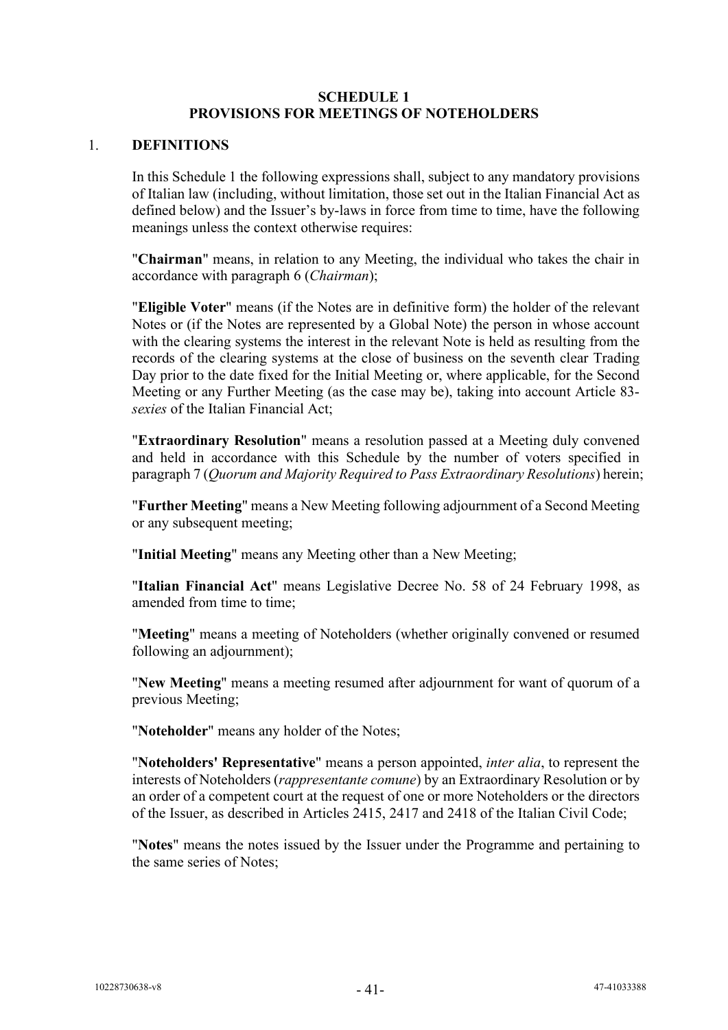## SCHEDULE 1
## PROVISIONS FOR MEETINGS OF NOTEHOLDERS

### 1. DEFINITIONS

In this Schedule 1 the following expressions shall, subject to any mandatory provisions of Italian law (including, without limitation, those set out in the Italian Financial Act as defined below) and the Issuer's by-laws in force from time to time, have the following meanings unless the context otherwise requires:

"**Chairman**" means, in relation to any Meeting, the individual who takes the chair in accordance with paragraph 6 (*Chairman*);

"**Eligible Voter**" means (if the Notes are in definitive form) the holder of the relevant Notes or (if the Notes are represented by a Global Note) the person in whose account with the clearing systems the interest in the relevant Note is held as resulting from the records of the clearing systems at the close of business on the seventh clear Trading Day prior to the date fixed for the Initial Meeting or, where applicable, for the Second Meeting or any Further Meeting (as the case may be), taking into account Article 83-*sexies* of the Italian Financial Act;

"**Extraordinary Resolution**" means a resolution passed at a Meeting duly convened and held in accordance with this Schedule by the number of voters specified in paragraph 7 (*Quorum and Majority Required to Pass Extraordinary Resolutions*) herein;

"**Further Meeting**" means a New Meeting following adjournment of a Second Meeting or any subsequent meeting;

"**Initial Meeting**" means any Meeting other than a New Meeting;

"**Italian Financial Act**" means Legislative Decree No. 58 of 24 February 1998, as amended from time to time;

"**Meeting**" means a meeting of Noteholders (whether originally convened or resumed following an adjournment);

"**New Meeting**" means a meeting resumed after adjournment for want of quorum of a previous Meeting;

"**Noteholder**" means any holder of the Notes;

"**Noteholders' Representative**" means a person appointed, *inter alia*, to represent the interests of Noteholders (*rappresentante comune*) by an Extraordinary Resolution or by an order of a competent court at the request of one or more Noteholders or the directors of the Issuer, as described in Articles 2415, 2417 and 2418 of the Italian Civil Code;

"**Notes**" means the notes issued by the Issuer under the Programme and pertaining to the same series of Notes;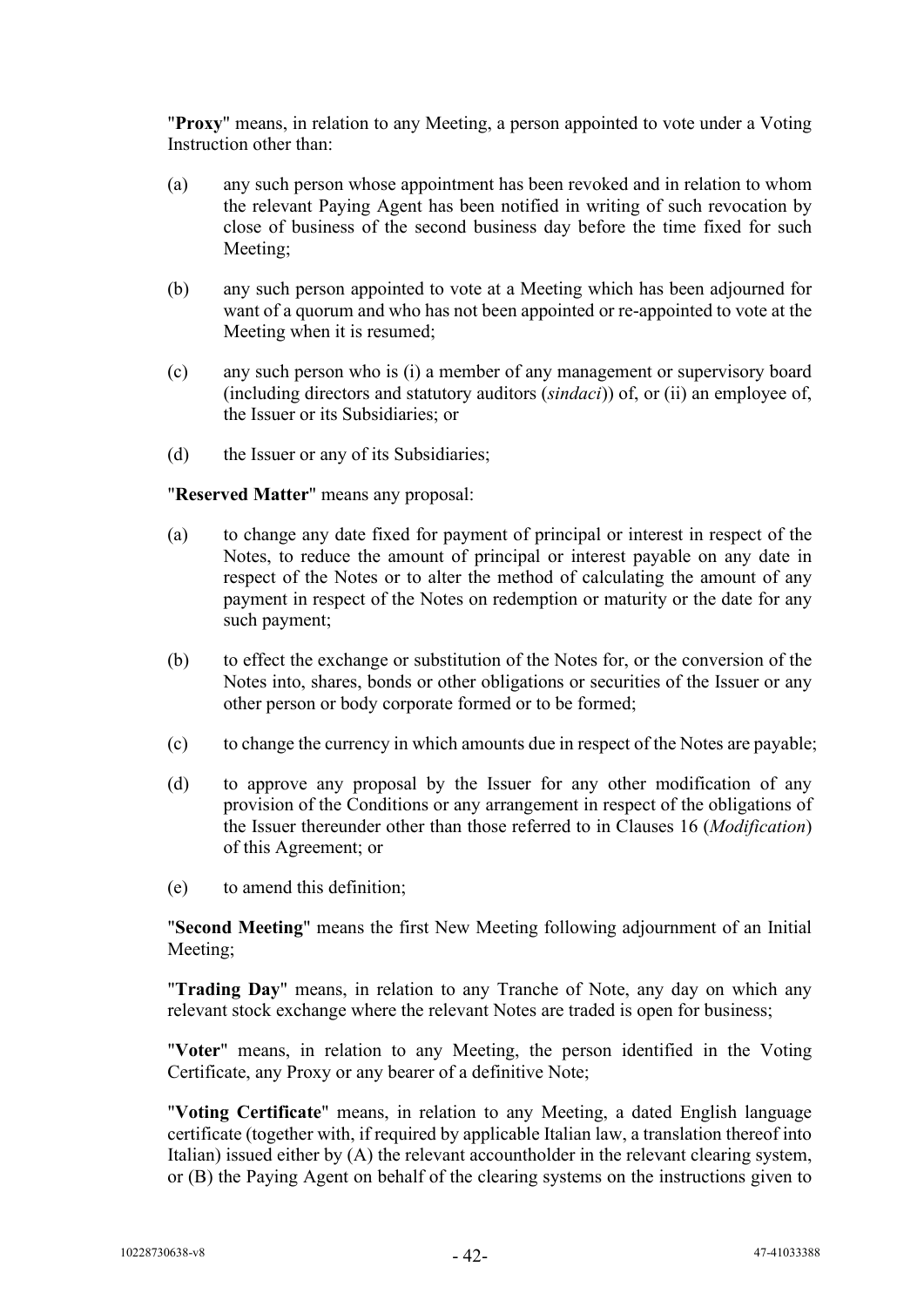"**Proxy**" means, in relation to any Meeting, a person appointed to vote under a Voting Instruction other than:

(a) any such person whose appointment has been revoked and in relation to whom the relevant Paying Agent has been notified in writing of such revocation by close of business of the second business day before the time fixed for such Meeting;

(b) any such person appointed to vote at a Meeting which has been adjourned for want of a quorum and who has not been appointed or re-appointed to vote at the Meeting when it is resumed;

(c) any such person who is (i) a member of any management or supervisory board (including directors and statutory auditors (*sindaci*)) of, or (ii) an employee of, the Issuer or its Subsidiaries; or

(d) the Issuer or any of its Subsidiaries;

"**Reserved Matter**" means any proposal:

(a) to change any date fixed for payment of principal or interest in respect of the Notes, to reduce the amount of principal or interest payable on any date in respect of the Notes or to alter the method of calculating the amount of any payment in respect of the Notes on redemption or maturity or the date for any such payment;

(b) to effect the exchange or substitution of the Notes for, or the conversion of the Notes into, shares, bonds or other obligations or securities of the Issuer or any other person or body corporate formed or to be formed;

(c) to change the currency in which amounts due in respect of the Notes are payable;

(d) to approve any proposal by the Issuer for any other modification of any provision of the Conditions or any arrangement in respect of the obligations of the Issuer thereunder other than those referred to in Clauses 16 (*Modification*) of this Agreement; or

(e) to amend this definition;

"**Second Meeting**" means the first New Meeting following adjournment of an Initial Meeting;

"**Trading Day**" means, in relation to any Tranche of Note, any day on which any relevant stock exchange where the relevant Notes are traded is open for business;

"**Voter**" means, in relation to any Meeting, the person identified in the Voting Certificate, any Proxy or any bearer of a definitive Note;

"**Voting Certificate**" means, in relation to any Meeting, a dated English language certificate (together with, if required by applicable Italian law, a translation thereof into Italian) issued either by (A) the relevant accountholder in the relevant clearing system, or (B) the Paying Agent on behalf of the clearing systems on the instructions given to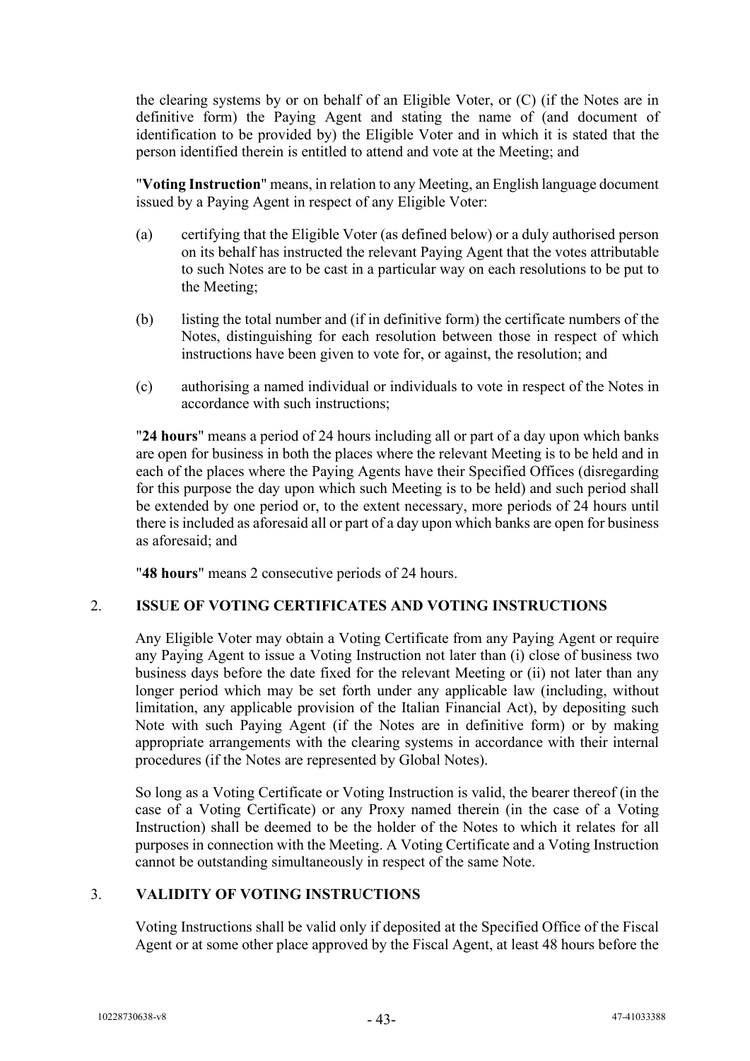the clearing systems by or on behalf of an Eligible Voter, or (C) (if the Notes are in definitive form) the Paying Agent and stating the name of (and document of identification to be provided by) the Eligible Voter and in which it is stated that the person identified therein is entitled to attend and vote at the Meeting; and

"**Voting Instruction**" means, in relation to any Meeting, an English language document issued by a Paying Agent in respect of any Eligible Voter:

(a) certifying that the Eligible Voter (as defined below) or a duly authorised person on its behalf has instructed the relevant Paying Agent that the votes attributable to such Notes are to be cast in a particular way on each resolutions to be put to the Meeting;

(b) listing the total number and (if in definitive form) the certificate numbers of the Notes, distinguishing for each resolution between those in respect of which instructions have been given to vote for, or against, the resolution; and

(c) authorising a named individual or individuals to vote in respect of the Notes in accordance with such instructions;

"**24 hours**" means a period of 24 hours including all or part of a day upon which banks are open for business in both the places where the relevant Meeting is to be held and in each of the places where the Paying Agents have their Specified Offices (disregarding for this purpose the day upon which such Meeting is to be held) and such period shall be extended by one period or, to the extent necessary, more periods of 24 hours until there is included as aforesaid all or part of a day upon which banks are open for business as aforesaid; and

"**48 hours**" means 2 consecutive periods of 24 hours.

## 2. ISSUE OF VOTING CERTIFICATES AND VOTING INSTRUCTIONS

Any Eligible Voter may obtain a Voting Certificate from any Paying Agent or require any Paying Agent to issue a Voting Instruction not later than (i) close of business two business days before the date fixed for the relevant Meeting or (ii) not later than any longer period which may be set forth under any applicable law (including, without limitation, any applicable provision of the Italian Financial Act), by depositing such Note with such Paying Agent (if the Notes are in definitive form) or by making appropriate arrangements with the clearing systems in accordance with their internal procedures (if the Notes are represented by Global Notes).

So long as a Voting Certificate or Voting Instruction is valid, the bearer thereof (in the case of a Voting Certificate) or any Proxy named therein (in the case of a Voting Instruction) shall be deemed to be the holder of the Notes to which it relates for all purposes in connection with the Meeting. A Voting Certificate and a Voting Instruction cannot be outstanding simultaneously in respect of the same Note.

## 3. VALIDITY OF VOTING INSTRUCTIONS

Voting Instructions shall be valid only if deposited at the Specified Office of the Fiscal Agent or at some other place approved by the Fiscal Agent, at least 48 hours before the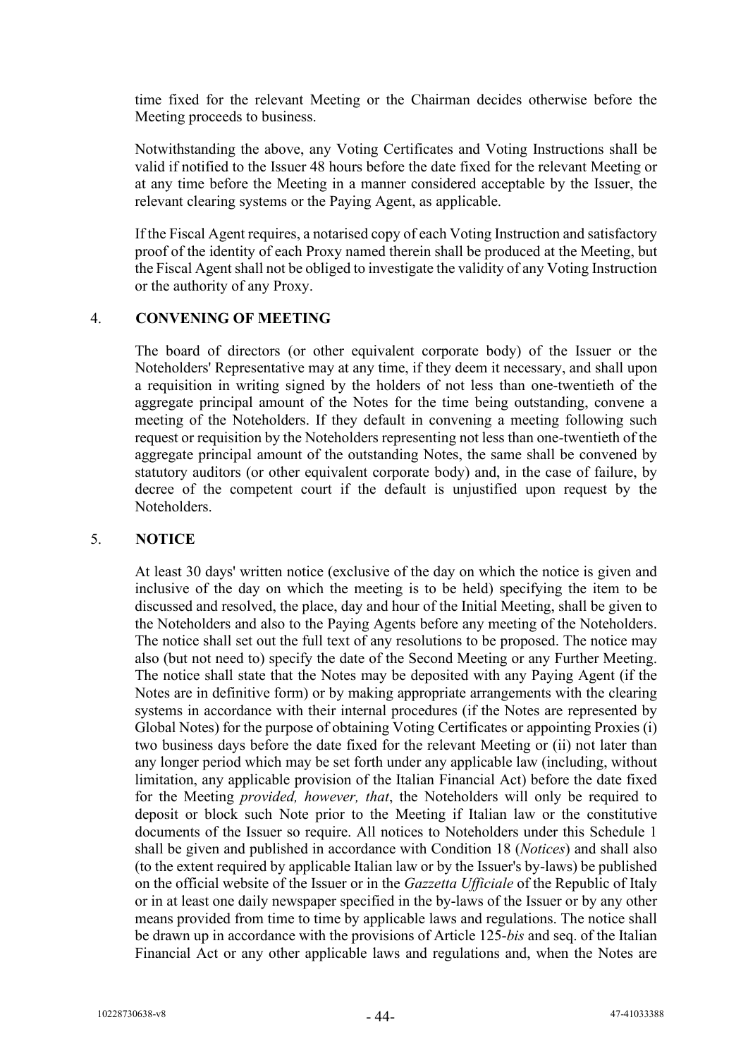time fixed for the relevant Meeting or the Chairman decides otherwise before the Meeting proceeds to business.

Notwithstanding the above, any Voting Certificates and Voting Instructions shall be valid if notified to the Issuer 48 hours before the date fixed for the relevant Meeting or at any time before the Meeting in a manner considered acceptable by the Issuer, the relevant clearing systems or the Paying Agent, as applicable.

If the Fiscal Agent requires, a notarised copy of each Voting Instruction and satisfactory proof of the identity of each Proxy named therein shall be produced at the Meeting, but the Fiscal Agent shall not be obliged to investigate the validity of any Voting Instruction or the authority of any Proxy.

## 4. CONVENING OF MEETING

The board of directors (or other equivalent corporate body) of the Issuer or the Noteholders' Representative may at any time, if they deem it necessary, and shall upon a requisition in writing signed by the holders of not less than one-twentieth of the aggregate principal amount of the Notes for the time being outstanding, convene a meeting of the Noteholders. If they default in convening a meeting following such request or requisition by the Noteholders representing not less than one-twentieth of the aggregate principal amount of the outstanding Notes, the same shall be convened by statutory auditors (or other equivalent corporate body) and, in the case of failure, by decree of the competent court if the default is unjustified upon request by the Noteholders.

## 5. NOTICE

At least 30 days' written notice (exclusive of the day on which the notice is given and inclusive of the day on which the meeting is to be held) specifying the item to be discussed and resolved, the place, day and hour of the Initial Meeting, shall be given to the Noteholders and also to the Paying Agents before any meeting of the Noteholders. The notice shall set out the full text of any resolutions to be proposed. The notice may also (but not need to) specify the date of the Second Meeting or any Further Meeting. The notice shall state that the Notes may be deposited with any Paying Agent (if the Notes are in definitive form) or by making appropriate arrangements with the clearing systems in accordance with their internal procedures (if the Notes are represented by Global Notes) for the purpose of obtaining Voting Certificates or appointing Proxies (i) two business days before the date fixed for the relevant Meeting or (ii) not later than any longer period which may be set forth under any applicable law (including, without limitation, any applicable provision of the Italian Financial Act) before the date fixed for the Meeting *provided, however, that*, the Noteholders will only be required to deposit or block such Note prior to the Meeting if Italian law or the constitutive documents of the Issuer so require. All notices to Noteholders under this Schedule 1 shall be given and published in accordance with Condition 18 (*Notices*) and shall also (to the extent required by applicable Italian law or by the Issuer's by-laws) be published on the official website of the Issuer or in the *Gazzetta Ufficiale* of the Republic of Italy or in at least one daily newspaper specified in the by-laws of the Issuer or by any other means provided from time to time by applicable laws and regulations. The notice shall be drawn up in accordance with the provisions of Article 125-*bis* and seq. of the Italian Financial Act or any other applicable laws and regulations and, when the Notes are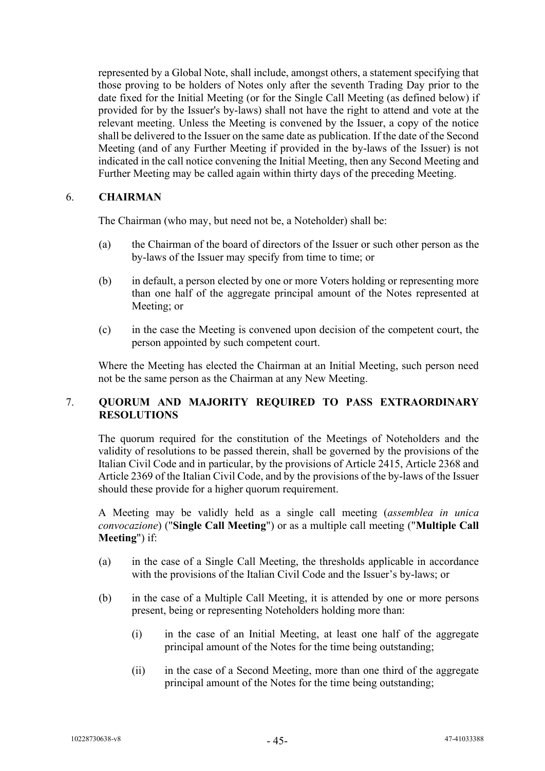represented by a Global Note, shall include, amongst others, a statement specifying that those proving to be holders of Notes only after the seventh Trading Day prior to the date fixed for the Initial Meeting (or for the Single Call Meeting (as defined below) if provided for by the Issuer's by-laws) shall not have the right to attend and vote at the relevant meeting. Unless the Meeting is convened by the Issuer, a copy of the notice shall be delivered to the Issuer on the same date as publication. If the date of the Second Meeting (and of any Further Meeting if provided in the by-laws of the Issuer) is not indicated in the call notice convening the Initial Meeting, then any Second Meeting and Further Meeting may be called again within thirty days of the preceding Meeting.

## 6. CHAIRMAN

The Chairman (who may, but need not be, a Noteholder) shall be:

(a) the Chairman of the board of directors of the Issuer or such other person as the by-laws of the Issuer may specify from time to time; or

(b) in default, a person elected by one or more Voters holding or representing more than one half of the aggregate principal amount of the Notes represented at Meeting; or

(c) in the case the Meeting is convened upon decision of the competent court, the person appointed by such competent court.

Where the Meeting has elected the Chairman at an Initial Meeting, such person need not be the same person as the Chairman at any New Meeting.

## 7. QUORUM AND MAJORITY REQUIRED TO PASS EXTRAORDINARY RESOLUTIONS

The quorum required for the constitution of the Meetings of Noteholders and the validity of resolutions to be passed therein, shall be governed by the provisions of the Italian Civil Code and in particular, by the provisions of Article 2415, Article 2368 and Article 2369 of the Italian Civil Code, and by the provisions of the by-laws of the Issuer should these provide for a higher quorum requirement.

A Meeting may be validly held as a single call meeting (*assemblea in unica convocazione*) ("**Single Call Meeting**") or as a multiple call meeting ("**Multiple Call Meeting**") if:

(a) in the case of a Single Call Meeting, the thresholds applicable in accordance with the provisions of the Italian Civil Code and the Issuer's by-laws; or

(b) in the case of a Multiple Call Meeting, it is attended by one or more persons present, being or representing Noteholders holding more than:

(i) in the case of an Initial Meeting, at least one half of the aggregate principal amount of the Notes for the time being outstanding;

(ii) in the case of a Second Meeting, more than one third of the aggregate principal amount of the Notes for the time being outstanding;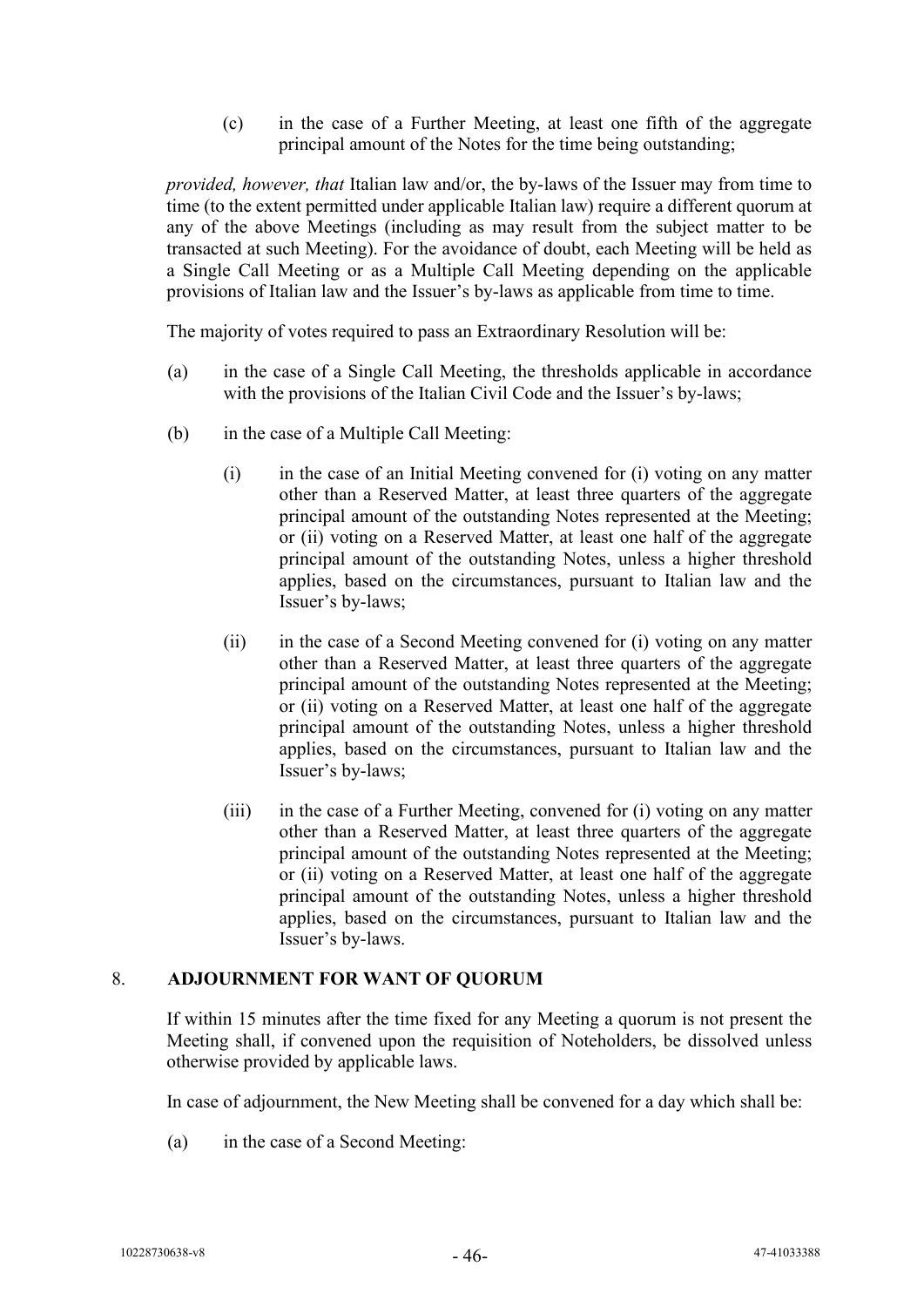(c) in the case of a Further Meeting, at least one fifth of the aggregate principal amount of the Notes for the time being outstanding;

*provided, however, that* Italian law and/or, the by-laws of the Issuer may from time to time (to the extent permitted under applicable Italian law) require a different quorum at any of the above Meetings (including as may result from the subject matter to be transacted at such Meeting). For the avoidance of doubt, each Meeting will be held as a Single Call Meeting or as a Multiple Call Meeting depending on the applicable provisions of Italian law and the Issuer's by-laws as applicable from time to time.

The majority of votes required to pass an Extraordinary Resolution will be:

(a) in the case of a Single Call Meeting, the thresholds applicable in accordance with the provisions of the Italian Civil Code and the Issuer's by-laws;

(b) in the case of a Multiple Call Meeting:

  (i) in the case of an Initial Meeting convened for (i) voting on any matter other than a Reserved Matter, at least three quarters of the aggregate principal amount of the outstanding Notes represented at the Meeting; or (ii) voting on a Reserved Matter, at least one half of the aggregate principal amount of the outstanding Notes, unless a higher threshold applies, based on the circumstances, pursuant to Italian law and the Issuer's by-laws;

  (ii) in the case of a Second Meeting convened for (i) voting on any matter other than a Reserved Matter, at least three quarters of the aggregate principal amount of the outstanding Notes represented at the Meeting; or (ii) voting on a Reserved Matter, at least one half of the aggregate principal amount of the outstanding Notes, unless a higher threshold applies, based on the circumstances, pursuant to Italian law and the Issuer's by-laws;

  (iii) in the case of a Further Meeting, convened for (i) voting on any matter other than a Reserved Matter, at least three quarters of the aggregate principal amount of the outstanding Notes represented at the Meeting; or (ii) voting on a Reserved Matter, at least one half of the aggregate principal amount of the outstanding Notes, unless a higher threshold applies, based on the circumstances, pursuant to Italian law and the Issuer's by-laws.

## 8. ADJOURNMENT FOR WANT OF QUORUM

If within 15 minutes after the time fixed for any Meeting a quorum is not present the Meeting shall, if convened upon the requisition of Noteholders, be dissolved unless otherwise provided by applicable laws.

In case of adjournment, the New Meeting shall be convened for a day which shall be:

(a) in the case of a Second Meeting: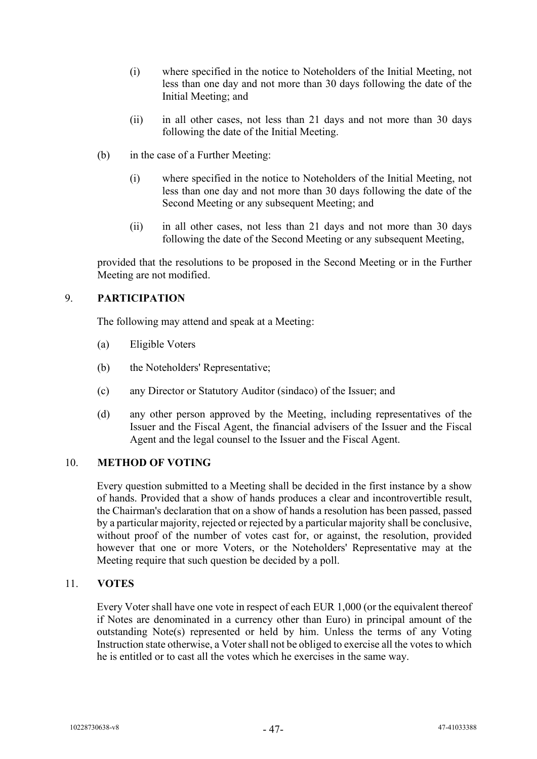(i) where specified in the notice to Noteholders of the Initial Meeting, not less than one day and not more than 30 days following the date of the Initial Meeting; and

(ii) in all other cases, not less than 21 days and not more than 30 days following the date of the Initial Meeting.

(b) in the case of a Further Meeting:

(i) where specified in the notice to Noteholders of the Initial Meeting, not less than one day and not more than 30 days following the date of the Second Meeting or any subsequent Meeting; and

(ii) in all other cases, not less than 21 days and not more than 30 days following the date of the Second Meeting or any subsequent Meeting,

provided that the resolutions to be proposed in the Second Meeting or in the Further Meeting are not modified.

## 9. PARTICIPATION

The following may attend and speak at a Meeting:

(a) Eligible Voters

(b) the Noteholders' Representative;

(c) any Director or Statutory Auditor (sindaco) of the Issuer; and

(d) any other person approved by the Meeting, including representatives of the Issuer and the Fiscal Agent, the financial advisers of the Issuer and the Fiscal Agent and the legal counsel to the Issuer and the Fiscal Agent.

## 10. METHOD OF VOTING

Every question submitted to a Meeting shall be decided in the first instance by a show of hands. Provided that a show of hands produces a clear and incontrovertible result, the Chairman's declaration that on a show of hands a resolution has been passed, passed by a particular majority, rejected or rejected by a particular majority shall be conclusive, without proof of the number of votes cast for, or against, the resolution, provided however that one or more Voters, or the Noteholders' Representative may at the Meeting require that such question be decided by a poll.

## 11. VOTES

Every Voter shall have one vote in respect of each EUR 1,000 (or the equivalent thereof if Notes are denominated in a currency other than Euro) in principal amount of the outstanding Note(s) represented or held by him. Unless the terms of any Voting Instruction state otherwise, a Voter shall not be obliged to exercise all the votes to which he is entitled or to cast all the votes which he exercises in the same way.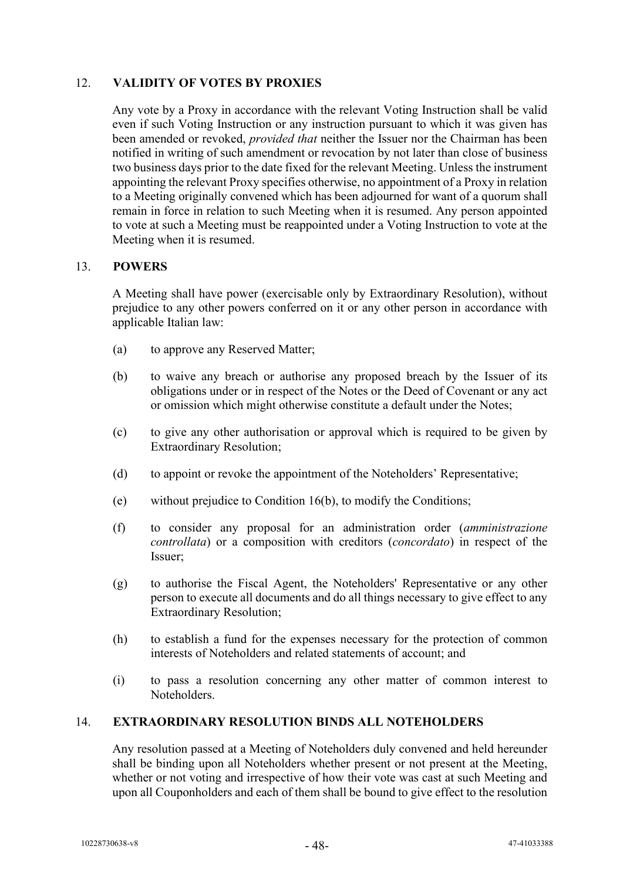## 12. VALIDITY OF VOTES BY PROXIES

Any vote by a Proxy in accordance with the relevant Voting Instruction shall be valid even if such Voting Instruction or any instruction pursuant to which it was given has been amended or revoked, *provided that* neither the Issuer nor the Chairman has been notified in writing of such amendment or revocation by not later than close of business two business days prior to the date fixed for the relevant Meeting. Unless the instrument appointing the relevant Proxy specifies otherwise, no appointment of a Proxy in relation to a Meeting originally convened which has been adjourned for want of a quorum shall remain in force in relation to such Meeting when it is resumed. Any person appointed to vote at such a Meeting must be reappointed under a Voting Instruction to vote at the Meeting when it is resumed.

## 13. POWERS

A Meeting shall have power (exercisable only by Extraordinary Resolution), without prejudice to any other powers conferred on it or any other person in accordance with applicable Italian law:

(a) to approve any Reserved Matter;

(b) to waive any breach or authorise any proposed breach by the Issuer of its obligations under or in respect of the Notes or the Deed of Covenant or any act or omission which might otherwise constitute a default under the Notes;

(c) to give any other authorisation or approval which is required to be given by Extraordinary Resolution;

(d) to appoint or revoke the appointment of the Noteholders' Representative;

(e) without prejudice to Condition 16(b), to modify the Conditions;

(f) to consider any proposal for an administration order (*amministrazione controllata*) or a composition with creditors (*concordato*) in respect of the Issuer;

(g) to authorise the Fiscal Agent, the Noteholders' Representative or any other person to execute all documents and do all things necessary to give effect to any Extraordinary Resolution;

(h) to establish a fund for the expenses necessary for the protection of common interests of Noteholders and related statements of account; and

(i) to pass a resolution concerning any other matter of common interest to Noteholders.

## 14. EXTRAORDINARY RESOLUTION BINDS ALL NOTEHOLDERS

Any resolution passed at a Meeting of Noteholders duly convened and held hereunder shall be binding upon all Noteholders whether present or not present at the Meeting, whether or not voting and irrespective of how their vote was cast at such Meeting and upon all Couponholders and each of them shall be bound to give effect to the resolution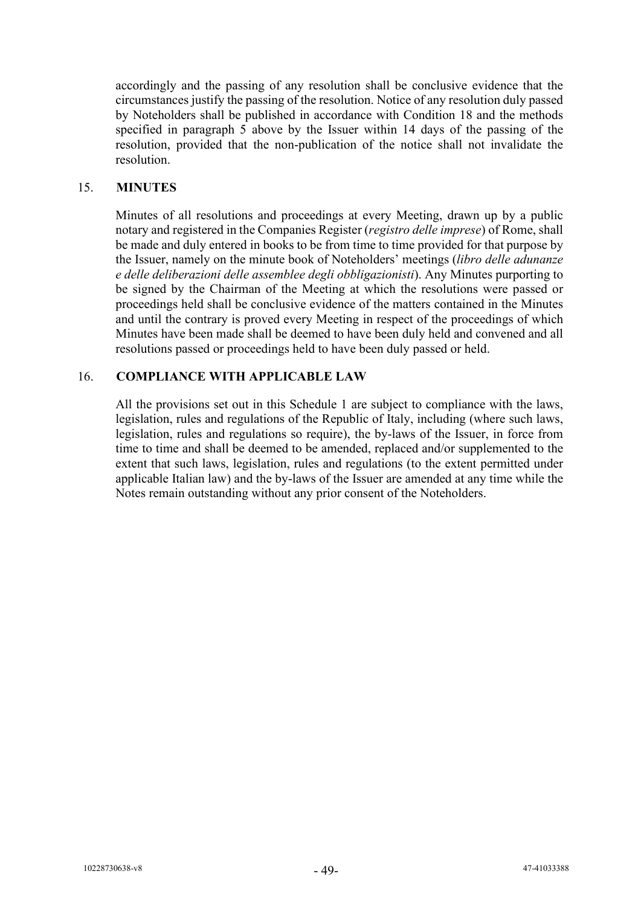accordingly and the passing of any resolution shall be conclusive evidence that the circumstances justify the passing of the resolution. Notice of any resolution duly passed by Noteholders shall be published in accordance with Condition 18 and the methods specified in paragraph 5 above by the Issuer within 14 days of the passing of the resolution, provided that the non-publication of the notice shall not invalidate the resolution.

## 15. MINUTES

Minutes of all resolutions and proceedings at every Meeting, drawn up by a public notary and registered in the Companies Register (*registro delle imprese*) of Rome, shall be made and duly entered in books to be from time to time provided for that purpose by the Issuer, namely on the minute book of Noteholders' meetings (*libro delle adunanze e delle deliberazioni delle assemblee degli obbligazionisti*). Any Minutes purporting to be signed by the Chairman of the Meeting at which the resolutions were passed or proceedings held shall be conclusive evidence of the matters contained in the Minutes and until the contrary is proved every Meeting in respect of the proceedings of which Minutes have been made shall be deemed to have been duly held and convened and all resolutions passed or proceedings held to have been duly passed or held.

## 16. COMPLIANCE WITH APPLICABLE LAW

All the provisions set out in this Schedule 1 are subject to compliance with the laws, legislation, rules and regulations of the Republic of Italy, including (where such laws, legislation, rules and regulations so require), the by-laws of the Issuer, in force from time to time and shall be deemed to be amended, replaced and/or supplemented to the extent that such laws, legislation, rules and regulations (to the extent permitted under applicable Italian law) and the by-laws of the Issuer are amended at any time while the Notes remain outstanding without any prior consent of the Noteholders.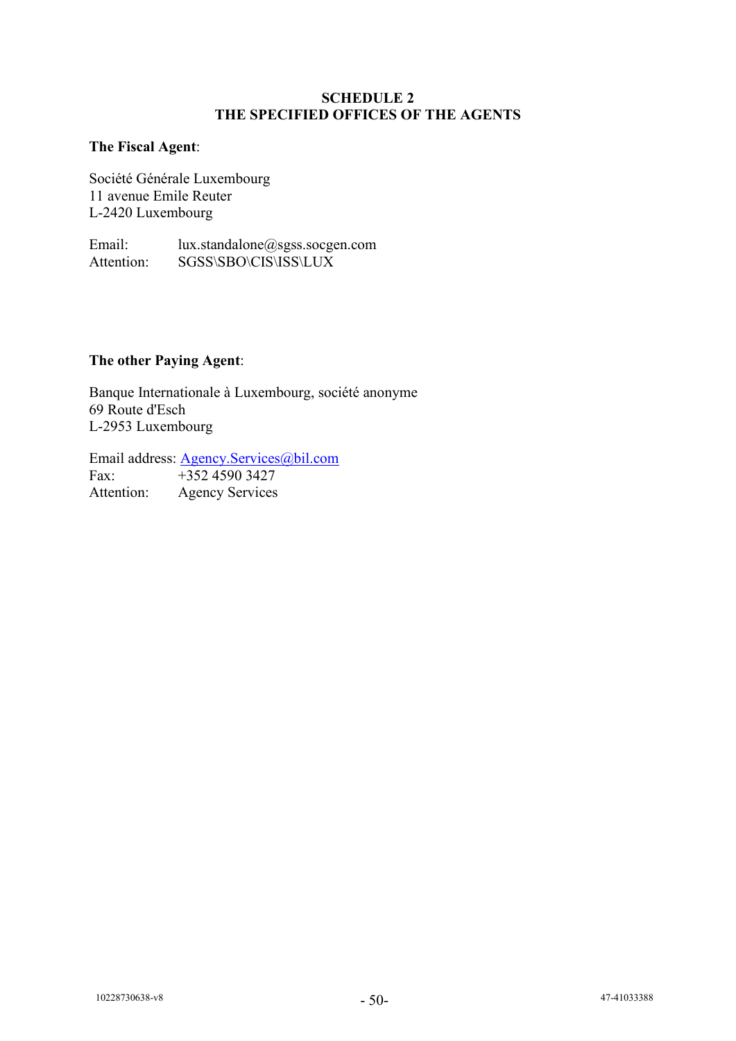# SCHEDULE 2
# THE SPECIFIED OFFICES OF THE AGENTS

**The Fiscal Agent**:

Société Générale Luxembourg
11 avenue Emile Reuter
L-2420 Luxembourg

Email: lux.standalone@sgss.socgen.com
Attention: SGSS\SBO\CIS\ISS\LUX

**The other Paying Agent**:

Banque Internationale à Luxembourg, société anonyme
69 Route d'Esch
L-2953 Luxembourg

Email address: Agency.Services@bil.com
Fax: +352 4590 3427
Attention: Agency Services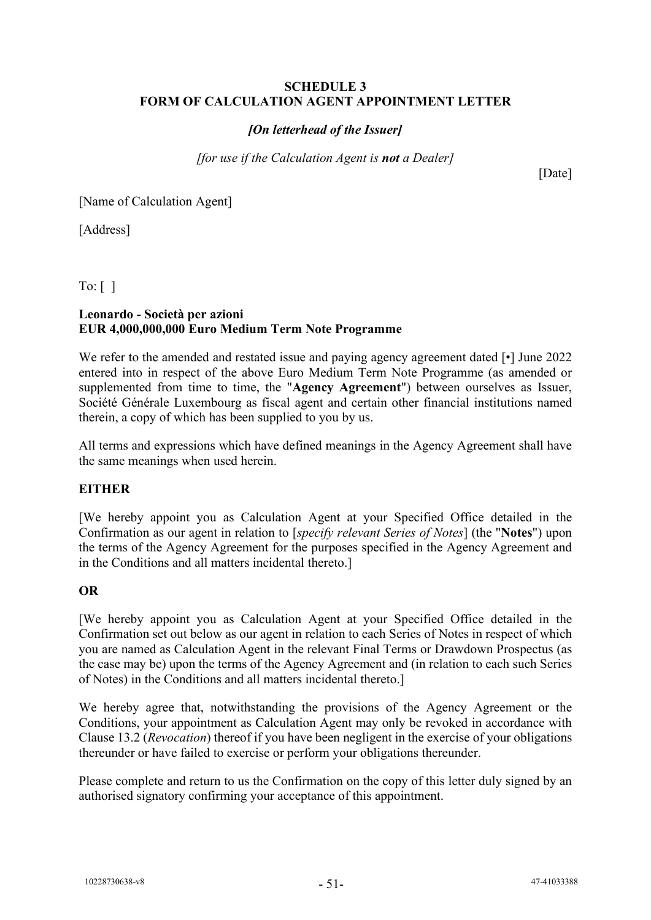## SCHEDULE 3
## FORM OF CALCULATION AGENT APPOINTMENT LETTER

***[On letterhead of the Issuer]***

*[for use if the Calculation Agent is* ***not*** *a Dealer]*

[Date]

[Name of Calculation Agent]

[Address]

To: [ ]

**Leonardo - Società per azioni**
**EUR 4,000,000,000 Euro Medium Term Note Programme**

We refer to the amended and restated issue and paying agency agreement dated [•] June 2022 entered into in respect of the above Euro Medium Term Note Programme (as amended or supplemented from time to time, the "**Agency Agreement**") between ourselves as Issuer, Société Générale Luxembourg as fiscal agent and certain other financial institutions named therein, a copy of which has been supplied to you by us.

All terms and expressions which have defined meanings in the Agency Agreement shall have the same meanings when used herein.

**EITHER**

[We hereby appoint you as Calculation Agent at your Specified Office detailed in the Confirmation as our agent in relation to [*specify relevant Series of Notes*] (the "**Notes**") upon the terms of the Agency Agreement for the purposes specified in the Agency Agreement and in the Conditions and all matters incidental thereto.]

**OR**

[We hereby appoint you as Calculation Agent at your Specified Office detailed in the Confirmation set out below as our agent in relation to each Series of Notes in respect of which you are named as Calculation Agent in the relevant Final Terms or Drawdown Prospectus (as the case may be) upon the terms of the Agency Agreement and (in relation to each such Series of Notes) in the Conditions and all matters incidental thereto.]

We hereby agree that, notwithstanding the provisions of the Agency Agreement or the Conditions, your appointment as Calculation Agent may only be revoked in accordance with Clause 13.2 (*Revocation*) thereof if you have been negligent in the exercise of your obligations thereunder or have failed to exercise or perform your obligations thereunder.

Please complete and return to us the Confirmation on the copy of this letter duly signed by an authorised signatory confirming your acceptance of this appointment.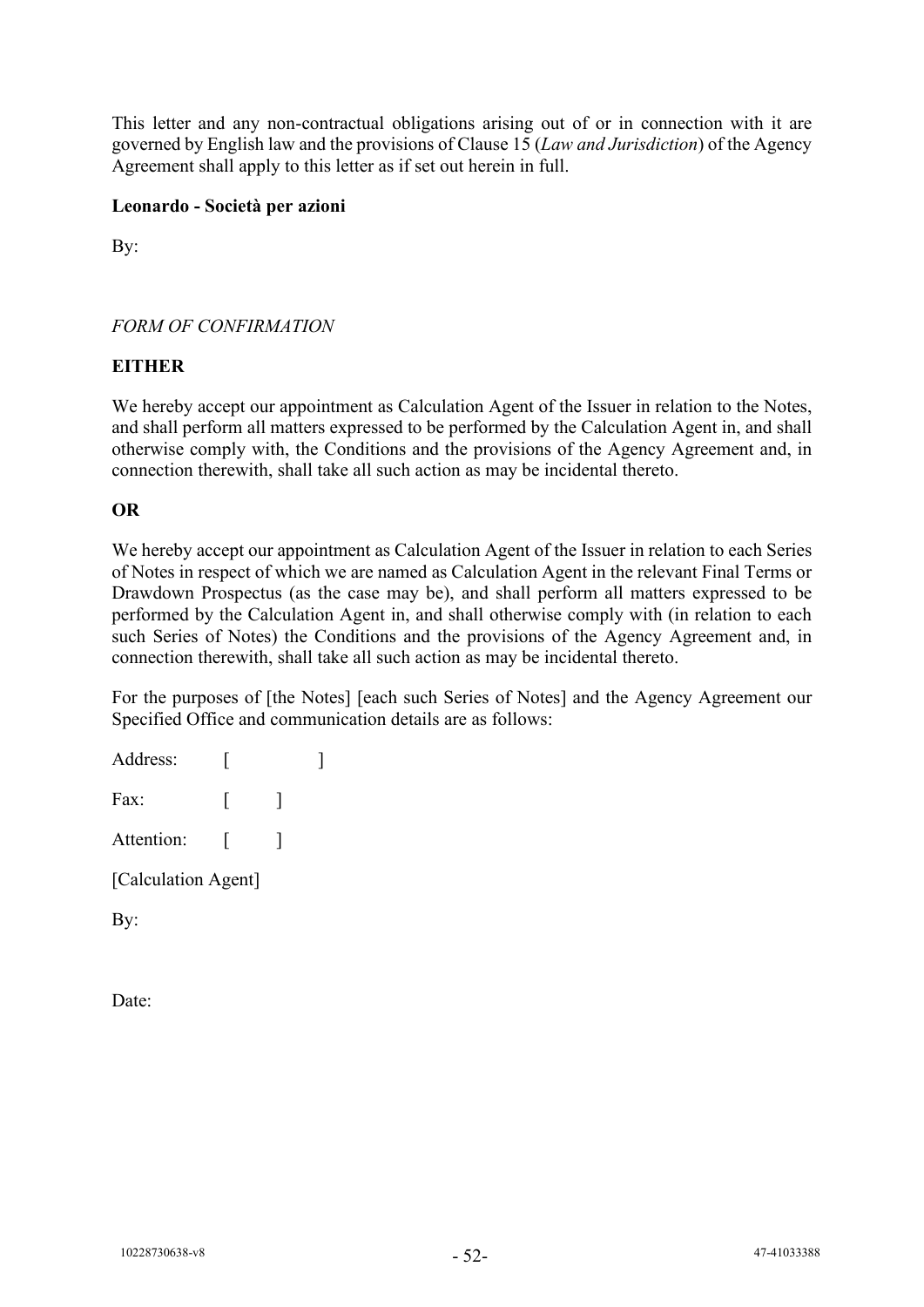This letter and any non-contractual obligations arising out of or in connection with it are governed by English law and the provisions of Clause 15 (*Law and Jurisdiction*) of the Agency Agreement shall apply to this letter as if set out herein in full.

**Leonardo - Società per azioni**

By:

*FORM OF CONFIRMATION*

**EITHER**

We hereby accept our appointment as Calculation Agent of the Issuer in relation to the Notes, and shall perform all matters expressed to be performed by the Calculation Agent in, and shall otherwise comply with, the Conditions and the provisions of the Agency Agreement and, in connection therewith, shall take all such action as may be incidental thereto.

**OR**

We hereby accept our appointment as Calculation Agent of the Issuer in relation to each Series of Notes in respect of which we are named as Calculation Agent in the relevant Final Terms or Drawdown Prospectus (as the case may be), and shall perform all matters expressed to be performed by the Calculation Agent in, and shall otherwise comply with (in relation to each such Series of Notes) the Conditions and the provisions of the Agency Agreement and, in connection therewith, shall take all such action as may be incidental thereto.

For the purposes of [the Notes] [each such Series of Notes] and the Agency Agreement our Specified Office and communication details are as follows:

Address: [ ]

Fax: [ ]

Attention: [ ]

[Calculation Agent]

By:

Date: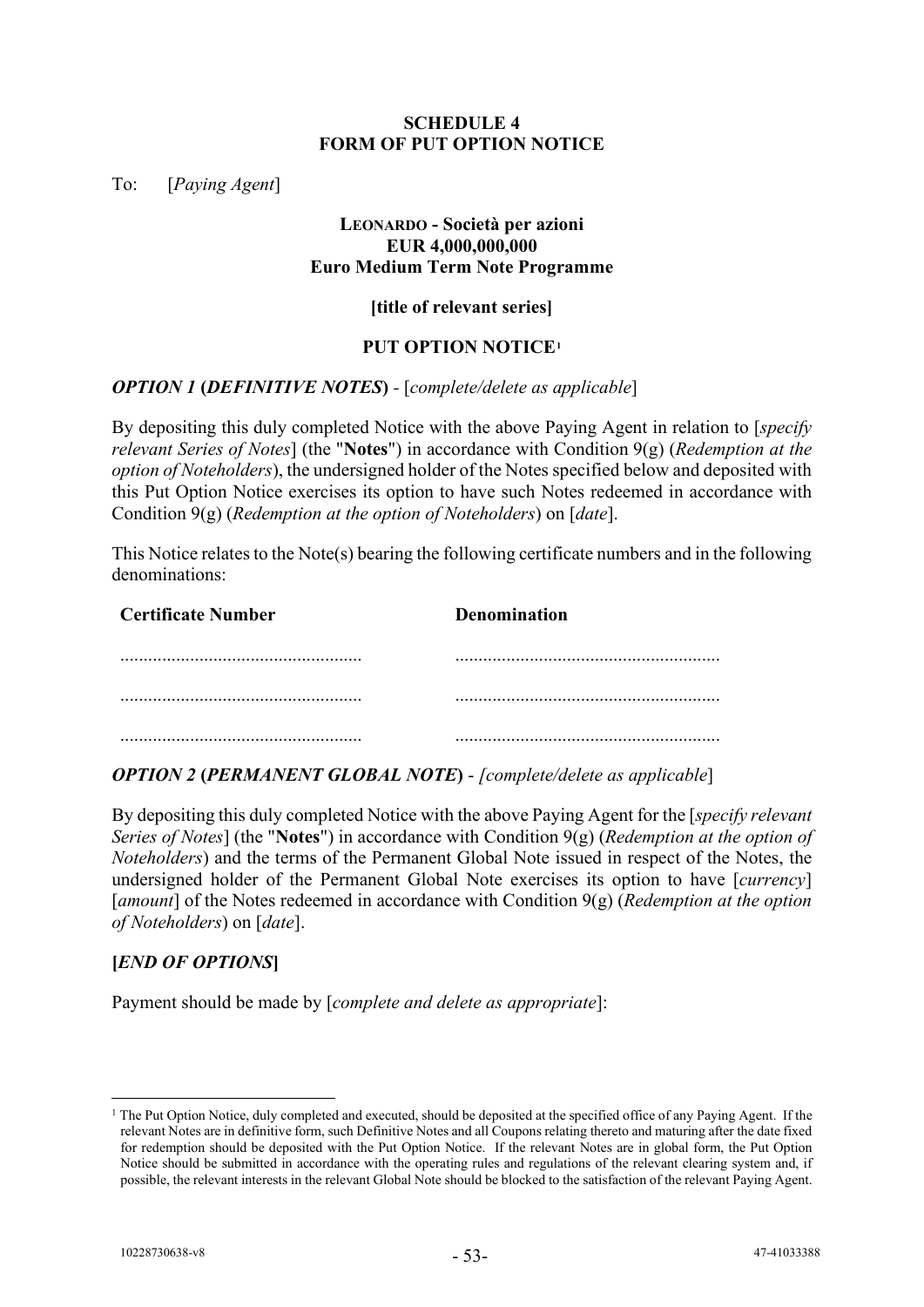**SCHEDULE 4**
**FORM OF PUT OPTION NOTICE**

To: [*Paying Agent*]

**LEONARDO - Società per azioni**
**EUR 4,000,000,000**
**Euro Medium Term Note Programme**

**[title of relevant series]**

**PUT OPTION NOTICE**[1]

***OPTION 1* (*DEFINITIVE NOTES*)** - [*complete/delete as applicable*]

By depositing this duly completed Notice with the above Paying Agent in relation to [*specify relevant Series of Notes*] (the "**Notes**") in accordance with Condition 9(g) (*Redemption at the option of Noteholders*), the undersigned holder of the Notes specified below and deposited with this Put Option Notice exercises its option to have such Notes redeemed in accordance with Condition 9(g) (*Redemption at the option of Noteholders*) on [*date*].

This Notice relates to the Note(s) bearing the following certificate numbers and in the following denominations:

| Certificate Number | Denomination |
|---|---|
| .................................................... | .......................................................... |
| .................................................... | .......................................................... |
| .................................................... | .......................................................... |

***OPTION 2* (*PERMANENT GLOBAL NOTE*)** - [*complete/delete as applicable*]

By depositing this duly completed Notice with the above Paying Agent for the [*specify relevant Series of Notes*] (the "**Notes**") in accordance with Condition 9(g) (*Redemption at the option of Noteholders*) and the terms of the Permanent Global Note issued in respect of the Notes, the undersigned holder of the Permanent Global Note exercises its option to have [*currency*] [*amount*] of the Notes redeemed in accordance with Condition 9(g) (*Redemption at the option of Noteholders*) on [*date*].

**[*END OF OPTIONS*]**

Payment should be made by [*complete and delete as appropriate*]:

[1] The Put Option Notice, duly completed and executed, should be deposited at the specified office of any Paying Agent. If the relevant Notes are in definitive form, such Definitive Notes and all Coupons relating thereto and maturing after the date fixed for redemption should be deposited with the Put Option Notice. If the relevant Notes are in global form, the Put Option Notice should be submitted in accordance with the operating rules and regulations of the relevant clearing system and, if possible, the relevant interests in the relevant Global Note should be blocked to the satisfaction of the relevant Paying Agent.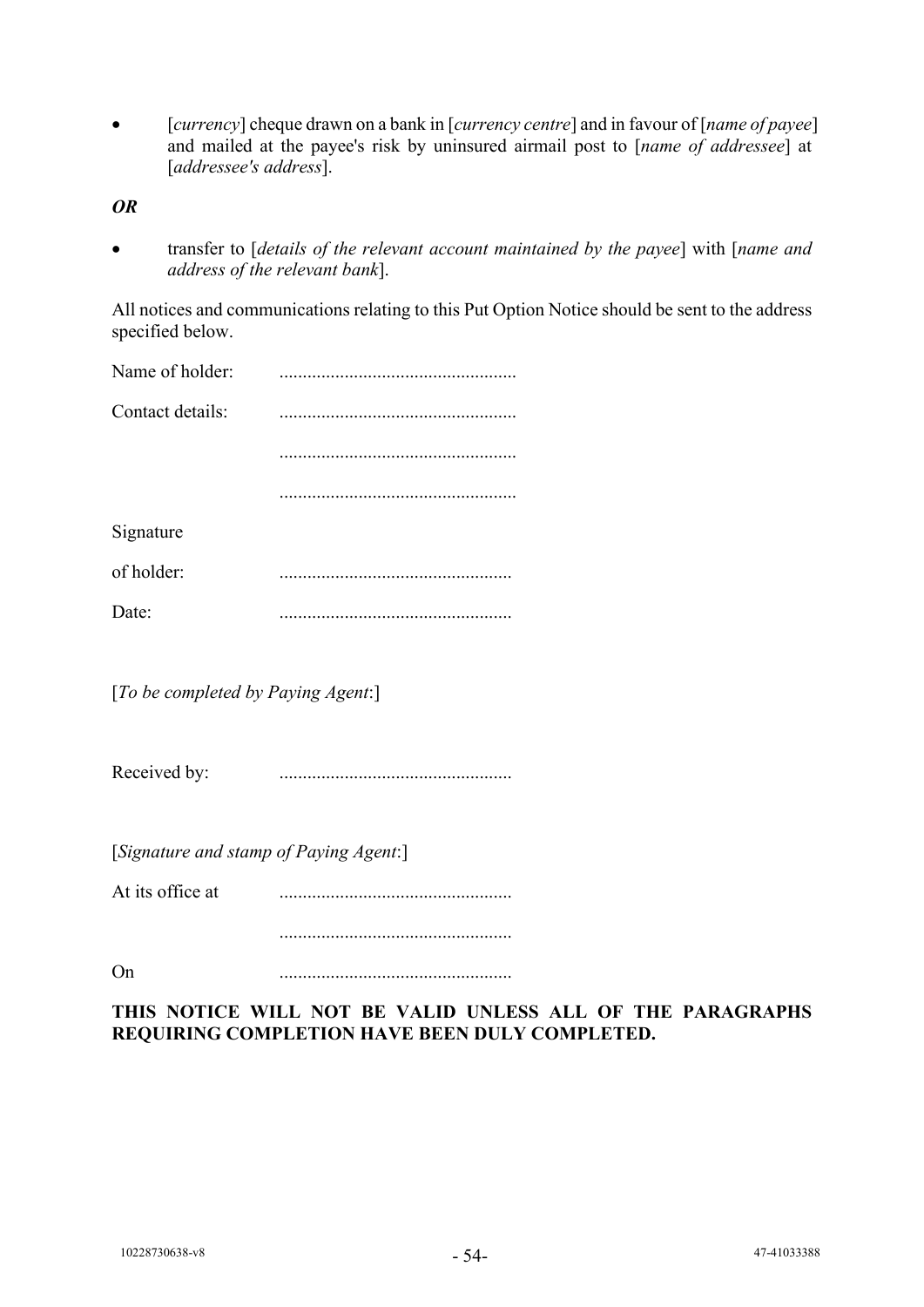- [*currency*] cheque drawn on a bank in [*currency centre*] and in favour of [*name of payee*] and mailed at the payee's risk by uninsured airmail post to [*name of addressee*] at [*addressee's address*].

***OR***

- transfer to [*details of the relevant account maintained by the payee*] with [*name and address of the relevant bank*].

All notices and communications relating to this Put Option Notice should be sent to the address specified below.

Name of holder: ..................................................

Contact details: ..................................................

..................................................

..................................................

Signature

of holder: ..................................................

Date: ..................................................

[*To be completed by Paying Agent*:]

Received by: ..................................................

[*Signature and stamp of Paying Agent*:]

At its office at ..................................................

..................................................

On ..................................................

**THIS NOTICE WILL NOT BE VALID UNLESS ALL OF THE PARAGRAPHS REQUIRING COMPLETION HAVE BEEN DULY COMPLETED.**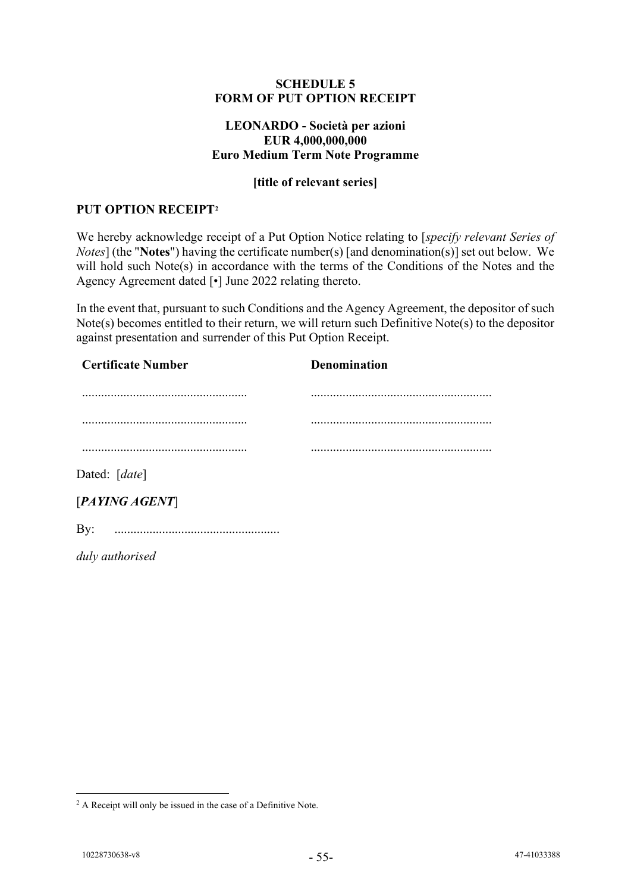**SCHEDULE 5**
**FORM OF PUT OPTION RECEIPT**

**LEONARDO - Società per azioni**
**EUR 4,000,000,000**
**Euro Medium Term Note Programme**

**[title of relevant series]**

**PUT OPTION RECEIPT**[2]

We hereby acknowledge receipt of a Put Option Notice relating to [*specify relevant Series of Notes*] (the "**Notes**") having the certificate number(s) [and denomination(s)] set out below. We will hold such Note(s) in accordance with the terms of the Conditions of the Notes and the Agency Agreement dated [•] June 2022 relating thereto.

In the event that, pursuant to such Conditions and the Agency Agreement, the depositor of such Note(s) becomes entitled to their return, we will return such Definitive Note(s) to the depositor against presentation and surrender of this Put Option Receipt.

| **Certificate Number** | **Denomination** |
| --- | --- |
| .................................................... | ......................................................... |
| .................................................... | ......................................................... |
| .................................................... | ......................................................... |

Dated: [*date*]

[***PAYING AGENT***]

By: ....................................................

*duly authorised*

---

[2] A Receipt will only be issued in the case of a Definitive Note.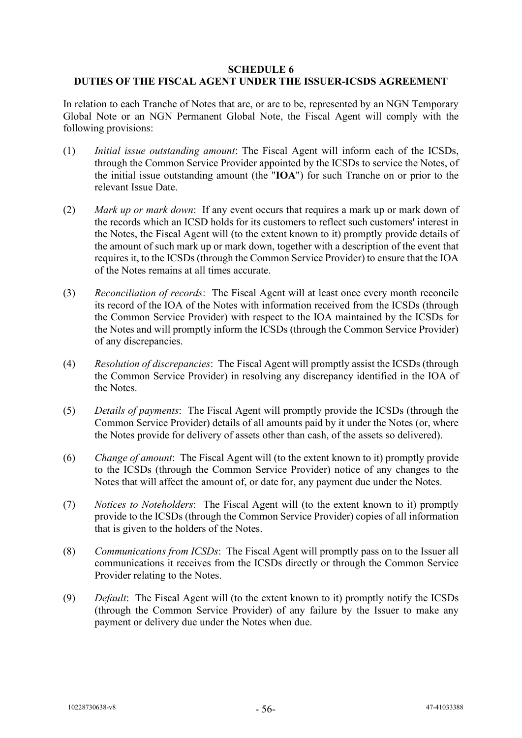## SCHEDULE 6
## DUTIES OF THE FISCAL AGENT UNDER THE ISSUER-ICSDS AGREEMENT

In relation to each Tranche of Notes that are, or are to be, represented by an NGN Temporary Global Note or an NGN Permanent Global Note, the Fiscal Agent will comply with the following provisions:

(1) *Initial issue outstanding amount*: The Fiscal Agent will inform each of the ICSDs, through the Common Service Provider appointed by the ICSDs to service the Notes, of the initial issue outstanding amount (the "**IOA**") for such Tranche on or prior to the relevant Issue Date.

(2) *Mark up or mark down*: If any event occurs that requires a mark up or mark down of the records which an ICSD holds for its customers to reflect such customers' interest in the Notes, the Fiscal Agent will (to the extent known to it) promptly provide details of the amount of such mark up or mark down, together with a description of the event that requires it, to the ICSDs (through the Common Service Provider) to ensure that the IOA of the Notes remains at all times accurate.

(3) *Reconciliation of records*: The Fiscal Agent will at least once every month reconcile its record of the IOA of the Notes with information received from the ICSDs (through the Common Service Provider) with respect to the IOA maintained by the ICSDs for the Notes and will promptly inform the ICSDs (through the Common Service Provider) of any discrepancies.

(4) *Resolution of discrepancies*: The Fiscal Agent will promptly assist the ICSDs (through the Common Service Provider) in resolving any discrepancy identified in the IOA of the Notes.

(5) *Details of payments*: The Fiscal Agent will promptly provide the ICSDs (through the Common Service Provider) details of all amounts paid by it under the Notes (or, where the Notes provide for delivery of assets other than cash, of the assets so delivered).

(6) *Change of amount*: The Fiscal Agent will (to the extent known to it) promptly provide to the ICSDs (through the Common Service Provider) notice of any changes to the Notes that will affect the amount of, or date for, any payment due under the Notes.

(7) *Notices to Noteholders*: The Fiscal Agent will (to the extent known to it) promptly provide to the ICSDs (through the Common Service Provider) copies of all information that is given to the holders of the Notes.

(8) *Communications from ICSDs*: The Fiscal Agent will promptly pass on to the Issuer all communications it receives from the ICSDs directly or through the Common Service Provider relating to the Notes.

(9) *Default*: The Fiscal Agent will (to the extent known to it) promptly notify the ICSDs (through the Common Service Provider) of any failure by the Issuer to make any payment or delivery due under the Notes when due.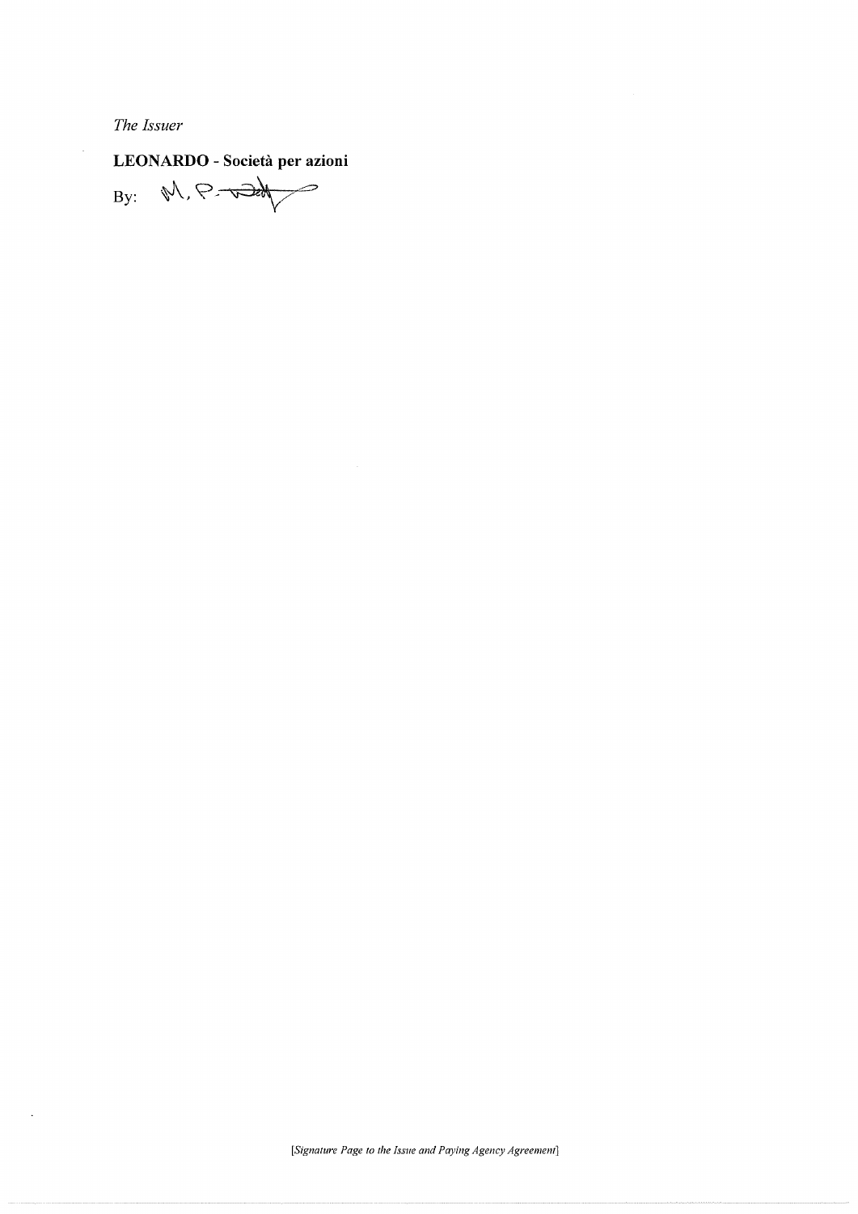*The Issuer*

**LEONARDO - Società per azioni**

By: M. P. [signature]

[*Signature Page to the Issue and Paying Agency Agreement*]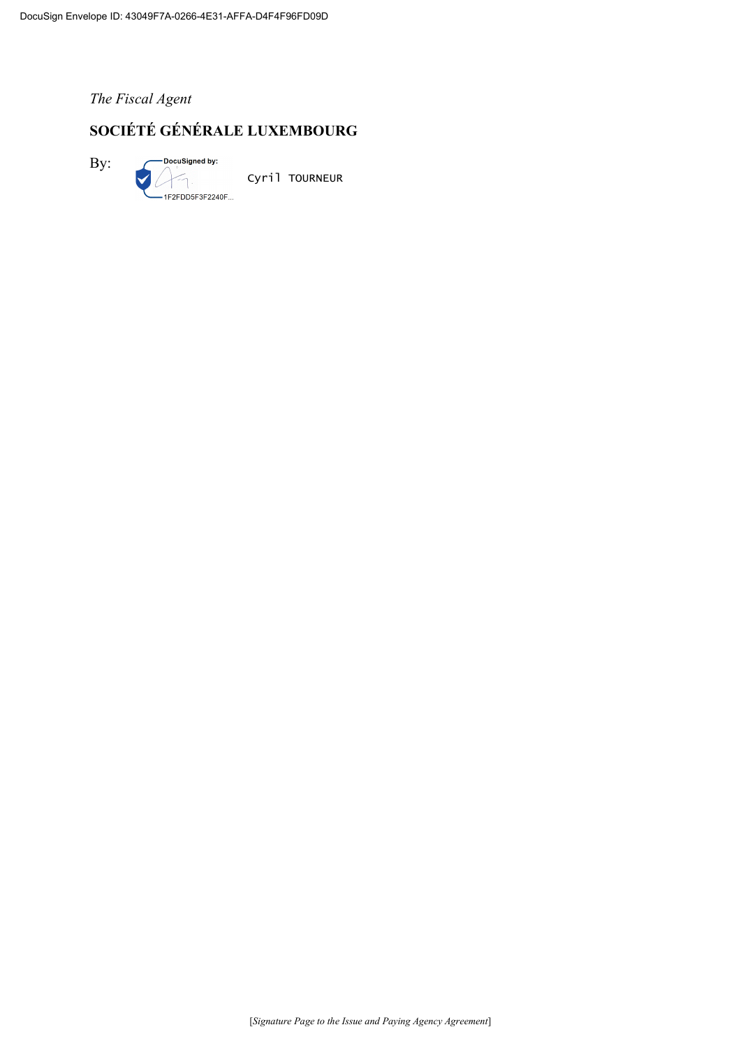*The Fiscal Agent*

**SOCIÉTÉ GÉNÉRALE LUXEMBOURG**

By: DocuSigned by: 1F2FDD5F3F2240F... Cyril TOURNEUR

[*Signature Page to the Issue and Paying Agency Agreement*]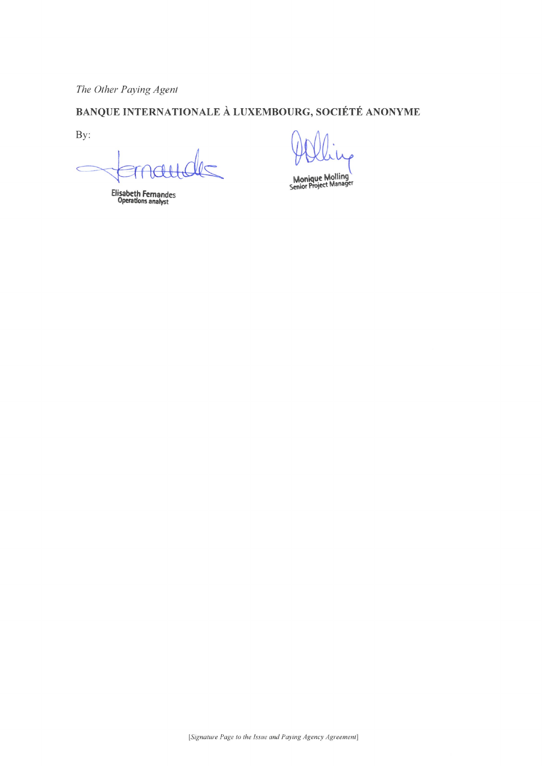*The Other Paying Agent*

**BANQUE INTERNATIONALE À LUXEMBOURG, SOCIÉTÉ ANONYME**

By:

Elisabeth Fernandes
Operations analyst

Monique Molling
Senior Project Manager

*[Signature Page to the Issue and Paying Agency Agreement]*